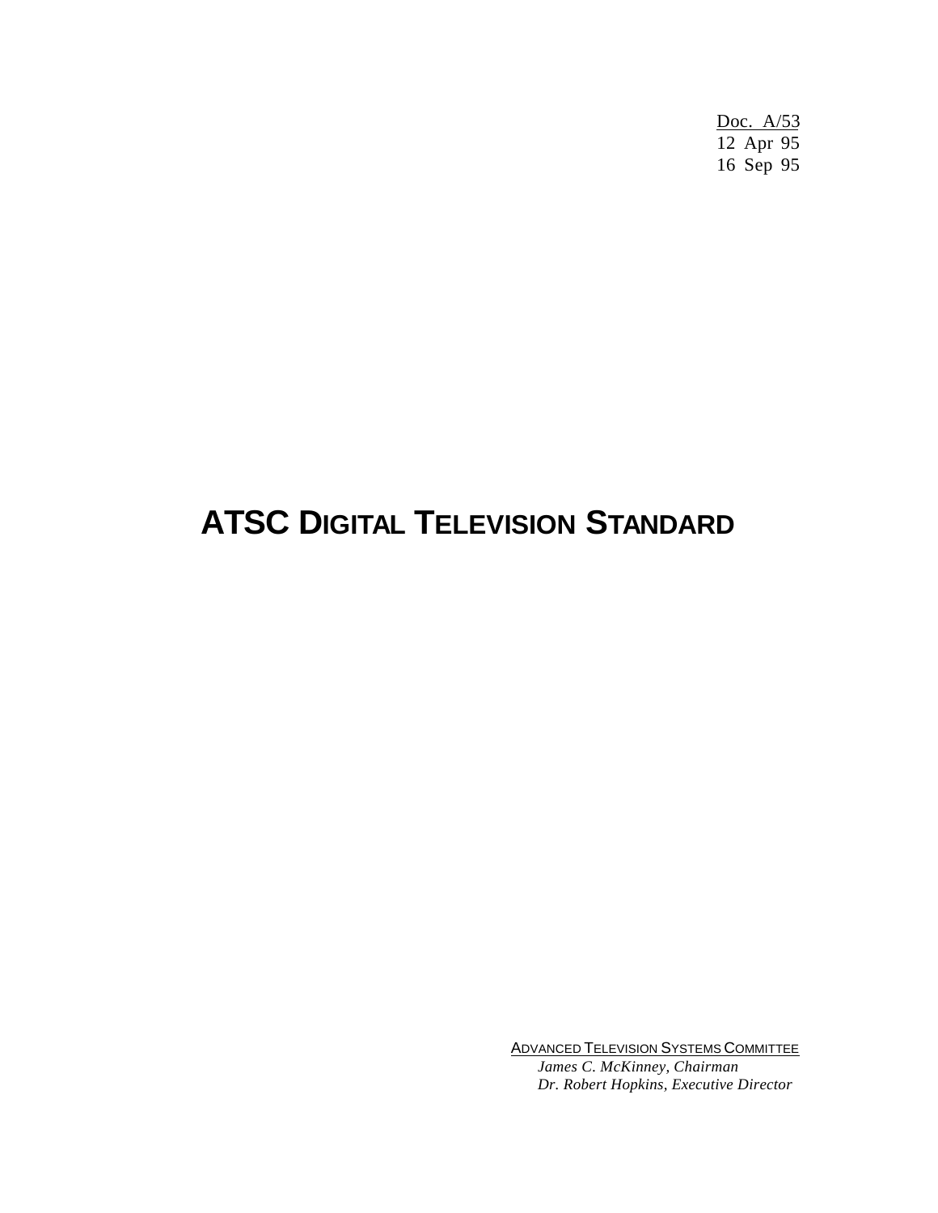Doc. A/53
12 Apr 95
16 Sep 95

# ATSC DIGITAL TELEVISION STANDARD

ADVANCED TELEVISION SYSTEMS COMMITTEE
*James C. McKinney, Chairman*
*Dr. Robert Hopkins, Executive Director*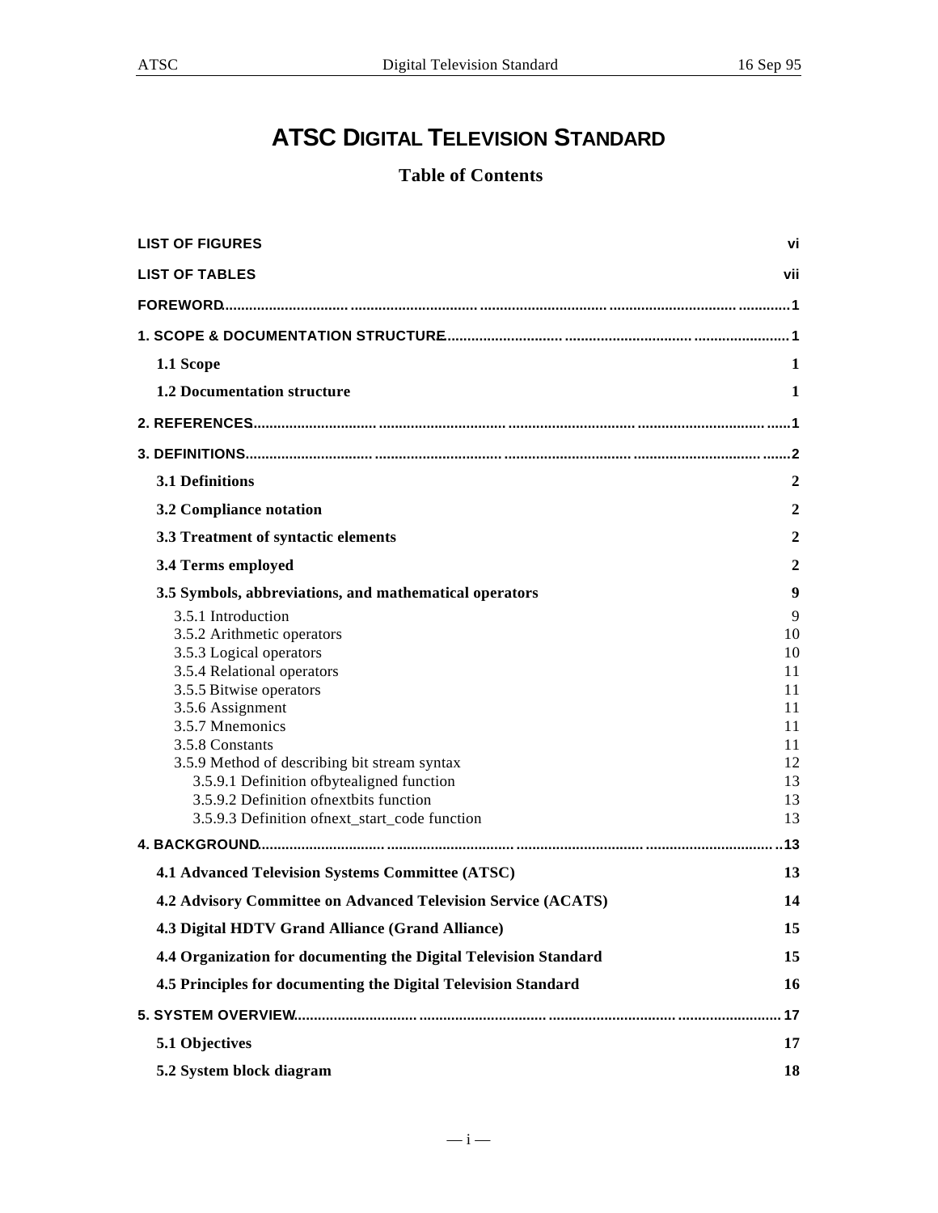# ATSC DIGITAL TELEVISION STANDARD

## Table of Contents

**LIST OF FIGURES** vi

**LIST OF TABLES** vii

**FOREWORD**.................................................................................................1

**1. SCOPE & DOCUMENTATION STRUCTURE**..........................................................1

- **1.1 Scope** 1
- **1.2 Documentation structure** 1

**2. REFERENCES**.................................................................................................1

**3. DEFINITIONS**.................................................................................................2

- **3.1 Definitions** 2
- **3.2 Compliance notation** 2
- **3.3 Treatment of syntactic elements** 2
- **3.4 Terms employed** 2
- **3.5 Symbols, abbreviations, and mathematical operators** 9
  - 3.5.1 Introduction 9
  - 3.5.2 Arithmetic operators 10
  - 3.5.3 Logical operators 10
  - 3.5.4 Relational operators 11
  - 3.5.5 Bitwise operators 11
  - 3.5.6 Assignment 11
  - 3.5.7 Mnemonics 11
  - 3.5.8 Constants 11
  - 3.5.9 Method of describing bit stream syntax 12
    - 3.5.9.1 Definition ofbytealigned function 13
    - 3.5.9.2 Definition ofnextbits function 13
    - 3.5.9.3 Definition ofnext_start_code function 13

**4. BACKGROUND**.................................................................................................13

- **4.1 Advanced Television Systems Committee (ATSC)** 13
- **4.2 Advisory Committee on Advanced Television Service (ACATS)** 14
- **4.3 Digital HDTV Grand Alliance (Grand Alliance)** 15
- **4.4 Organization for documenting the Digital Television Standard** 15
- **4.5 Principles for documenting the Digital Television Standard** 16

**5. SYSTEM OVERVIEW**.................................................................................................17

- **5.1 Objectives** 17
- **5.2 System block diagram** 18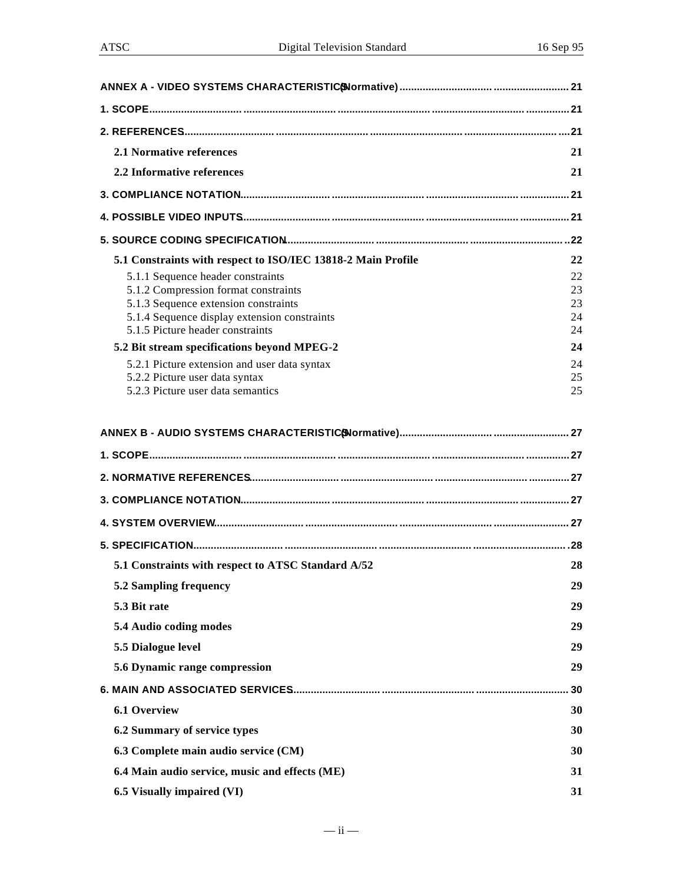ANNEX A - VIDEO SYSTEMS CHARACTERISTICS (Normative) ........................................ 21

1. SCOPE ........................................ 21

2. REFERENCES ........................................ 21

2.1 Normative references 21

2.2 Informative references 21

3. COMPLIANCE NOTATION ........................................ 21

4. POSSIBLE VIDEO INPUTS ........................................ 21

5. SOURCE CODING SPECIFICATION ........................................ 22

5.1 Constraints with respect to ISO/IEC 13818-2 Main Profile 22

5.1.1 Sequence header constraints 22
5.1.2 Compression format constraints 23
5.1.3 Sequence extension constraints 23
5.1.4 Sequence display extension constraints 24
5.1.5 Picture header constraints 24

5.2 Bit stream specifications beyond MPEG-2 24

5.2.1 Picture extension and user data syntax 24
5.2.2 Picture user data syntax 25
5.2.3 Picture user data semantics 25

ANNEX B - AUDIO SYSTEMS CHARACTERISTICS (Normative) ........................................ 27

1. SCOPE ........................................ 27

2. NORMATIVE REFERENCES ........................................ 27

3. COMPLIANCE NOTATION ........................................ 27

4. SYSTEM OVERVIEW ........................................ 27

5. SPECIFICATION ........................................ 28

5.1 Constraints with respect to ATSC Standard A/52 28

5.2 Sampling frequency 29

5.3 Bit rate 29

5.4 Audio coding modes 29

5.5 Dialogue level 29

5.6 Dynamic range compression 29

6. MAIN AND ASSOCIATED SERVICES ........................................ 30

6.1 Overview 30

6.2 Summary of service types 30

6.3 Complete main audio service (CM) 30

6.4 Main audio service, music and effects (ME) 31

6.5 Visually impaired (VI) 31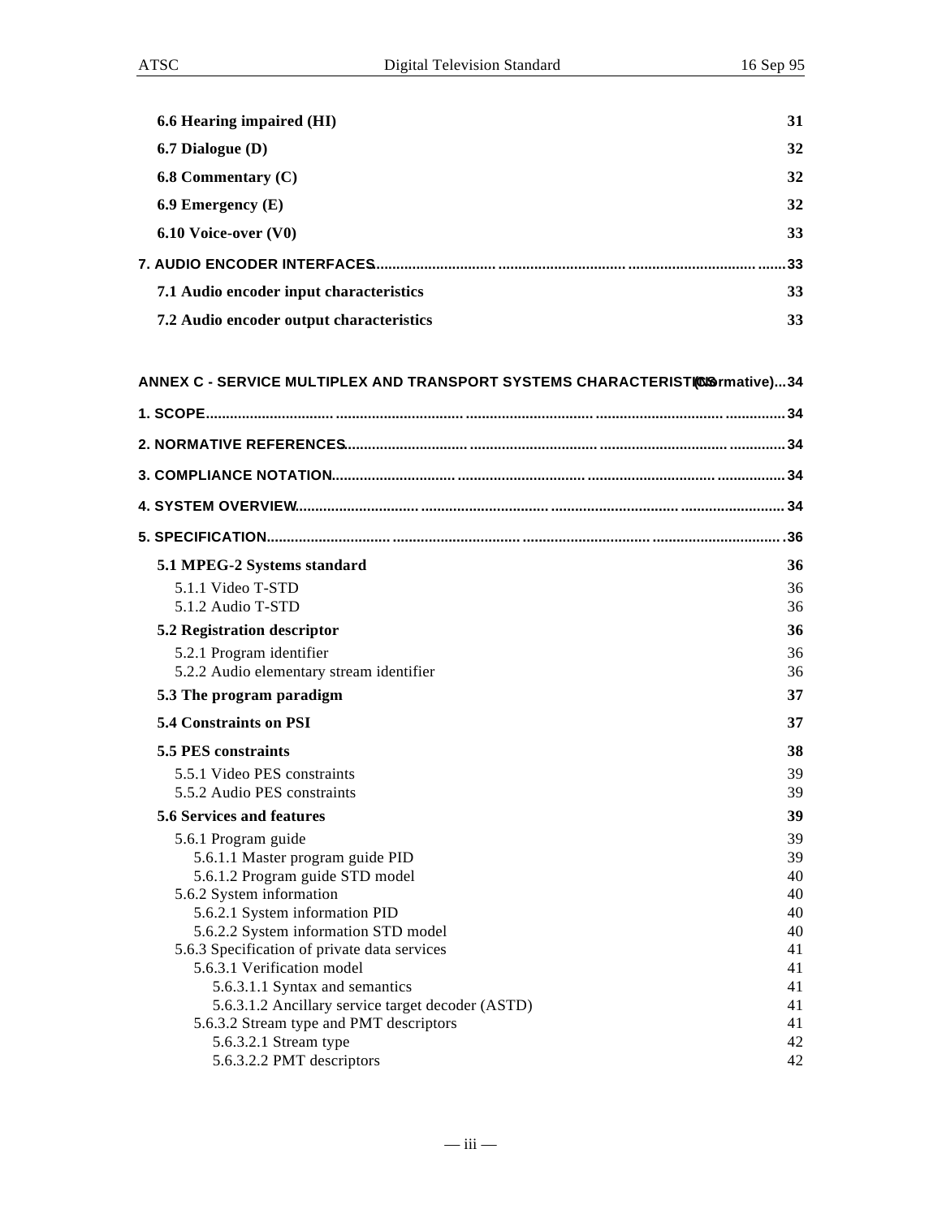6.6 Hearing impaired (HI) 31

6.7 Dialogue (D) 32

6.8 Commentary (C) 32

6.9 Emergency (E) 32

6.10 Voice-over (V0) 33

7. AUDIO ENCODER INTERFACES ........................................................................................ 33

7.1 Audio encoder input characteristics 33

7.2 Audio encoder output characteristics 33

ANNEX C - SERVICE MULTIPLEX AND TRANSPORT SYSTEMS CHARACTERISTICS (Normative) ... 34

1. SCOPE ........................................................................................ 34

2. NORMATIVE REFERENCES ........................................................................................ 34

3. COMPLIANCE NOTATION ........................................................................................ 34

4. SYSTEM OVERVIEW ........................................................................................ 34

5. SPECIFICATION ........................................................................................ 36

5.1 MPEG-2 Systems standard 36

- 5.1.1 Video T-STD 36
- 5.1.2 Audio T-STD 36

5.2 Registration descriptor 36

- 5.2.1 Program identifier 36
- 5.2.2 Audio elementary stream identifier 36

5.3 The program paradigm 37

5.4 Constraints on PSI 37

5.5 PES constraints 38

- 5.5.1 Video PES constraints 39
- 5.5.2 Audio PES constraints 39

5.6 Services and features 39

- 5.6.1 Program guide 39
  - 5.6.1.1 Master program guide PID 39
  - 5.6.1.2 Program guide STD model 40
- 5.6.2 System information 40
  - 5.6.2.1 System information PID 40
  - 5.6.2.2 System information STD model 40
- 5.6.3 Specification of private data services 41
  - 5.6.3.1 Verification model 41
    - 5.6.3.1.1 Syntax and semantics 41
    - 5.6.3.1.2 Ancillary service target decoder (ASTD) 41
  - 5.6.3.2 Stream type and PMT descriptors 41
    - 5.6.3.2.1 Stream type 42
    - 5.6.3.2.2 PMT descriptors 42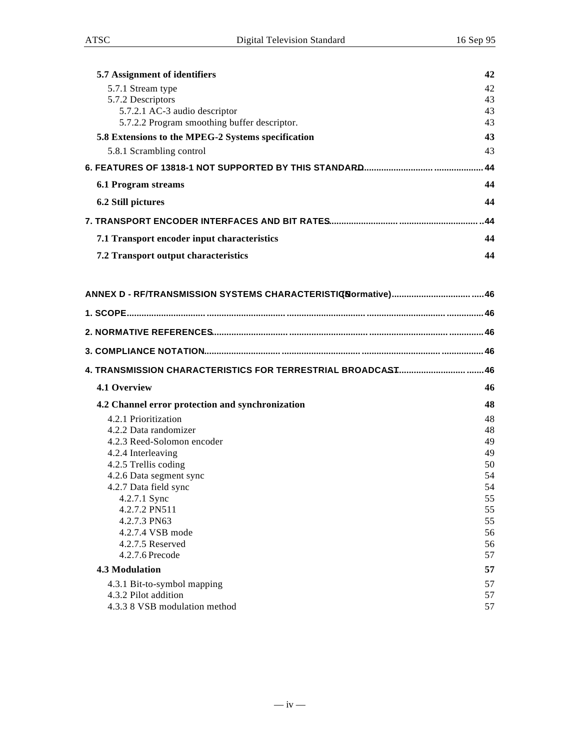**5.7 Assignment of identifiers** 42

5.7.1 Stream type 42
5.7.2 Descriptors 43
5.7.2.1 AC-3 audio descriptor 43
5.7.2.2 Program smoothing buffer descriptor. 43

**5.8 Extensions to the MPEG-2 Systems specification** 43

5.8.1 Scrambling control 43

**6. FEATURES OF 13818-1 NOT SUPPORTED BY THIS STANDARD** 44

**6.1 Program streams** 44

**6.2 Still pictures** 44

**7. TRANSPORT ENCODER INTERFACES AND BIT RATES** 44

**7.1 Transport encoder input characteristics** 44

**7.2 Transport output characteristics** 44

**ANNEX D - RF/TRANSMISSION SYSTEMS CHARACTERISTICS (Normative)** 46

**1. SCOPE** 46

**2. NORMATIVE REFERENCES** 46

**3. COMPLIANCE NOTATION** 46

**4. TRANSMISSION CHARACTERISTICS FOR TERRESTRIAL BROADCAST** 46

**4.1 Overview** 46

**4.2 Channel error protection and synchronization** 48

4.2.1 Prioritization 48
4.2.2 Data randomizer 48
4.2.3 Reed-Solomon encoder 49
4.2.4 Interleaving 49
4.2.5 Trellis coding 50
4.2.6 Data segment sync 54
4.2.7 Data field sync 54
4.2.7.1 Sync 55
4.2.7.2 PN511 55
4.2.7.3 PN63 55
4.2.7.4 VSB mode 56
4.2.7.5 Reserved 56
4.2.7.6 Precode 57

**4.3 Modulation** 57

4.3.1 Bit-to-symbol mapping 57
4.3.2 Pilot addition 57
4.3.3 8 VSB modulation method 57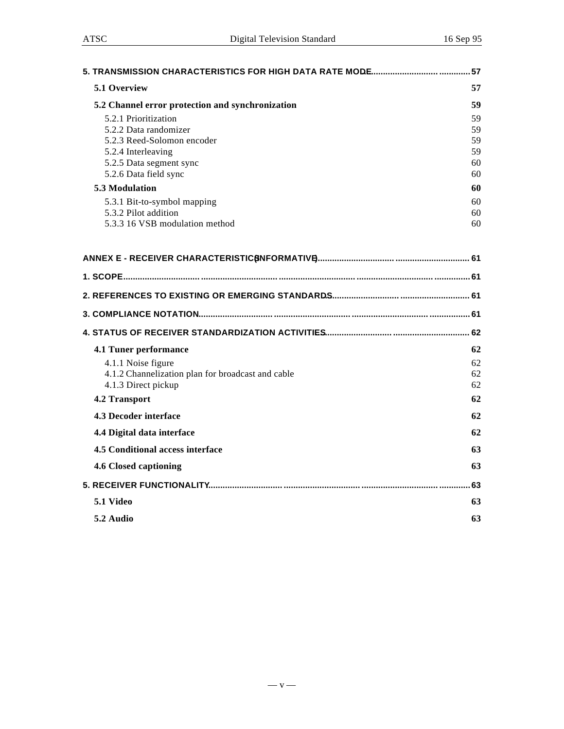5. TRANSMISSION CHARACTERISTICS FOR HIGH DATA RATE MODE .......................................... 57

**5.1 Overview** 57

**5.2 Channel error protection and synchronization** 59

5.2.1 Prioritization 59
5.2.2 Data randomizer 59
5.2.3 Reed-Solomon encoder 59
5.2.4 Interleaving 59
5.2.5 Data segment sync 60
5.2.6 Data field sync 60

**5.3 Modulation** 60

5.3.1 Bit-to-symbol mapping 60
5.3.2 Pilot addition 60
5.3.3 16 VSB modulation method 60

ANNEX E - RECEIVER CHARACTERISTICS (INFORMATIVE) .......................................... 61

1. SCOPE .......................................... 61

2. REFERENCES TO EXISTING OR EMERGING STANDARDS .......................................... 61

3. COMPLIANCE NOTATION .......................................... 61

4. STATUS OF RECEIVER STANDARDIZATION ACTIVITIES .......................................... 62

**4.1 Tuner performance** 62

4.1.1 Noise figure 62
4.1.2 Channelization plan for broadcast and cable 62
4.1.3 Direct pickup 62

**4.2 Transport** 62

**4.3 Decoder interface** 62

**4.4 Digital data interface** 62

**4.5 Conditional access interface** 63

**4.6 Closed captioning** 63

5. RECEIVER FUNCTIONALITY .......................................... 63

**5.1 Video** 63

**5.2 Audio** 63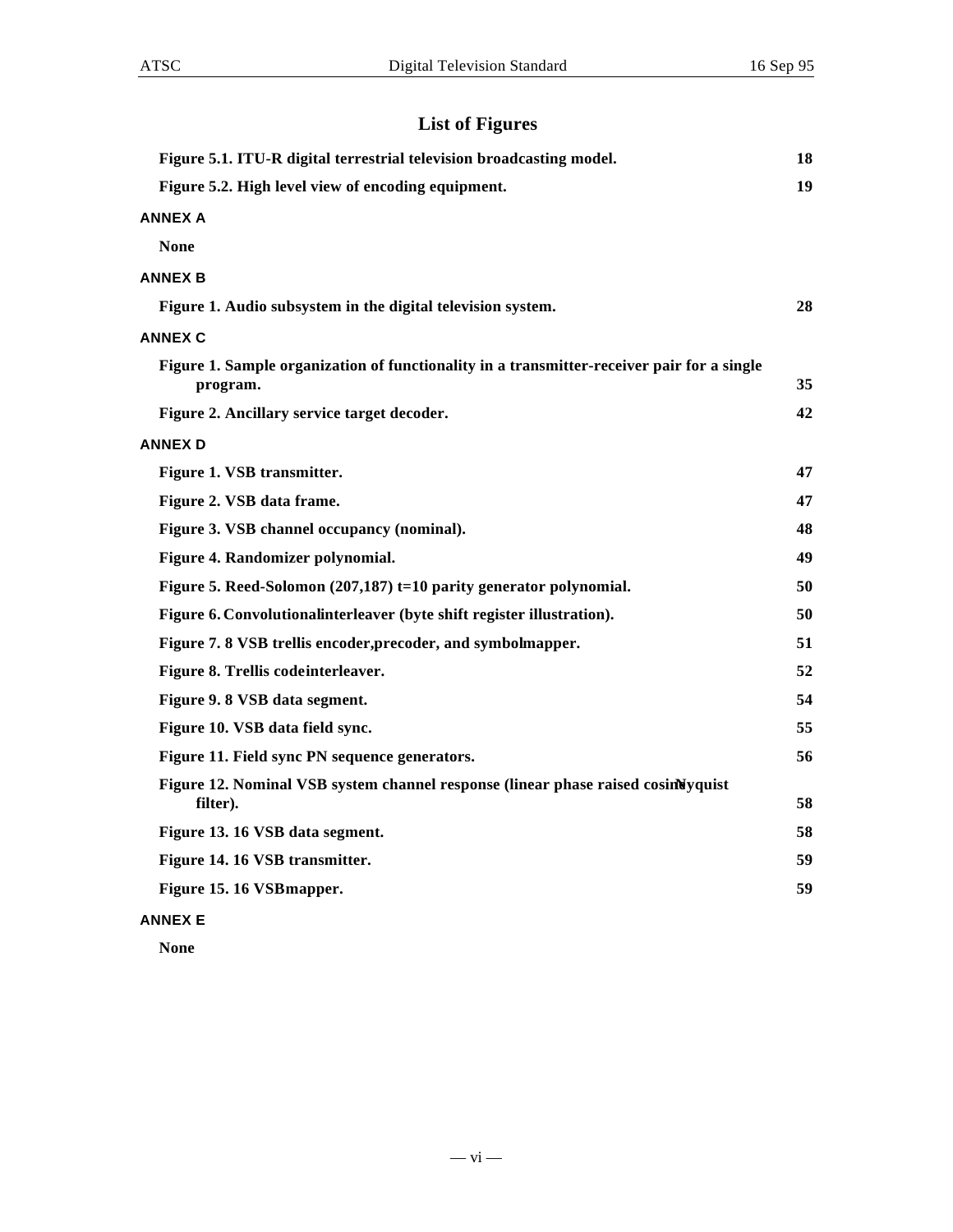# List of Figures

**Figure 5.1. ITU-R digital terrestrial television broadcasting model.** **18**

**Figure 5.2. High level view of encoding equipment.** **19**

**ANNEX A**

**None**

**ANNEX B**

**Figure 1. Audio subsystem in the digital television system.** **28**

**ANNEX C**

**Figure 1. Sample organization of functionality in a transmitter-receiver pair for a single program.** **35**

**Figure 2. Ancillary service target decoder.** **42**

**ANNEX D**

**Figure 1. VSB transmitter.** **47**

**Figure 2. VSB data frame.** **47**

**Figure 3. VSB channel occupancy (nominal).** **48**

**Figure 4. Randomizer polynomial.** **49**

**Figure 5. Reed-Solomon (207,187) t=10 parity generator polynomial.** **50**

**Figure 6. Convolutional interleaver (byte shift register illustration).** **50**

**Figure 7. 8 VSB trellis encoder, precoder, and symbol mapper.** **51**

**Figure 8. Trellis code interleaver.** **52**

**Figure 9. 8 VSB data segment.** **54**

**Figure 10. VSB data field sync.** **55**

**Figure 11. Field sync PN sequence generators.** **56**

**Figure 12. Nominal VSB system channel response (linear phase raised cosine Nyquist filter).** **58**

**Figure 13. 16 VSB data segment.** **58**

**Figure 14. 16 VSB transmitter.** **59**

**Figure 15. 16 VSB mapper.** **59**

**ANNEX E**

**None**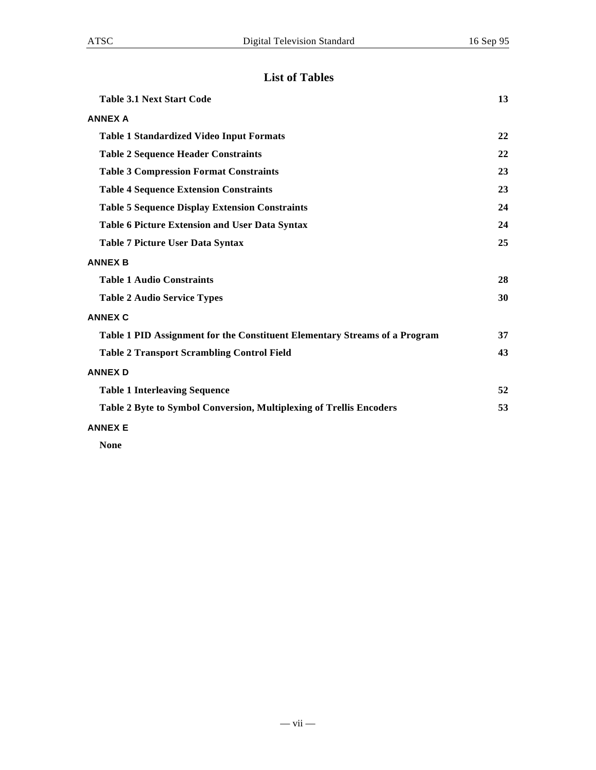# List of Tables

**Table 3.1 Next Start Code** 13

**ANNEX A**

**Table 1 Standardized Video Input Formats** 22

**Table 2 Sequence Header Constraints** 22

**Table 3 Compression Format Constraints** 23

**Table 4 Sequence Extension Constraints** 23

**Table 5 Sequence Display Extension Constraints** 24

**Table 6 Picture Extension and User Data Syntax** 24

**Table 7 Picture User Data Syntax** 25

**ANNEX B**

**Table 1 Audio Constraints** 28

**Table 2 Audio Service Types** 30

**ANNEX C**

**Table 1 PID Assignment for the Constituent Elementary Streams of a Program** 37

**Table 2 Transport Scrambling Control Field** 43

**ANNEX D**

**Table 1 Interleaving Sequence** 52

**Table 2 Byte to Symbol Conversion, Multiplexing of Trellis Encoders** 53

**ANNEX E**

**None**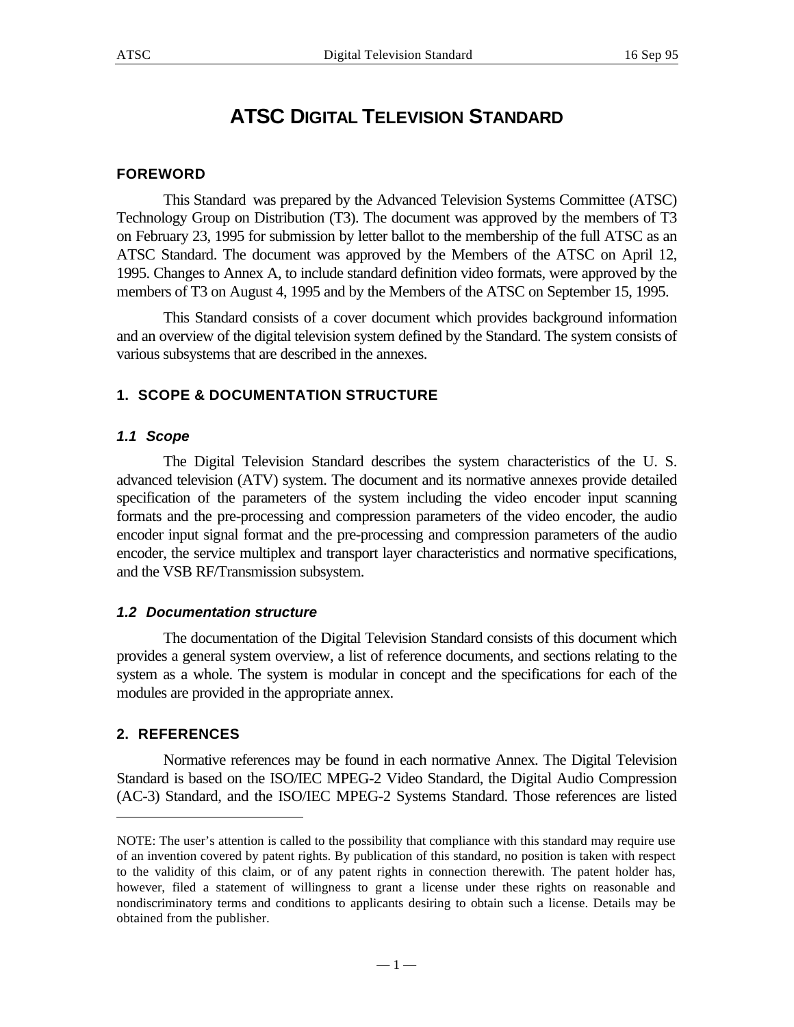# ATSC DIGITAL TELEVISION STANDARD

## FOREWORD

This Standard was prepared by the Advanced Television Systems Committee (ATSC) Technology Group on Distribution (T3). The document was approved by the members of T3 on February 23, 1995 for submission by letter ballot to the membership of the full ATSC as an ATSC Standard. The document was approved by the Members of the ATSC on April 12, 1995. Changes to Annex A, to include standard definition video formats, were approved by the members of T3 on August 4, 1995 and by the Members of the ATSC on September 15, 1995.

This Standard consists of a cover document which provides background information and an overview of the digital television system defined by the Standard. The system consists of various subsystems that are described in the annexes.

## 1. SCOPE & DOCUMENTATION STRUCTURE

### *1.1 Scope*

The Digital Television Standard describes the system characteristics of the U. S. advanced television (ATV) system. The document and its normative annexes provide detailed specification of the parameters of the system including the video encoder input scanning formats and the pre-processing and compression parameters of the video encoder, the audio encoder input signal format and the pre-processing and compression parameters of the audio encoder, the service multiplex and transport layer characteristics and normative specifications, and the VSB RF/Transmission subsystem.

### *1.2 Documentation structure*

The documentation of the Digital Television Standard consists of this document which provides a general system overview, a list of reference documents, and sections relating to the system as a whole. The system is modular in concept and the specifications for each of the modules are provided in the appropriate annex.

## 2. REFERENCES

Normative references may be found in each normative Annex. The Digital Television Standard is based on the ISO/IEC MPEG-2 Video Standard, the Digital Audio Compression (AC-3) Standard, and the ISO/IEC MPEG-2 Systems Standard. Those references are listed

---

NOTE: The user's attention is called to the possibility that compliance with this standard may require use of an invention covered by patent rights. By publication of this standard, no position is taken with respect to the validity of this claim, or of any patent rights in connection therewith. The patent holder has, however, filed a statement of willingness to grant a license under these rights on reasonable and nondiscriminatory terms and conditions to applicants desiring to obtain such a license. Details may be obtained from the publisher.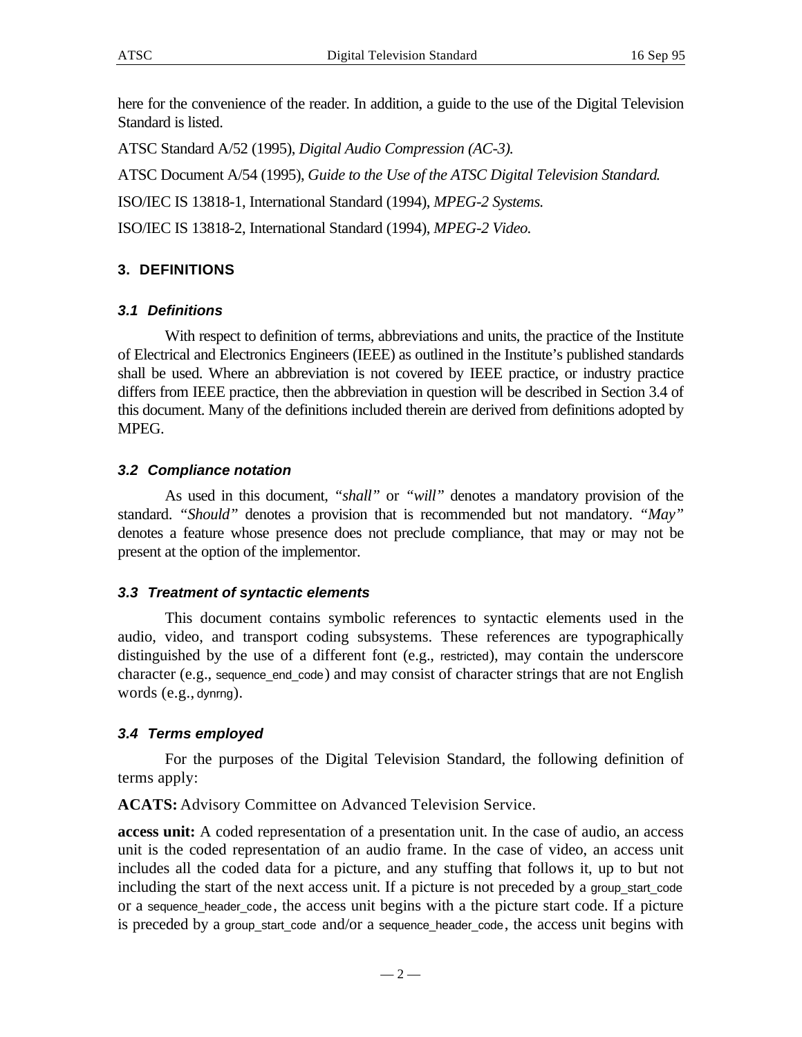here for the convenience of the reader. In addition, a guide to the use of the Digital Television Standard is listed.

ATSC Standard A/52 (1995), *Digital Audio Compression (AC-3).*

ATSC Document A/54 (1995), *Guide to the Use of the ATSC Digital Television Standard.*

ISO/IEC IS 13818-1, International Standard (1994), *MPEG-2 Systems.*

ISO/IEC IS 13818-2, International Standard (1994), *MPEG-2 Video.*

## 3. DEFINITIONS

### *3.1 Definitions*

With respect to definition of terms, abbreviations and units, the practice of the Institute of Electrical and Electronics Engineers (IEEE) as outlined in the Institute's published standards shall be used. Where an abbreviation is not covered by IEEE practice, or industry practice differs from IEEE practice, then the abbreviation in question will be described in Section 3.4 of this document. Many of the definitions included therein are derived from definitions adopted by MPEG.

### *3.2 Compliance notation*

As used in this document, *"shall"* or *"will"* denotes a mandatory provision of the standard. *"Should"* denotes a provision that is recommended but not mandatory. *"May"* denotes a feature whose presence does not preclude compliance, that may or may not be present at the option of the implementor.

### *3.3 Treatment of syntactic elements*

This document contains symbolic references to syntactic elements used in the audio, video, and transport coding subsystems. These references are typographically distinguished by the use of a different font (e.g., restricted), may contain the underscore character (e.g., sequence_end_code) and may consist of character strings that are not English words (e.g., dynrng).

### *3.4 Terms employed*

For the purposes of the Digital Television Standard, the following definition of terms apply:

**ACATS:** Advisory Committee on Advanced Television Service.

**access unit:** A coded representation of a presentation unit. In the case of audio, an access unit is the coded representation of an audio frame. In the case of video, an access unit includes all the coded data for a picture, and any stuffing that follows it, up to but not including the start of the next access unit. If a picture is not preceded by a group_start_code or a sequence_header_code, the access unit begins with a the picture start code. If a picture is preceded by a group_start_code and/or a sequence_header_code, the access unit begins with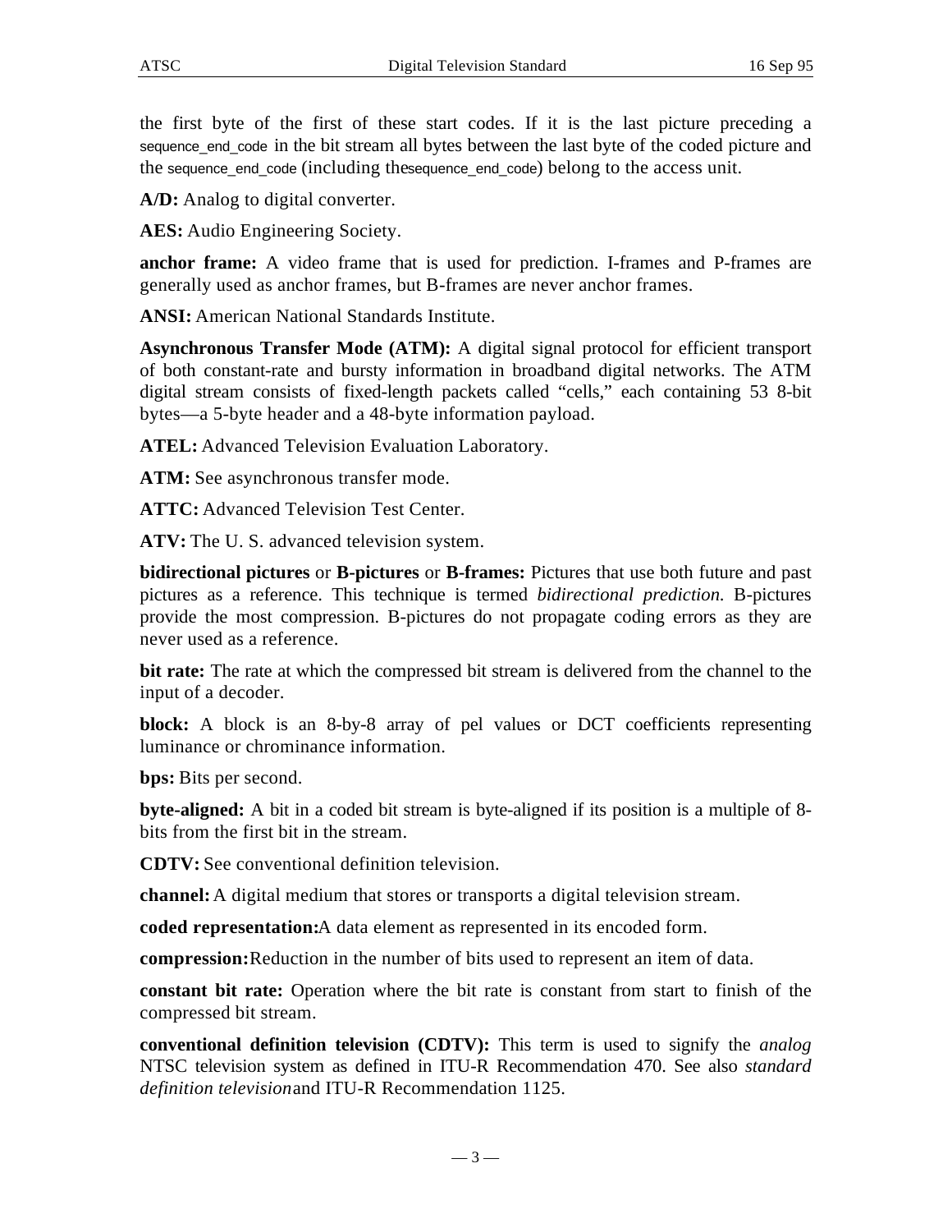the first byte of the first of these start codes. If it is the last picture preceding a sequence_end_code in the bit stream all bytes between the last byte of the coded picture and the sequence_end_code (including the sequence_end_code) belong to the access unit.

**A/D:** Analog to digital converter.

**AES:** Audio Engineering Society.

**anchor frame:** A video frame that is used for prediction. I-frames and P-frames are generally used as anchor frames, but B-frames are never anchor frames.

**ANSI:** American National Standards Institute.

**Asynchronous Transfer Mode (ATM):** A digital signal protocol for efficient transport of both constant-rate and bursty information in broadband digital networks. The ATM digital stream consists of fixed-length packets called "cells," each containing 53 8-bit bytes—a 5-byte header and a 48-byte information payload.

**ATEL:** Advanced Television Evaluation Laboratory.

**ATM:** See asynchronous transfer mode.

**ATTC:** Advanced Television Test Center.

**ATV:** The U. S. advanced television system.

**bidirectional pictures** or **B-pictures** or **B-frames:** Pictures that use both future and past pictures as a reference. This technique is termed *bidirectional prediction.* B-pictures provide the most compression. B-pictures do not propagate coding errors as they are never used as a reference.

**bit rate:** The rate at which the compressed bit stream is delivered from the channel to the input of a decoder.

**block:** A block is an 8-by-8 array of pel values or DCT coefficients representing luminance or chrominance information.

**bps:** Bits per second.

**byte-aligned:** A bit in a coded bit stream is byte-aligned if its position is a multiple of 8-bits from the first bit in the stream.

**CDTV:** See conventional definition television.

**channel:** A digital medium that stores or transports a digital television stream.

**coded representation:** A data element as represented in its encoded form.

**compression:** Reduction in the number of bits used to represent an item of data.

**constant bit rate:** Operation where the bit rate is constant from start to finish of the compressed bit stream.

**conventional definition television (CDTV):** This term is used to signify the *analog* NTSC television system as defined in ITU-R Recommendation 470. See also *standard definition television* and ITU-R Recommendation 1125.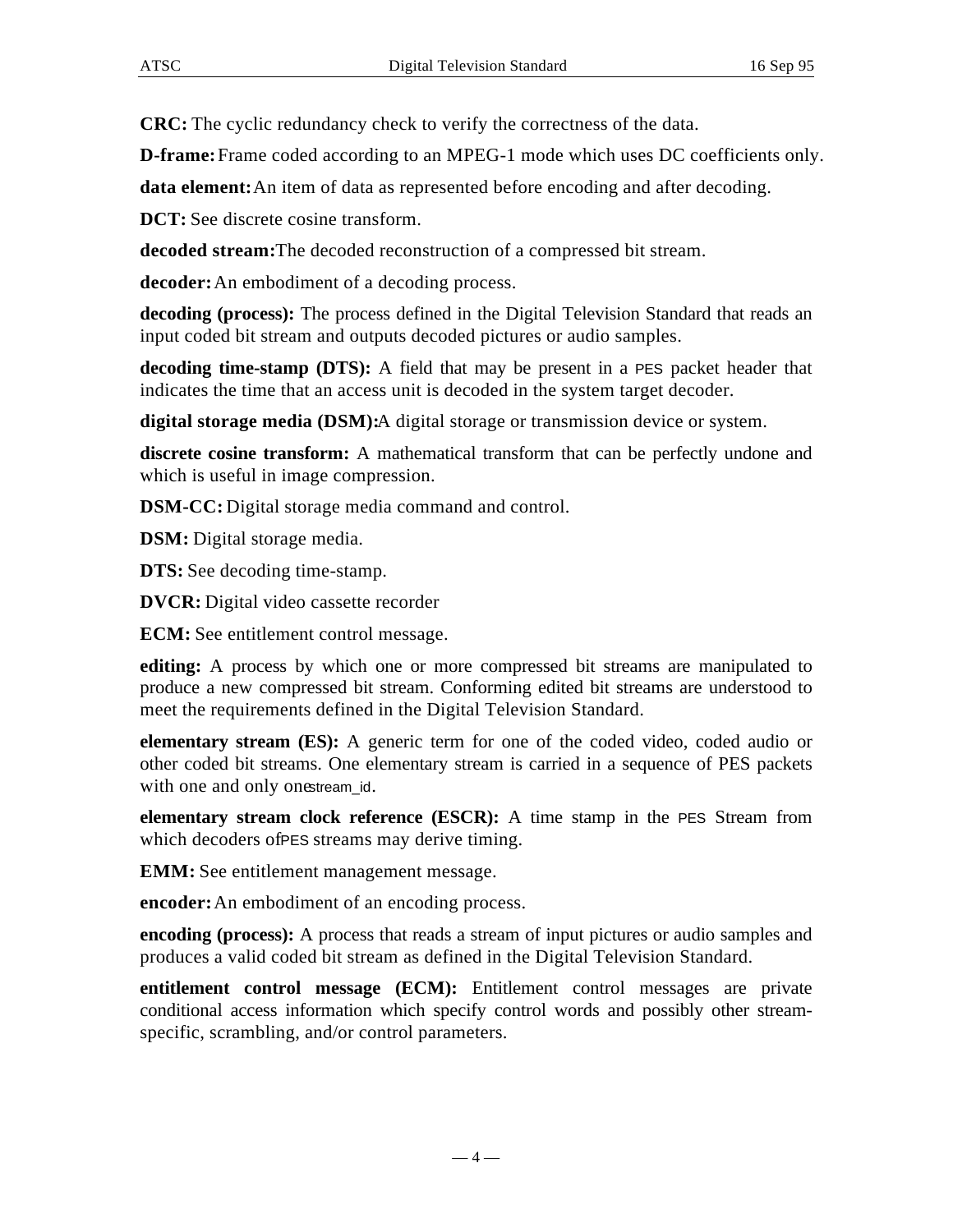**CRC:** The cyclic redundancy check to verify the correctness of the data.

**D-frame:** Frame coded according to an MPEG-1 mode which uses DC coefficients only.

**data element:** An item of data as represented before encoding and after decoding.

**DCT:** See discrete cosine transform.

**decoded stream:** The decoded reconstruction of a compressed bit stream.

**decoder:** An embodiment of a decoding process.

**decoding (process):** The process defined in the Digital Television Standard that reads an input coded bit stream and outputs decoded pictures or audio samples.

**decoding time-stamp (DTS):** A field that may be present in a PES packet header that indicates the time that an access unit is decoded in the system target decoder.

**digital storage media (DSM):** A digital storage or transmission device or system.

**discrete cosine transform:** A mathematical transform that can be perfectly undone and which is useful in image compression.

**DSM-CC:** Digital storage media command and control.

**DSM:** Digital storage media.

**DTS:** See decoding time-stamp.

**DVCR:** Digital video cassette recorder

**ECM:** See entitlement control message.

**editing:** A process by which one or more compressed bit streams are manipulated to produce a new compressed bit stream. Conforming edited bit streams are understood to meet the requirements defined in the Digital Television Standard.

**elementary stream (ES):** A generic term for one of the coded video, coded audio or other coded bit streams. One elementary stream is carried in a sequence of PES packets with one and only one stream_id.

**elementary stream clock reference (ESCR):** A time stamp in the PES Stream from which decoders of PES streams may derive timing.

**EMM:** See entitlement management message.

**encoder:** An embodiment of an encoding process.

**encoding (process):** A process that reads a stream of input pictures or audio samples and produces a valid coded bit stream as defined in the Digital Television Standard.

**entitlement control message (ECM):** Entitlement control messages are private conditional access information which specify control words and possibly other stream-specific, scrambling, and/or control parameters.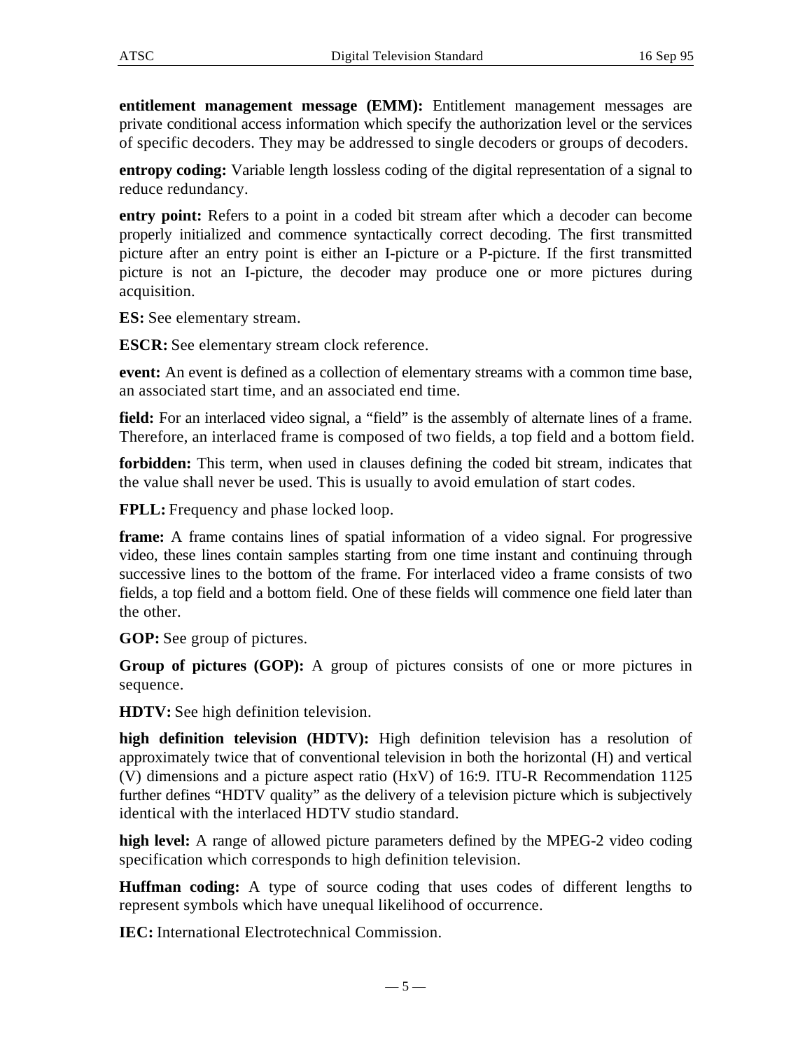**entitlement management message (EMM):** Entitlement management messages are private conditional access information which specify the authorization level or the services of specific decoders. They may be addressed to single decoders or groups of decoders.

**entropy coding:** Variable length lossless coding of the digital representation of a signal to reduce redundancy.

**entry point:** Refers to a point in a coded bit stream after which a decoder can become properly initialized and commence syntactically correct decoding. The first transmitted picture after an entry point is either an I-picture or a P-picture. If the first transmitted picture is not an I-picture, the decoder may produce one or more pictures during acquisition.

**ES:** See elementary stream.

**ESCR:** See elementary stream clock reference.

**event:** An event is defined as a collection of elementary streams with a common time base, an associated start time, and an associated end time.

**field:** For an interlaced video signal, a "field" is the assembly of alternate lines of a frame. Therefore, an interlaced frame is composed of two fields, a top field and a bottom field.

**forbidden:** This term, when used in clauses defining the coded bit stream, indicates that the value shall never be used. This is usually to avoid emulation of start codes.

**FPLL:** Frequency and phase locked loop.

**frame:** A frame contains lines of spatial information of a video signal. For progressive video, these lines contain samples starting from one time instant and continuing through successive lines to the bottom of the frame. For interlaced video a frame consists of two fields, a top field and a bottom field. One of these fields will commence one field later than the other.

**GOP:** See group of pictures.

**Group of pictures (GOP):** A group of pictures consists of one or more pictures in sequence.

**HDTV:** See high definition television.

**high definition television (HDTV):** High definition television has a resolution of approximately twice that of conventional television in both the horizontal (H) and vertical (V) dimensions and a picture aspect ratio (HxV) of 16:9. ITU-R Recommendation 1125 further defines "HDTV quality" as the delivery of a television picture which is subjectively identical with the interlaced HDTV studio standard.

**high level:** A range of allowed picture parameters defined by the MPEG-2 video coding specification which corresponds to high definition television.

**Huffman coding:** A type of source coding that uses codes of different lengths to represent symbols which have unequal likelihood of occurrence.

**IEC:** International Electrotechnical Commission.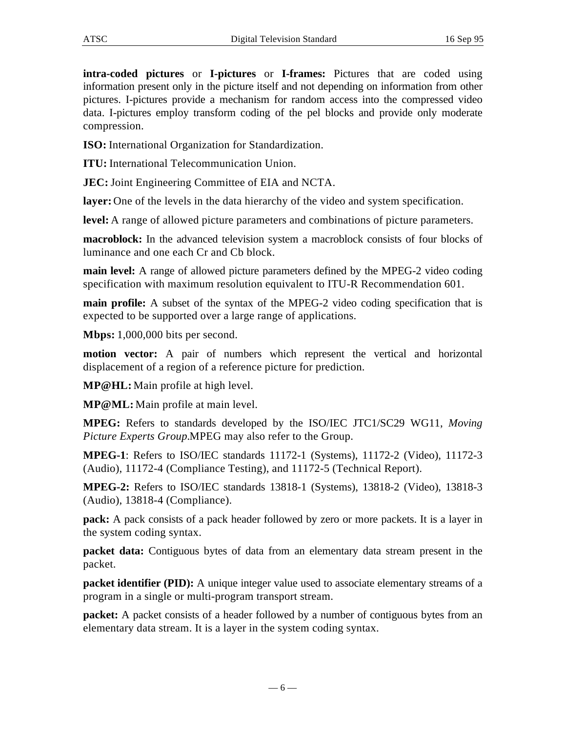**intra-coded pictures** or **I-pictures** or **I-frames:** Pictures that are coded using information present only in the picture itself and not depending on information from other pictures. I-pictures provide a mechanism for random access into the compressed video data. I-pictures employ transform coding of the pel blocks and provide only moderate compression.

**ISO:** International Organization for Standardization.

**ITU:** International Telecommunication Union.

**JEC:** Joint Engineering Committee of EIA and NCTA.

**layer:** One of the levels in the data hierarchy of the video and system specification.

**level:** A range of allowed picture parameters and combinations of picture parameters.

**macroblock:** In the advanced television system a macroblock consists of four blocks of luminance and one each Cr and Cb block.

**main level:** A range of allowed picture parameters defined by the MPEG-2 video coding specification with maximum resolution equivalent to ITU-R Recommendation 601.

**main profile:** A subset of the syntax of the MPEG-2 video coding specification that is expected to be supported over a large range of applications.

**Mbps:** 1,000,000 bits per second.

**motion vector:** A pair of numbers which represent the vertical and horizontal displacement of a region of a reference picture for prediction.

**MP@HL:** Main profile at high level.

**MP@ML:** Main profile at main level.

**MPEG:** Refers to standards developed by the ISO/IEC JTC1/SC29 WG11, *Moving Picture Experts Group*.MPEG may also refer to the Group.

**MPEG-1**: Refers to ISO/IEC standards 11172-1 (Systems), 11172-2 (Video), 11172-3 (Audio), 11172-4 (Compliance Testing), and 11172-5 (Technical Report).

**MPEG-2:** Refers to ISO/IEC standards 13818-1 (Systems), 13818-2 (Video), 13818-3 (Audio), 13818-4 (Compliance).

**pack:** A pack consists of a pack header followed by zero or more packets. It is a layer in the system coding syntax.

**packet data:** Contiguous bytes of data from an elementary data stream present in the packet.

**packet identifier (PID):** A unique integer value used to associate elementary streams of a program in a single or multi-program transport stream.

**packet:** A packet consists of a header followed by a number of contiguous bytes from an elementary data stream. It is a layer in the system coding syntax.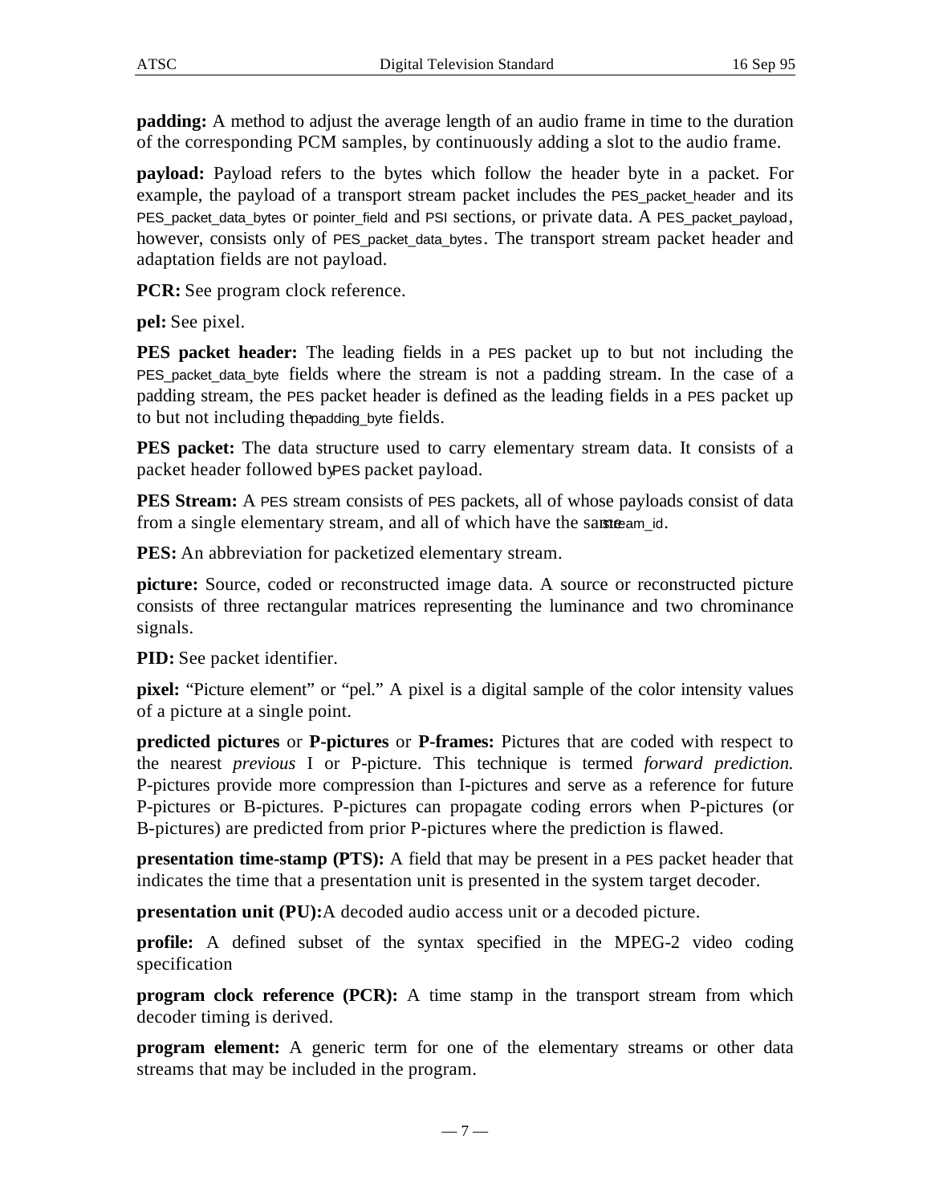**padding:** A method to adjust the average length of an audio frame in time to the duration of the corresponding PCM samples, by continuously adding a slot to the audio frame.

**payload:** Payload refers to the bytes which follow the header byte in a packet. For example, the payload of a transport stream packet includes the PES_packet_header and its PES_packet_data_bytes or pointer_field and PSI sections, or private data. A PES_packet_payload, however, consists only of PES_packet_data_bytes. The transport stream packet header and adaptation fields are not payload.

**PCR:** See program clock reference.

**pel:** See pixel.

**PES packet header:** The leading fields in a PES packet up to but not including the PES_packet_data_byte fields where the stream is not a padding stream. In the case of a padding stream, the PES packet header is defined as the leading fields in a PES packet up to but not including the padding_byte fields.

**PES packet:** The data structure used to carry elementary stream data. It consists of a packet header followed by PES packet payload.

**PES Stream:** A PES stream consists of PES packets, all of whose payloads consist of data from a single elementary stream, and all of which have the same stream_id.

**PES:** An abbreviation for packetized elementary stream.

**picture:** Source, coded or reconstructed image data. A source or reconstructed picture consists of three rectangular matrices representing the luminance and two chrominance signals.

**PID:** See packet identifier.

**pixel:** "Picture element" or "pel." A pixel is a digital sample of the color intensity values of a picture at a single point.

**predicted pictures** or **P-pictures** or **P-frames:** Pictures that are coded with respect to the nearest *previous* I or P-picture. This technique is termed *forward prediction.* P-pictures provide more compression than I-pictures and serve as a reference for future P-pictures or B-pictures. P-pictures can propagate coding errors when P-pictures (or B-pictures) are predicted from prior P-pictures where the prediction is flawed.

**presentation time-stamp (PTS):** A field that may be present in a PES packet header that indicates the time that a presentation unit is presented in the system target decoder.

**presentation unit (PU):** A decoded audio access unit or a decoded picture.

**profile:** A defined subset of the syntax specified in the MPEG-2 video coding specification

**program clock reference (PCR):** A time stamp in the transport stream from which decoder timing is derived.

**program element:** A generic term for one of the elementary streams or other data streams that may be included in the program.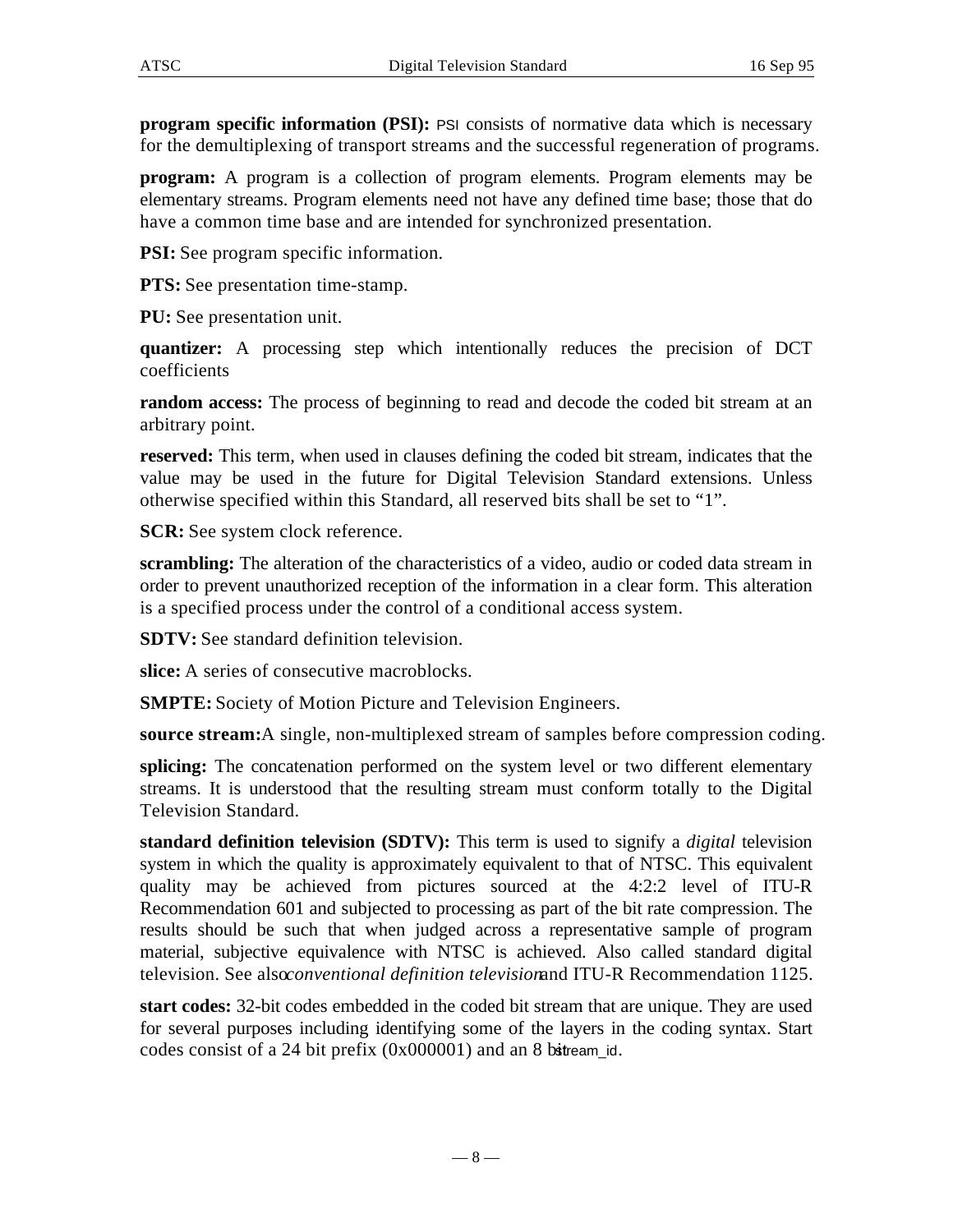**program specific information (PSI):** PSI consists of normative data which is necessary for the demultiplexing of transport streams and the successful regeneration of programs.

**program:** A program is a collection of program elements. Program elements may be elementary streams. Program elements need not have any defined time base; those that do have a common time base and are intended for synchronized presentation.

**PSI:** See program specific information.

**PTS:** See presentation time-stamp.

**PU:** See presentation unit.

**quantizer:** A processing step which intentionally reduces the precision of DCT coefficients

**random access:** The process of beginning to read and decode the coded bit stream at an arbitrary point.

**reserved:** This term, when used in clauses defining the coded bit stream, indicates that the value may be used in the future for Digital Television Standard extensions. Unless otherwise specified within this Standard, all reserved bits shall be set to "1".

**SCR:** See system clock reference.

**scrambling:** The alteration of the characteristics of a video, audio or coded data stream in order to prevent unauthorized reception of the information in a clear form. This alteration is a specified process under the control of a conditional access system.

**SDTV:** See standard definition television.

**slice:** A series of consecutive macroblocks.

**SMPTE:** Society of Motion Picture and Television Engineers.

**source stream:** A single, non-multiplexed stream of samples before compression coding.

**splicing:** The concatenation performed on the system level or two different elementary streams. It is understood that the resulting stream must conform totally to the Digital Television Standard.

**standard definition television (SDTV):** This term is used to signify a *digital* television system in which the quality is approximately equivalent to that of NTSC. This equivalent quality may be achieved from pictures sourced at the 4:2:2 level of ITU-R Recommendation 601 and subjected to processing as part of the bit rate compression. The results should be such that when judged across a representative sample of program material, subjective equivalence with NTSC is achieved. Also called standard digital television. See also *conventional definition television* and ITU-R Recommendation 1125.

**start codes:** 32-bit codes embedded in the coded bit stream that are unique. They are used for several purposes including identifying some of the layers in the coding syntax. Start codes consist of a 24 bit prefix (0x000001) and an 8 bit stream_id.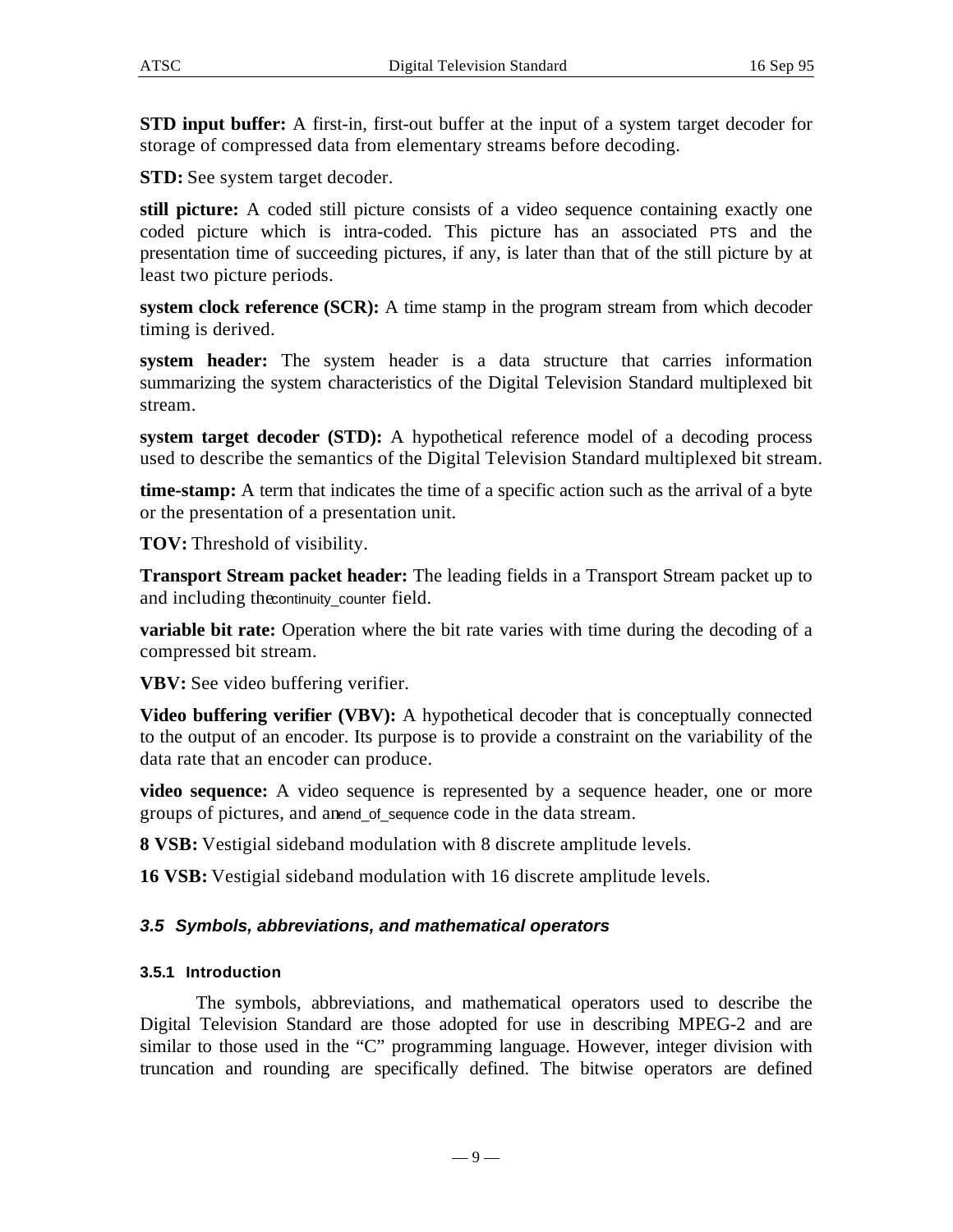**STD input buffer:** A first-in, first-out buffer at the input of a system target decoder for storage of compressed data from elementary streams before decoding.

**STD:** See system target decoder.

**still picture:** A coded still picture consists of a video sequence containing exactly one coded picture which is intra-coded. This picture has an associated PTS and the presentation time of succeeding pictures, if any, is later than that of the still picture by at least two picture periods.

**system clock reference (SCR):** A time stamp in the program stream from which decoder timing is derived.

**system header:** The system header is a data structure that carries information summarizing the system characteristics of the Digital Television Standard multiplexed bit stream.

**system target decoder (STD):** A hypothetical reference model of a decoding process used to describe the semantics of the Digital Television Standard multiplexed bit stream.

**time-stamp:** A term that indicates the time of a specific action such as the arrival of a byte or the presentation of a presentation unit.

**TOV:** Threshold of visibility.

**Transport Stream packet header:** The leading fields in a Transport Stream packet up to and including the continuity_counter field.

**variable bit rate:** Operation where the bit rate varies with time during the decoding of a compressed bit stream.

**VBV:** See video buffering verifier.

**Video buffering verifier (VBV):** A hypothetical decoder that is conceptually connected to the output of an encoder. Its purpose is to provide a constraint on the variability of the data rate that an encoder can produce.

**video sequence:** A video sequence is represented by a sequence header, one or more groups of pictures, and an end_of_sequence code in the data stream.

**8 VSB:** Vestigial sideband modulation with 8 discrete amplitude levels.

**16 VSB:** Vestigial sideband modulation with 16 discrete amplitude levels.

### *3.5 Symbols, abbreviations, and mathematical operators*

#### 3.5.1 Introduction

The symbols, abbreviations, and mathematical operators used to describe the Digital Television Standard are those adopted for use in describing MPEG-2 and are similar to those used in the "C" programming language. However, integer division with truncation and rounding are specifically defined. The bitwise operators are defined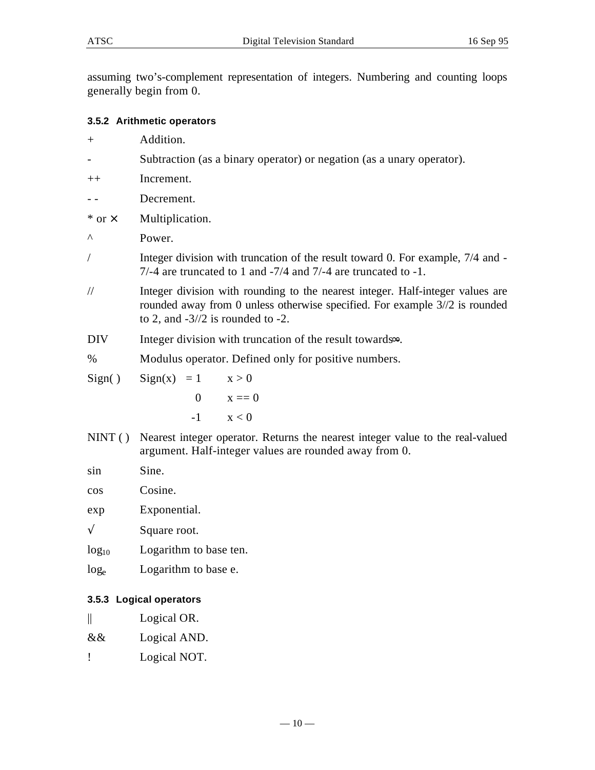assuming two's-complement representation of integers. Numbering and counting loops generally begin from 0.

### 3.5.2 Arithmetic operators

| | |
|---|---|
| + | Addition. |
| - | Subtraction (as a binary operator) or negation (as a unary operator). |
| ++ | Increment. |
| - - | Decrement. |
| * or × | Multiplication. |
| ^ | Power. |
| / | Integer division with truncation of the result toward 0. For example, 7/4 and -7/-4 are truncated to 1 and -7/4 and 7/-4 are truncated to -1. |
| // | Integer division with rounding to the nearest integer. Half-integer values are rounded away from 0 unless otherwise specified. For example 3//2 is rounded to 2, and -3//2 is rounded to -2. |
| DIV | Integer division with truncation of the result towards $-\infty$. |
| % | Modulus operator. Defined only for positive numbers. |
| Sign( ) | Sign(x) = 1 when x > 0; 0 when x == 0; -1 when x < 0 |
| NINT ( ) | Nearest integer operator. Returns the nearest integer value to the real-valued argument. Half-integer values are rounded away from 0. |
| sin | Sine. |
| cos | Cosine. |
| exp | Exponential. |
| √ | Square root. |
| $\log_{10}$ | Logarithm to base ten. |
| $\log_e$ | Logarithm to base e. |

### 3.5.3 Logical operators

| | |
|---|---|
| \|\| | Logical OR. |
| && | Logical AND. |
| ! | Logical NOT. |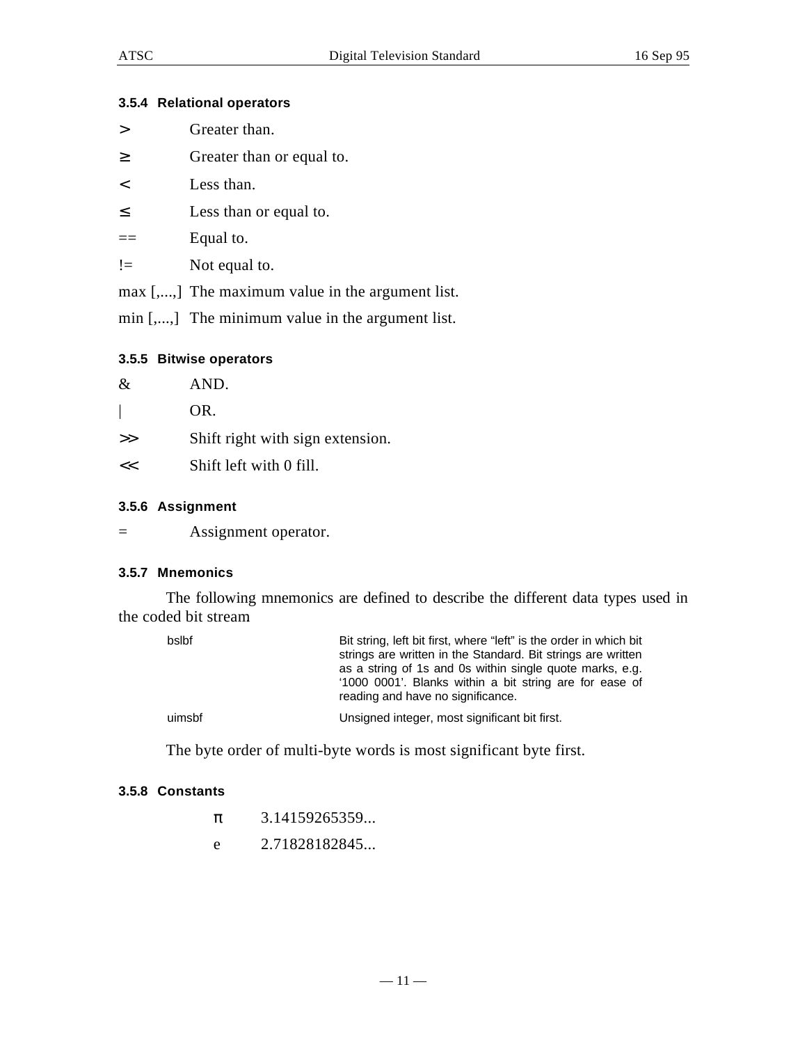#### 3.5.4 Relational operators

| | |
|---|---|
| > | Greater than. |
| ≥ | Greater than or equal to. |
| < | Less than. |
| ≤ | Less than or equal to. |
| == | Equal to. |
| != | Not equal to. |
| max [,...,] | The maximum value in the argument list. |
| min [,...,] | The minimum value in the argument list. |

#### 3.5.5 Bitwise operators

| | |
|---|---|
| & | AND. |
| \| | OR. |
| >> | Shift right with sign extension. |
| << | Shift left with 0 fill. |

#### 3.5.6 Assignment

| | |
|---|---|
| = | Assignment operator. |

#### 3.5.7 Mnemonics

The following mnemonics are defined to describe the different data types used in the coded bit stream

| | |
|---|---|
| bslbf | Bit string, left bit first, where "left" is the order in which bit strings are written in the Standard. Bit strings are written as a string of 1s and 0s within single quote marks, e.g. '1000 0001'. Blanks within a bit string are for ease of reading and have no significance. |
| uimsbf | Unsigned integer, most significant bit first. |

The byte order of multi-byte words is most significant byte first.

#### 3.5.8 Constants

| | |
|---|---|
| $\pi$ | 3.14159265359... |
| e | 2.71828182845... |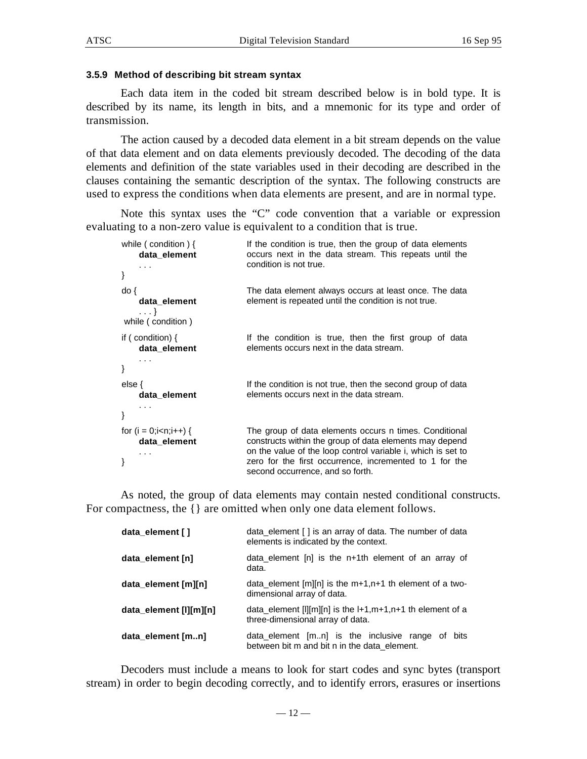### 3.5.9 Method of describing bit stream syntax

Each data item in the coded bit stream described below is in bold type. It is described by its name, its length in bits, and a mnemonic for its type and order of transmission.

The action caused by a decoded data element in a bit stream depends on the value of that data element and on data elements previously decoded. The decoding of the data elements and definition of the state variables used in their decoding are described in the clauses containing the semantic description of the syntax. The following constructs are used to express the conditions when data elements are present, and are in normal type.

Note this syntax uses the "C" code convention that a variable or expression evaluating to a non-zero value is equivalent to a condition that is true.

| Construct | Description |
|---|---|
| while ( condition ) {<br>    **data_element**<br>    . . .<br>} | If the condition is true, then the group of data elements occurs next in the data stream. This repeats until the condition is not true. |
| do {<br>    **data_element**<br>    . . . }<br> while ( condition ) | The data element always occurs at least once. The data element is repeated until the condition is not true. |
| if ( condition) {<br>    **data_element**<br>    . . .<br>} | If the condition is true, then the first group of data elements occurs next in the data stream. |
| else {<br>    **data_element**<br>    . . .<br>} | If the condition is not true, then the second group of data elements occurs next in the data stream. |
| for (i = 0;i<n;i++) {<br>    **data_element**<br>    . . .<br>} | The group of data elements occurs n times. Conditional constructs within the group of data elements may depend on the value of the loop control variable i, which is set to zero for the first occurrence, incremented to 1 for the second occurrence, and so forth. |

As noted, the group of data elements may contain nested conditional constructs. For compactness, the {} are omitted when only one data element follows.

| Notation | Description |
|---|---|
| **data_element [ ]** | data_element [ ] is an array of data. The number of data elements is indicated by the context. |
| **data_element [n]** | data_element [n] is the n+1th element of an array of data. |
| **data_element [m][n]** | data_element [m][n] is the m+1,n+1 th element of a two-dimensional array of data. |
| **data_element [l][m][n]** | data_element [l][m][n] is the l+1,m+1,n+1 th element of a three-dimensional array of data. |
| **data_element [m..n]** | data_element [m..n] is the inclusive range of bits between bit m and bit n in the data_element. |

Decoders must include a means to look for start codes and sync bytes (transport stream) in order to begin decoding correctly, and to identify errors, erasures or insertions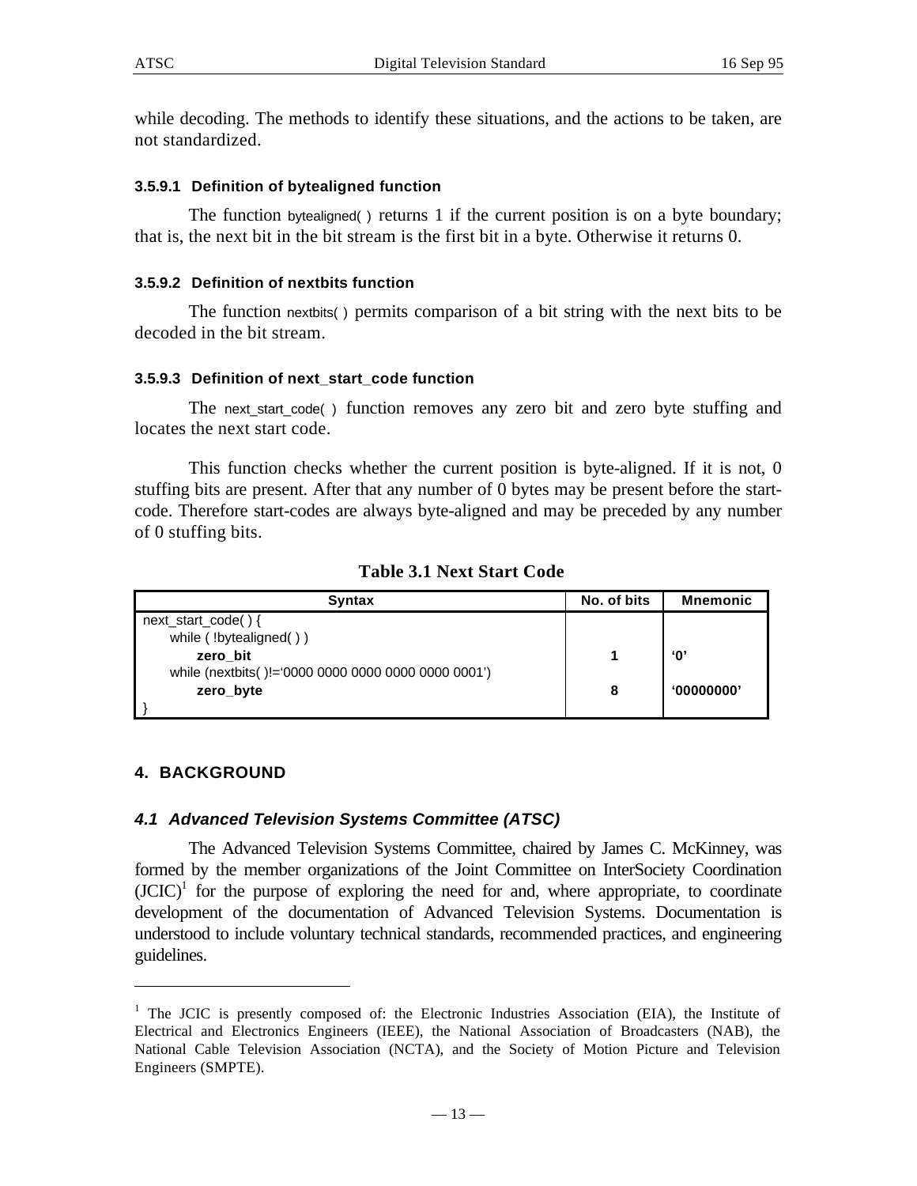while decoding. The methods to identify these situations, and the actions to be taken, are not standardized.

#### 3.5.9.1 Definition of bytealigned function

The function bytealigned( ) returns 1 if the current position is on a byte boundary; that is, the next bit in the bit stream is the first bit in a byte. Otherwise it returns 0.

#### 3.5.9.2 Definition of nextbits function

The function nextbits( ) permits comparison of a bit string with the next bits to be decoded in the bit stream.

#### 3.5.9.3 Definition of next_start_code function

The next_start_code( ) function removes any zero bit and zero byte stuffing and locates the next start code.

This function checks whether the current position is byte-aligned. If it is not, 0 stuffing bits are present. After that any number of 0 bytes may be present before the start-code. Therefore start-codes are always byte-aligned and may be preceded by any number of 0 stuffing bits.

**Table 3.1 Next Start Code**

| Syntax | No. of bits | Mnemonic |
|---|---|---|
| next_start_code( ) { | | |
| while ( !bytealigned( ) ) | | |
| **zero_bit** | **1** | **'0'** |
| while (nextbits( )!='0000 0000 0000 0000 0000 0001') | | |
| **zero_byte** | **8** | **'00000000'** |
| } | | |

## 4. BACKGROUND

### *4.1 Advanced Television Systems Committee (ATSC)*

The Advanced Television Systems Committee, chaired by James C. McKinney, was formed by the member organizations of the Joint Committee on InterSociety Coordination (JCIC)[1] for the purpose of exploring the need for and, where appropriate, to coordinate development of the documentation of Advanced Television Systems. Documentation is understood to include voluntary technical standards, recommended practices, and engineering guidelines.

---

[1] The JCIC is presently composed of: the Electronic Industries Association (EIA), the Institute of Electrical and Electronics Engineers (IEEE), the National Association of Broadcasters (NAB), the National Cable Television Association (NCTA), and the Society of Motion Picture and Television Engineers (SMPTE).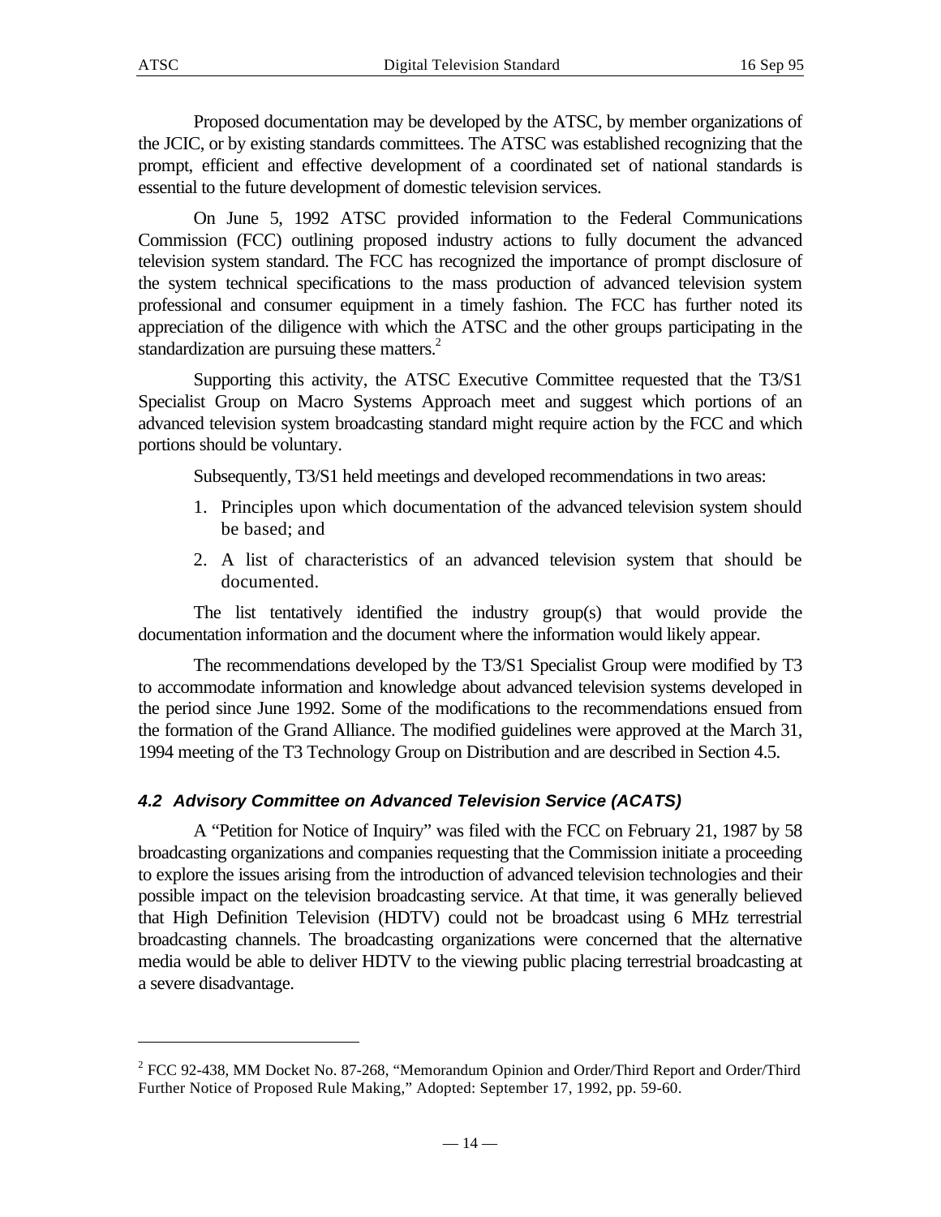Proposed documentation may be developed by the ATSC, by member organizations of the JCIC, or by existing standards committees. The ATSC was established recognizing that the prompt, efficient and effective development of a coordinated set of national standards is essential to the future development of domestic television services.

On June 5, 1992 ATSC provided information to the Federal Communications Commission (FCC) outlining proposed industry actions to fully document the advanced television system standard. The FCC has recognized the importance of prompt disclosure of the system technical specifications to the mass production of advanced television system professional and consumer equipment in a timely fashion. The FCC has further noted its appreciation of the diligence with which the ATSC and the other groups participating in the standardization are pursuing these matters.[2]

Supporting this activity, the ATSC Executive Committee requested that the T3/S1 Specialist Group on Macro Systems Approach meet and suggest which portions of an advanced television system broadcasting standard might require action by the FCC and which portions should be voluntary.

Subsequently, T3/S1 held meetings and developed recommendations in two areas:

1. Principles upon which documentation of the advanced television system should be based; and
2. A list of characteristics of an advanced television system that should be documented.

The list tentatively identified the industry group(s) that would provide the documentation information and the document where the information would likely appear.

The recommendations developed by the T3/S1 Specialist Group were modified by T3 to accommodate information and knowledge about advanced television systems developed in the period since June 1992. Some of the modifications to the recommendations ensued from the formation of the Grand Alliance. The modified guidelines were approved at the March 31, 1994 meeting of the T3 Technology Group on Distribution and are described in Section 4.5.

### *4.2 Advisory Committee on Advanced Television Service (ACATS)*

A "Petition for Notice of Inquiry" was filed with the FCC on February 21, 1987 by 58 broadcasting organizations and companies requesting that the Commission initiate a proceeding to explore the issues arising from the introduction of advanced television technologies and their possible impact on the television broadcasting service. At that time, it was generally believed that High Definition Television (HDTV) could not be broadcast using 6 MHz terrestrial broadcasting channels. The broadcasting organizations were concerned that the alternative media would be able to deliver HDTV to the viewing public placing terrestrial broadcasting at a severe disadvantage.

---

[2] FCC 92-438, MM Docket No. 87-268, "Memorandum Opinion and Order/Third Report and Order/Third Further Notice of Proposed Rule Making," Adopted: September 17, 1992, pp. 59-60.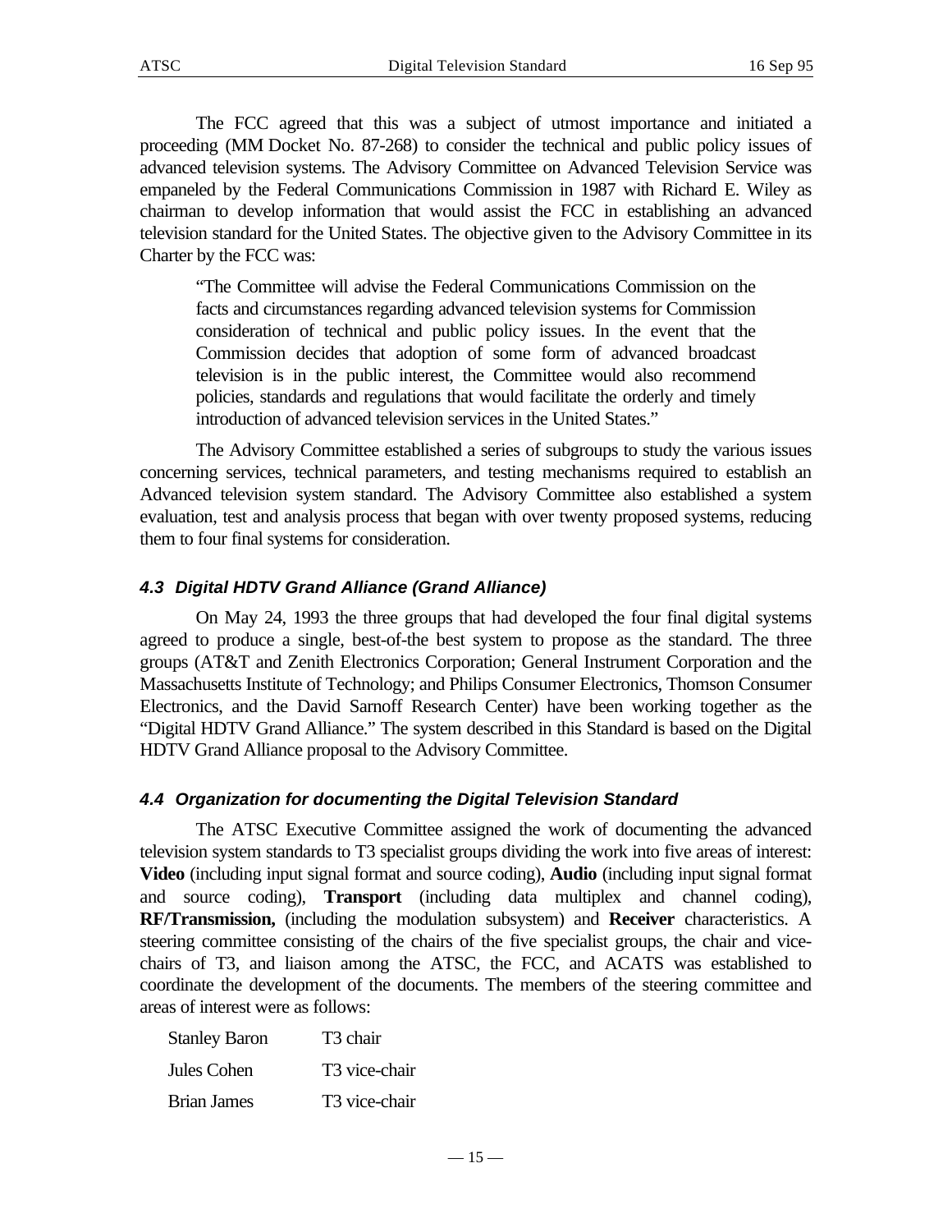The FCC agreed that this was a subject of utmost importance and initiated a proceeding (MM Docket No. 87-268) to consider the technical and public policy issues of advanced television systems. The Advisory Committee on Advanced Television Service was empaneled by the Federal Communications Commission in 1987 with Richard E. Wiley as chairman to develop information that would assist the FCC in establishing an advanced television standard for the United States. The objective given to the Advisory Committee in its Charter by the FCC was:

> "The Committee will advise the Federal Communications Commission on the facts and circumstances regarding advanced television systems for Commission consideration of technical and public policy issues. In the event that the Commission decides that adoption of some form of advanced broadcast television is in the public interest, the Committee would also recommend policies, standards and regulations that would facilitate the orderly and timely introduction of advanced television services in the United States."

The Advisory Committee established a series of subgroups to study the various issues concerning services, technical parameters, and testing mechanisms required to establish an Advanced television system standard. The Advisory Committee also established a system evaluation, test and analysis process that began with over twenty proposed systems, reducing them to four final systems for consideration.

### 4.3 Digital HDTV Grand Alliance (Grand Alliance)

On May 24, 1993 the three groups that had developed the four final digital systems agreed to produce a single, best-of-the best system to propose as the standard. The three groups (AT&T and Zenith Electronics Corporation; General Instrument Corporation and the Massachusetts Institute of Technology; and Philips Consumer Electronics, Thomson Consumer Electronics, and the David Sarnoff Research Center) have been working together as the "Digital HDTV Grand Alliance." The system described in this Standard is based on the Digital HDTV Grand Alliance proposal to the Advisory Committee.

### 4.4 Organization for documenting the Digital Television Standard

The ATSC Executive Committee assigned the work of documenting the advanced television system standards to T3 specialist groups dividing the work into five areas of interest: **Video** (including input signal format and source coding), **Audio** (including input signal format and source coding), **Transport** (including data multiplex and channel coding), **RF/Transmission,** (including the modulation subsystem) and **Receiver** characteristics. A steering committee consisting of the chairs of the five specialist groups, the chair and vice-chairs of T3, and liaison among the ATSC, the FCC, and ACATS was established to coordinate the development of the documents. The members of the steering committee and areas of interest were as follows:

| | |
|---|---|
| Stanley Baron | T3 chair |
| Jules Cohen | T3 vice-chair |
| Brian James | T3 vice-chair |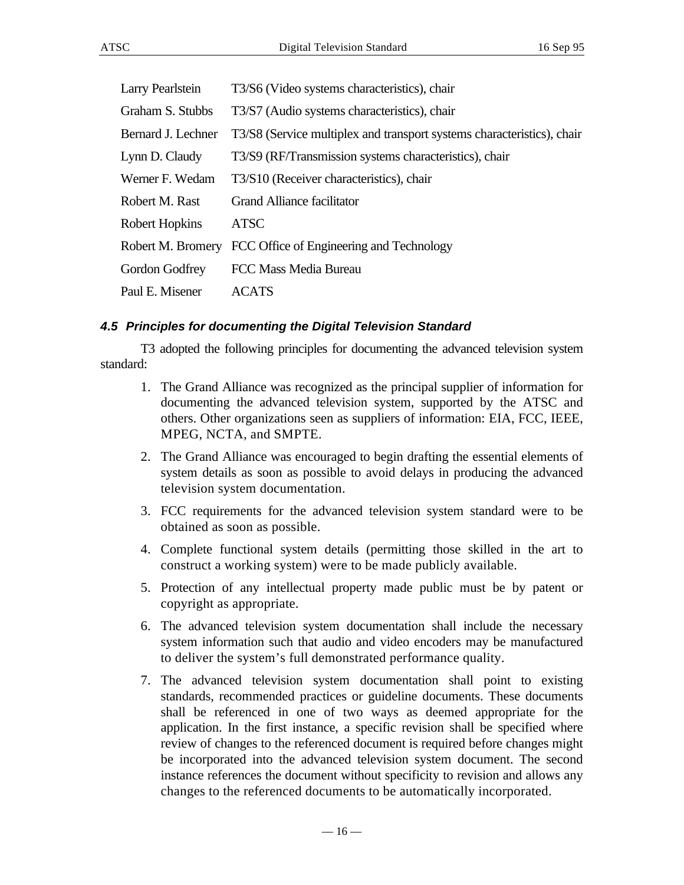| | |
|---|---|
| Larry Pearlstein | T3/S6 (Video systems characteristics), chair |
| Graham S. Stubbs | T3/S7 (Audio systems characteristics), chair |
| Bernard J. Lechner | T3/S8 (Service multiplex and transport systems characteristics), chair |
| Lynn D. Claudy | T3/S9 (RF/Transmission systems characteristics), chair |
| Werner F. Wedam | T3/S10 (Receiver characteristics), chair |
| Robert M. Rast | Grand Alliance facilitator |
| Robert Hopkins | ATSC |
| Robert M. Bromery | FCC Office of Engineering and Technology |
| Gordon Godfrey | FCC Mass Media Bureau |
| Paul E. Misener | ACATS |

### *4.5 Principles for documenting the Digital Television Standard*

T3 adopted the following principles for documenting the advanced television system standard:

1. The Grand Alliance was recognized as the principal supplier of information for documenting the advanced television system, supported by the ATSC and others. Other organizations seen as suppliers of information: EIA, FCC, IEEE, MPEG, NCTA, and SMPTE.
2. The Grand Alliance was encouraged to begin drafting the essential elements of system details as soon as possible to avoid delays in producing the advanced television system documentation.
3. FCC requirements for the advanced television system standard were to be obtained as soon as possible.
4. Complete functional system details (permitting those skilled in the art to construct a working system) were to be made publicly available.
5. Protection of any intellectual property made public must be by patent or copyright as appropriate.
6. The advanced television system documentation shall include the necessary system information such that audio and video encoders may be manufactured to deliver the system's full demonstrated performance quality.
7. The advanced television system documentation shall point to existing standards, recommended practices or guideline documents. These documents shall be referenced in one of two ways as deemed appropriate for the application. In the first instance, a specific revision shall be specified where review of changes to the referenced document is required before changes might be incorporated into the advanced television system document. The second instance references the document without specificity to revision and allows any changes to the referenced documents to be automatically incorporated.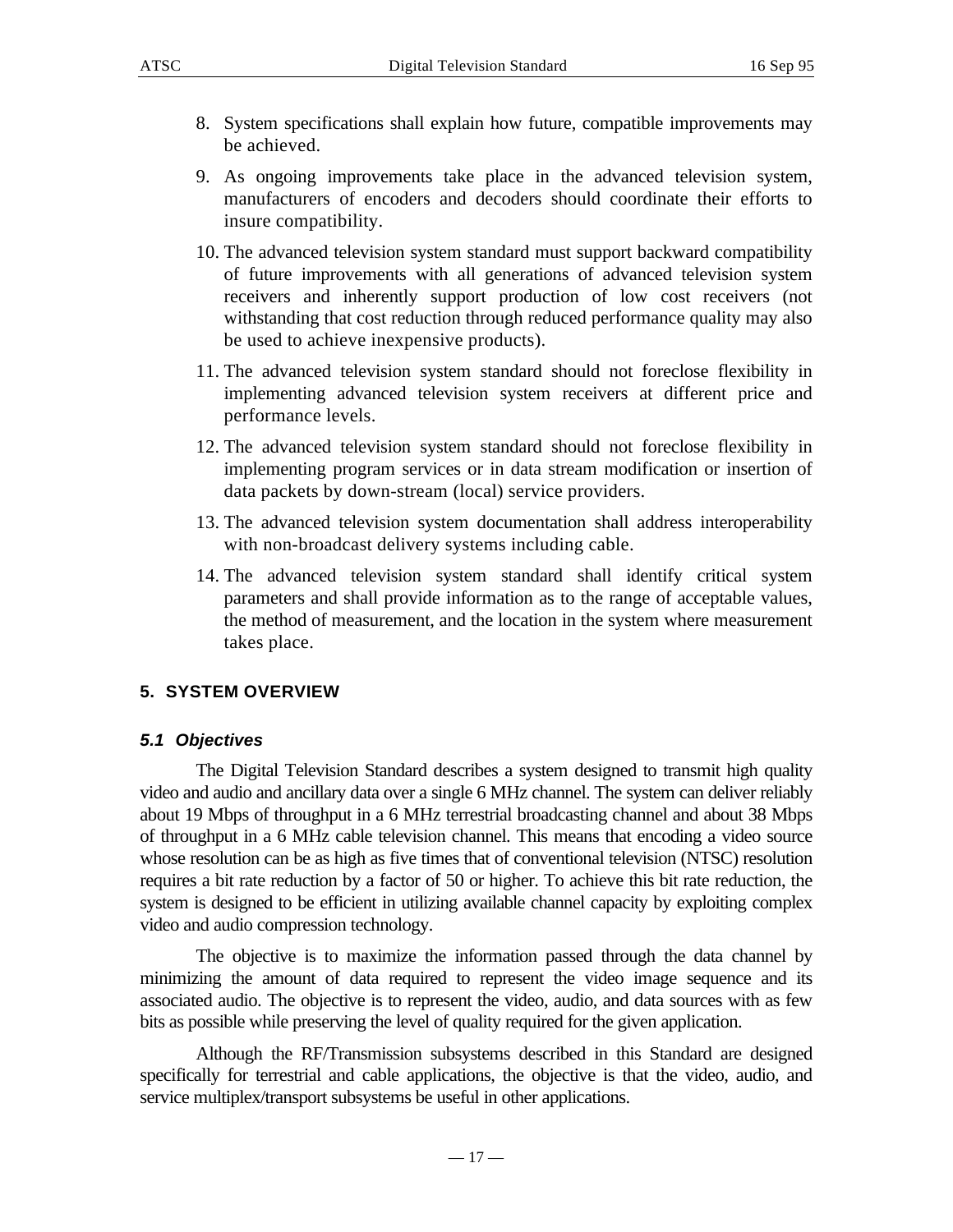8. System specifications shall explain how future, compatible improvements may be achieved.

9. As ongoing improvements take place in the advanced television system, manufacturers of encoders and decoders should coordinate their efforts to insure compatibility.

10. The advanced television system standard must support backward compatibility of future improvements with all generations of advanced television system receivers and inherently support production of low cost receivers (not withstanding that cost reduction through reduced performance quality may also be used to achieve inexpensive products).

11. The advanced television system standard should not foreclose flexibility in implementing advanced television system receivers at different price and performance levels.

12. The advanced television system standard should not foreclose flexibility in implementing program services or in data stream modification or insertion of data packets by down-stream (local) service providers.

13. The advanced television system documentation shall address interoperability with non-broadcast delivery systems including cable.

14. The advanced television system standard shall identify critical system parameters and shall provide information as to the range of acceptable values, the method of measurement, and the location in the system where measurement takes place.

## 5. SYSTEM OVERVIEW

### *5.1 Objectives*

The Digital Television Standard describes a system designed to transmit high quality video and audio and ancillary data over a single 6 MHz channel. The system can deliver reliably about 19 Mbps of throughput in a 6 MHz terrestrial broadcasting channel and about 38 Mbps of throughput in a 6 MHz cable television channel. This means that encoding a video source whose resolution can be as high as five times that of conventional television (NTSC) resolution requires a bit rate reduction by a factor of 50 or higher. To achieve this bit rate reduction, the system is designed to be efficient in utilizing available channel capacity by exploiting complex video and audio compression technology.

The objective is to maximize the information passed through the data channel by minimizing the amount of data required to represent the video image sequence and its associated audio. The objective is to represent the video, audio, and data sources with as few bits as possible while preserving the level of quality required for the given application.

Although the RF/Transmission subsystems described in this Standard are designed specifically for terrestrial and cable applications, the objective is that the video, audio, and service multiplex/transport subsystems be useful in other applications.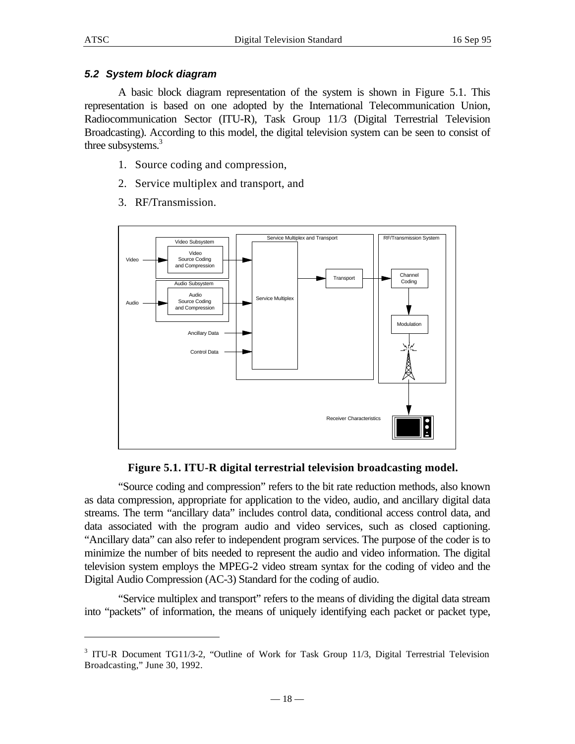### 5.2 System block diagram

A basic block diagram representation of the system is shown in Figure 5.1. This representation is based on one adopted by the International Telecommunication Union, Radiocommunication Sector (ITU-R), Task Group 11/3 (Digital Terrestrial Television Broadcasting). According to this model, the digital television system can be seen to consist of three subsystems.[3]

1. Source coding and compression,
2. Service multiplex and transport, and
3. RF/Transmission.

**Figure 5.1. ITU-R digital terrestrial television broadcasting model.**

"Source coding and compression" refers to the bit rate reduction methods, also known as data compression, appropriate for application to the video, audio, and ancillary digital data streams. The term "ancillary data" includes control data, conditional access control data, and data associated with the program audio and video services, such as closed captioning. "Ancillary data" can also refer to independent program services. The purpose of the coder is to minimize the number of bits needed to represent the audio and video information. The digital television system employs the MPEG-2 video stream syntax for the coding of video and the Digital Audio Compression (AC-3) Standard for the coding of audio.

"Service multiplex and transport" refers to the means of dividing the digital data stream into "packets" of information, the means of uniquely identifying each packet or packet type,

---

[3] ITU-R Document TG11/3-2, "Outline of Work for Task Group 11/3, Digital Terrestrial Television Broadcasting," June 30, 1992.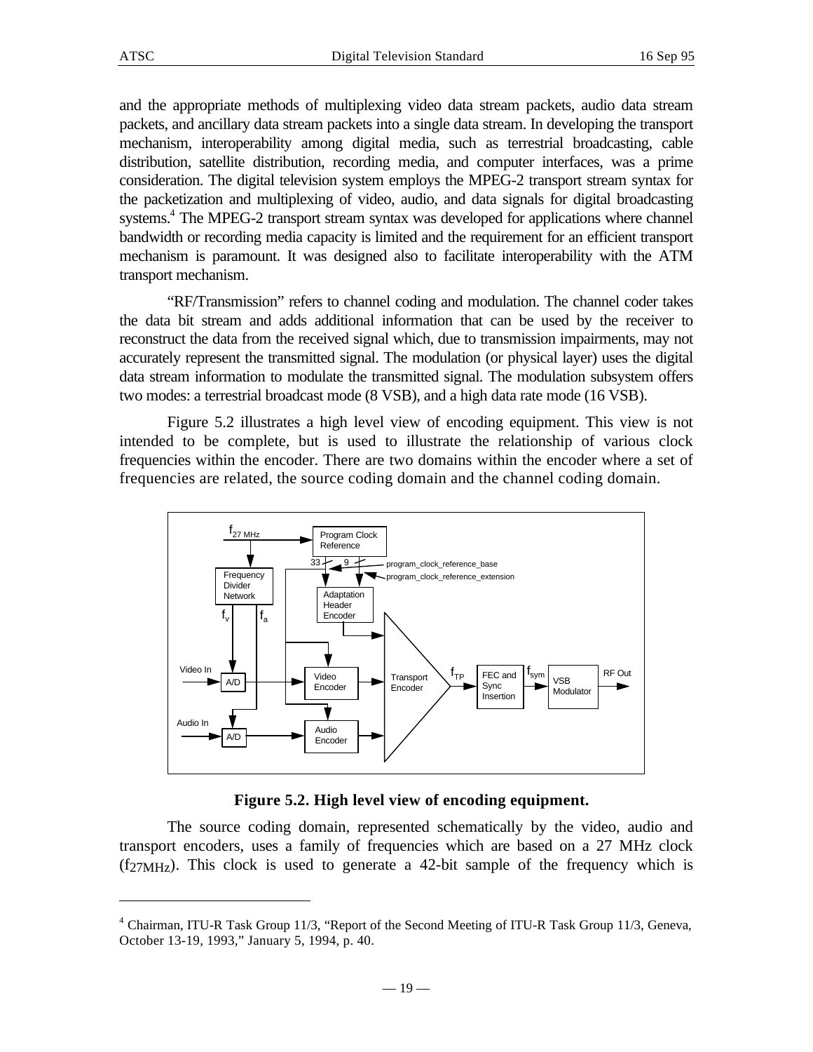and the appropriate methods of multiplexing video data stream packets, audio data stream packets, and ancillary data stream packets into a single data stream. In developing the transport mechanism, interoperability among digital media, such as terrestrial broadcasting, cable distribution, satellite distribution, recording media, and computer interfaces, was a prime consideration. The digital television system employs the MPEG-2 transport stream syntax for the packetization and multiplexing of video, audio, and data signals for digital broadcasting systems.[4] The MPEG-2 transport stream syntax was developed for applications where channel bandwidth or recording media capacity is limited and the requirement for an efficient transport mechanism is paramount. It was designed also to facilitate interoperability with the ATM transport mechanism.

"RF/Transmission" refers to channel coding and modulation. The channel coder takes the data bit stream and adds additional information that can be used by the receiver to reconstruct the data from the received signal which, due to transmission impairments, may not accurately represent the transmitted signal. The modulation (or physical layer) uses the digital data stream information to modulate the transmitted signal. The modulation subsystem offers two modes: a terrestrial broadcast mode (8 VSB), and a high data rate mode (16 VSB).

Figure 5.2 illustrates a high level view of encoding equipment. This view is not intended to be complete, but is used to illustrate the relationship of various clock frequencies within the encoder. There are two domains within the encoder where a set of frequencies are related, the source coding domain and the channel coding domain.

**Figure 5.2. High level view of encoding equipment.**

The source coding domain, represented schematically by the video, audio and transport encoders, uses a family of frequencies which are based on a 27 MHz clock ($f_{27MHz}$). This clock is used to generate a 42-bit sample of the frequency which is

[4] Chairman, ITU-R Task Group 11/3, "Report of the Second Meeting of ITU-R Task Group 11/3, Geneva, October 13-19, 1993," January 5, 1994, p. 40.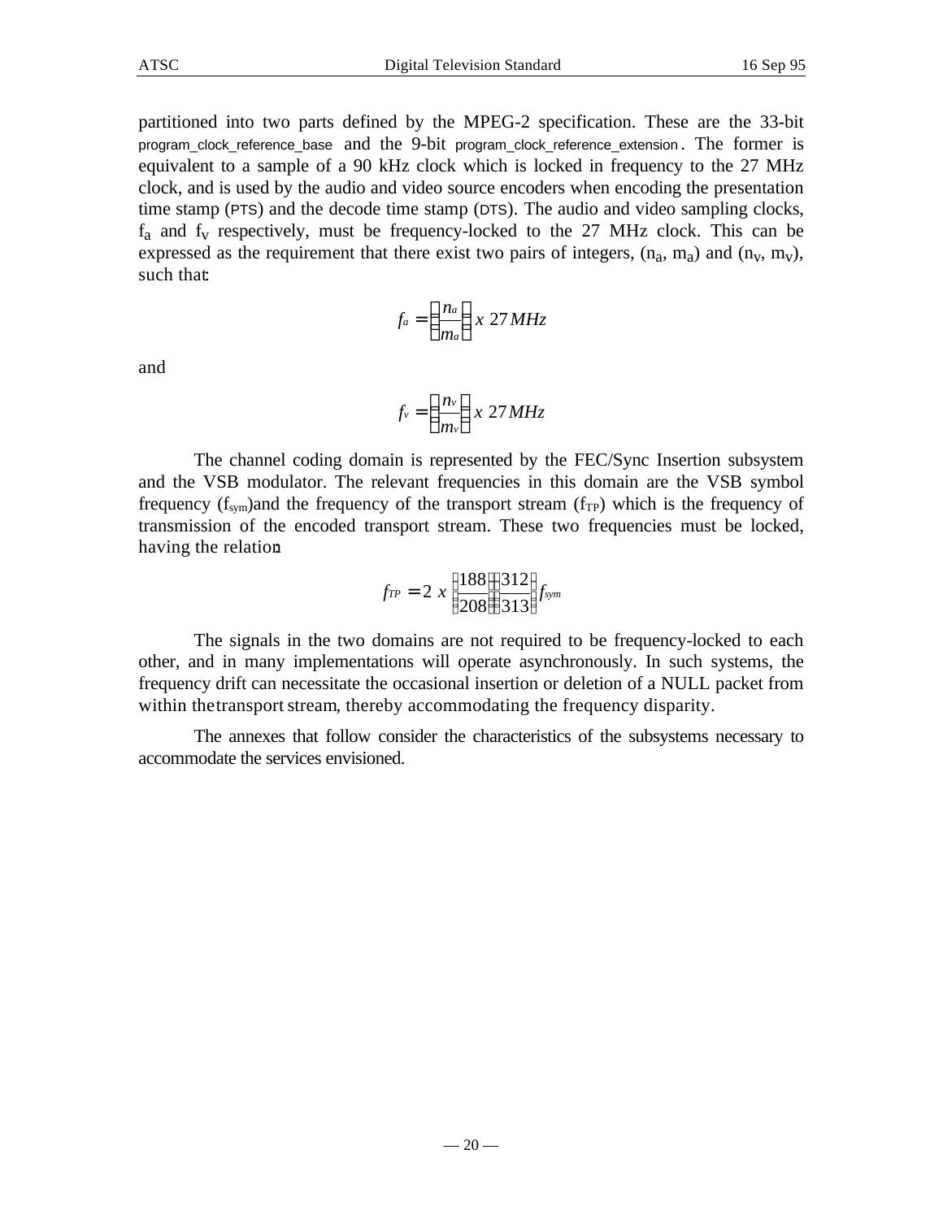partitioned into two parts defined by the MPEG-2 specification. These are the 33-bit program_clock_reference_base and the 9-bit program_clock_reference_extension. The former is equivalent to a sample of a 90 kHz clock which is locked in frequency to the 27 MHz clock, and is used by the audio and video source encoders when encoding the presentation time stamp (PTS) and the decode time stamp (DTS). The audio and video sampling clocks, $f_a$ and $f_v$ respectively, must be frequency-locked to the 27 MHz clock. This can be expressed as the requirement that there exist two pairs of integers, ($n_a$, $m_a$) and ($n_v$, $m_v$), such that:

$$f_a = \left(\frac{n_a}{m_a}\right) x\ 27\,MHz$$

and

$$f_v = \left(\frac{n_v}{m_v}\right) x\ 27\,MHz$$

The channel coding domain is represented by the FEC/Sync Insertion subsystem and the VSB modulator. The relevant frequencies in this domain are the VSB symbol frequency ($f_{sym}$)and the frequency of the transport stream ($f_{TP}$) which is the frequency of transmission of the encoded transport stream. These two frequencies must be locked, having the relation:

$$f_{TP} = 2\ x\ \left(\frac{188}{208}\right)\left(\frac{312}{313}\right) f_{sym}$$

The signals in the two domains are not required to be frequency-locked to each other, and in many implementations will operate asynchronously. In such systems, the frequency drift can necessitate the occasional insertion or deletion of a NULL packet from within the transport stream, thereby accommodating the frequency disparity.

The annexes that follow consider the characteristics of the subsystems necessary to accommodate the services envisioned.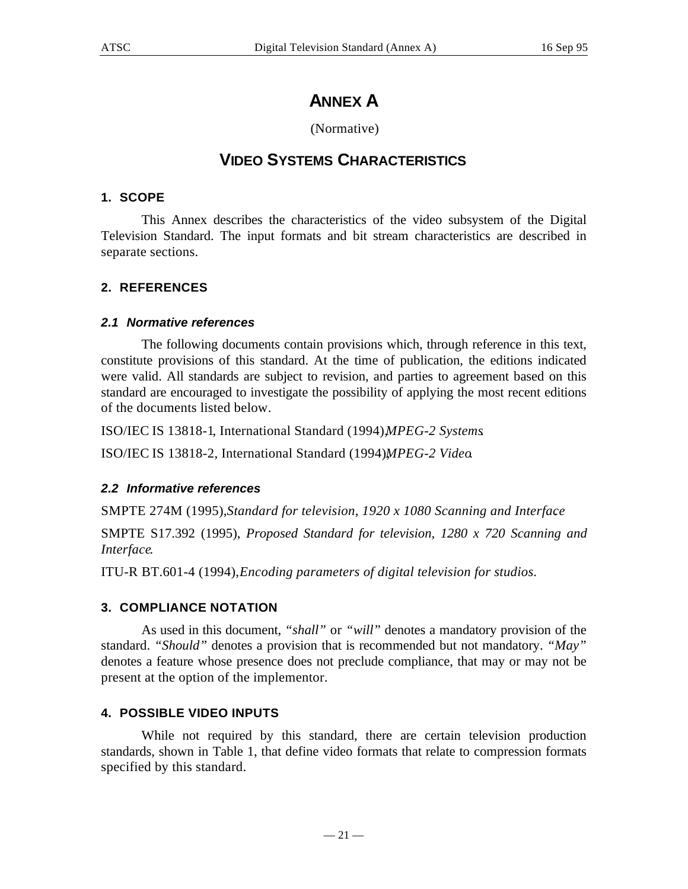# ANNEX A

(Normative)

# VIDEO SYSTEMS CHARACTERISTICS

## 1. SCOPE

This Annex describes the characteristics of the video subsystem of the Digital Television Standard. The input formats and bit stream characteristics are described in separate sections.

## 2. REFERENCES

### 2.1 Normative references

The following documents contain provisions which, through reference in this text, constitute provisions of this standard. At the time of publication, the editions indicated were valid. All standards are subject to revision, and parties to agreement based on this standard are encouraged to investigate the possibility of applying the most recent editions of the documents listed below.

ISO/IEC IS 13818-1, International Standard (1994), *MPEG-2 Systems*.

ISO/IEC IS 13818-2, International Standard (1994), *MPEG-2 Video*.

### 2.2 Informative references

SMPTE 274M (1995), *Standard for television, 1920 x 1080 Scanning and Interface*

SMPTE S17.392 (1995), *Proposed Standard for television, 1280 x 720 Scanning and Interface*.

ITU-R BT.601-4 (1994), *Encoding parameters of digital television for studios.*

## 3. COMPLIANCE NOTATION

As used in this document, *"shall"* or *"will"* denotes a mandatory provision of the standard. *"Should"* denotes a provision that is recommended but not mandatory. *"May"* denotes a feature whose presence does not preclude compliance, that may or may not be present at the option of the implementor.

## 4. POSSIBLE VIDEO INPUTS

While not required by this standard, there are certain television production standards, shown in Table 1, that define video formats that relate to compression formats specified by this standard.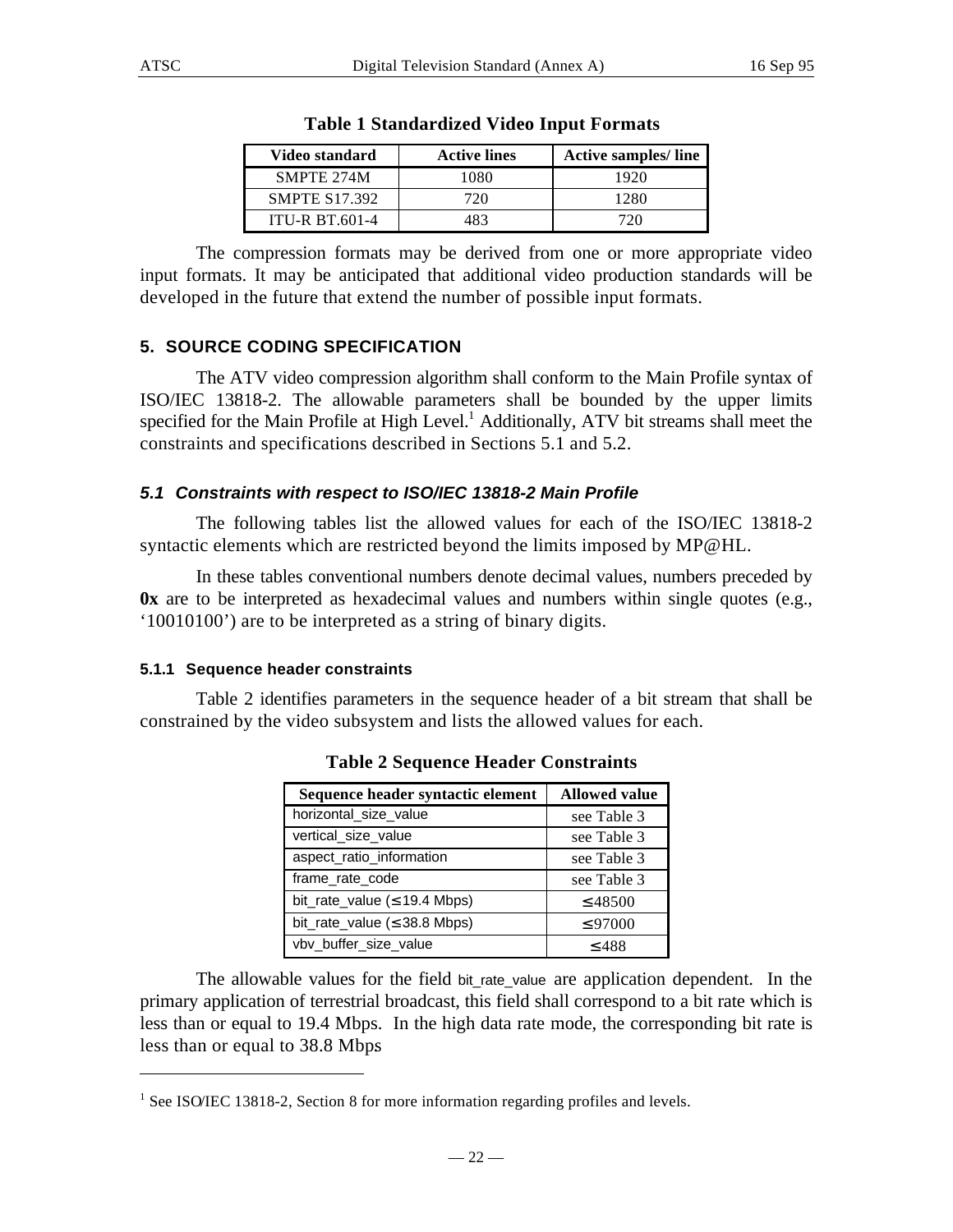**Table 1 Standardized Video Input Formats**

| Video standard | Active lines | Active samples/ line |
|---|---|---|
| SMPTE 274M | 1080 | 1920 |
| SMPTE S17.392 | 720 | 1280 |
| ITU-R BT.601-4 | 483 | 720 |

The compression formats may be derived from one or more appropriate video input formats. It may be anticipated that additional video production standards will be developed in the future that extend the number of possible input formats.

## 5. SOURCE CODING SPECIFICATION

The ATV video compression algorithm shall conform to the Main Profile syntax of ISO/IEC 13818-2. The allowable parameters shall be bounded by the upper limits specified for the Main Profile at High Level.[1] Additionally, ATV bit streams shall meet the constraints and specifications described in Sections 5.1 and 5.2.

### *5.1 Constraints with respect to ISO/IEC 13818-2 Main Profile*

The following tables list the allowed values for each of the ISO/IEC 13818-2 syntactic elements which are restricted beyond the limits imposed by MP@HL.

In these tables conventional numbers denote decimal values, numbers preceded by **0x** are to be interpreted as hexadecimal values and numbers within single quotes (e.g., '10010100') are to be interpreted as a string of binary digits.

#### 5.1.1 Sequence header constraints

Table 2 identifies parameters in the sequence header of a bit stream that shall be constrained by the video subsystem and lists the allowed values for each.

**Table 2 Sequence Header Constraints**

| Sequence header syntactic element | Allowed value |
|---|---|
| horizontal_size_value | see Table 3 |
| vertical_size_value | see Table 3 |
| aspect_ratio_information | see Table 3 |
| frame_rate_code | see Table 3 |
| bit_rate_value (≤ 19.4 Mbps) | ≤ 48500 |
| bit_rate_value (≤ 38.8 Mbps) | ≤ 97000 |
| vbv_buffer_size_value | ≤ 488 |

The allowable values for the field bit_rate_value are application dependent. In the primary application of terrestrial broadcast, this field shall correspond to a bit rate which is less than or equal to 19.4 Mbps. In the high data rate mode, the corresponding bit rate is less than or equal to 38.8 Mbps

---

[1] See ISO/IEC 13818-2, Section 8 for more information regarding profiles and levels.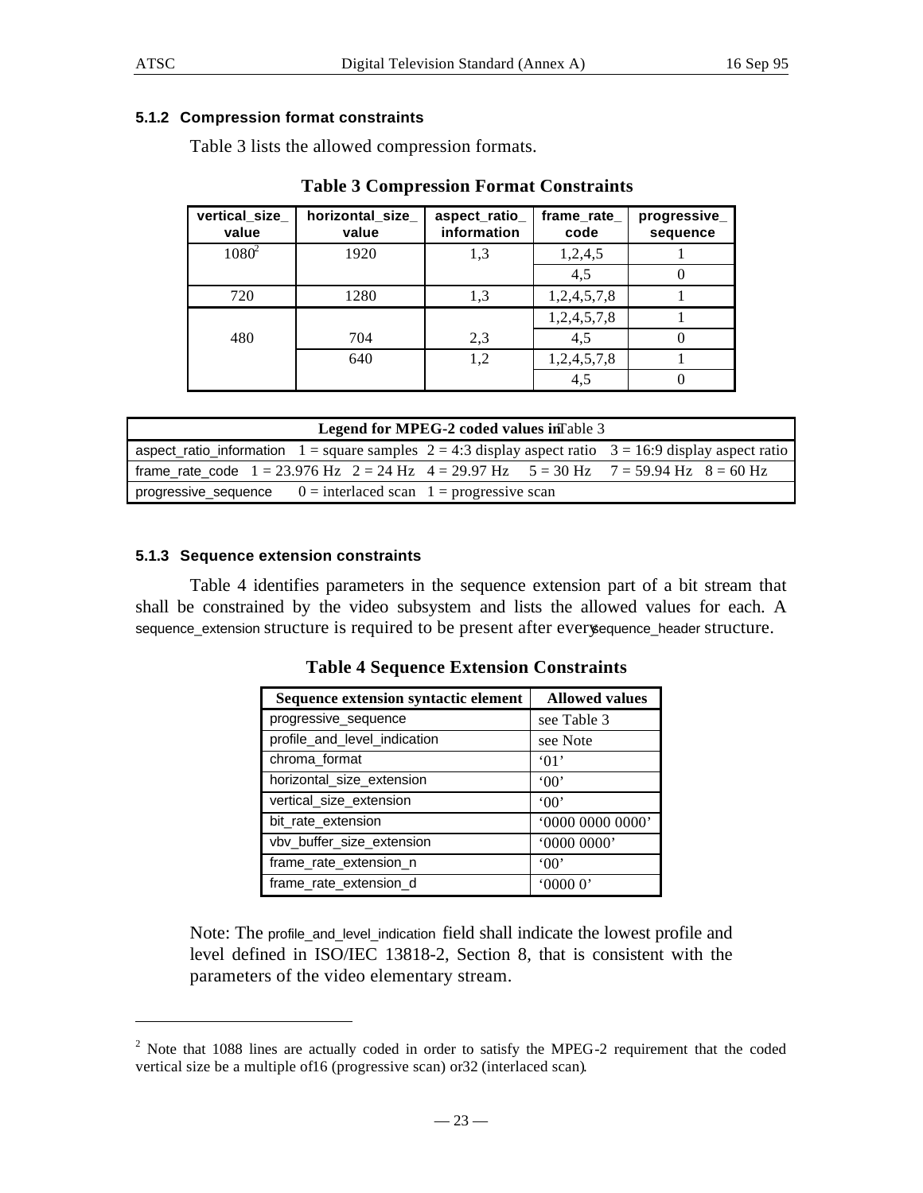#### 5.1.2 Compression format constraints

Table 3 lists the allowed compression formats.

**Table 3 Compression Format Constraints**

| vertical_size_value | horizontal_size_value | aspect_ratio_information | frame_rate_code | progressive_sequence |
|---|---|---|---|---|
| 1080[2] | 1920 | 1,3 | 1,2,4,5 | 1 |
| | | | 4,5 | 0 |
| 720 | 1280 | 1,3 | 1,2,4,5,7,8 | 1 |
| 480 | 704 | 2,3 | 1,2,4,5,7,8 | 1 |
| | | | 4,5 | 0 |
| | 640 | 1,2 | 1,2,4,5,7,8 | 1 |
| | | | 4,5 | 0 |

| Legend for MPEG-2 coded values in Table 3 |
|---|
| aspect_ratio_information 1 = square samples 2 = 4:3 display aspect ratio 3 = 16:9 display aspect ratio |
| frame_rate_code 1 = 23.976 Hz 2 = 24 Hz 4 = 29.97 Hz 5 = 30 Hz 7 = 59.94 Hz 8 = 60 Hz |
| progressive_sequence 0 = interlaced scan 1 = progressive scan |

#### 5.1.3 Sequence extension constraints

Table 4 identifies parameters in the sequence extension part of a bit stream that shall be constrained by the video subsystem and lists the allowed values for each. A sequence_extension structure is required to be present after every sequence_header structure.

**Table 4 Sequence Extension Constraints**

| Sequence extension syntactic element | Allowed values |
|---|---|
| progressive_sequence | see Table 3 |
| profile_and_level_indication | see Note |
| chroma_format | '01' |
| horizontal_size_extension | '00' |
| vertical_size_extension | '00' |
| bit_rate_extension | '0000 0000 0000' |
| vbv_buffer_size_extension | '0000 0000' |
| frame_rate_extension_n | '00' |
| frame_rate_extension_d | '0000 0' |

Note: The profile_and_level_indication field shall indicate the lowest profile and level defined in ISO/IEC 13818-2, Section 8, that is consistent with the parameters of the video elementary stream.

---

[2] Note that 1088 lines are actually coded in order to satisfy the MPEG-2 requirement that the coded vertical size be a multiple of 16 (progressive scan) or 32 (interlaced scan).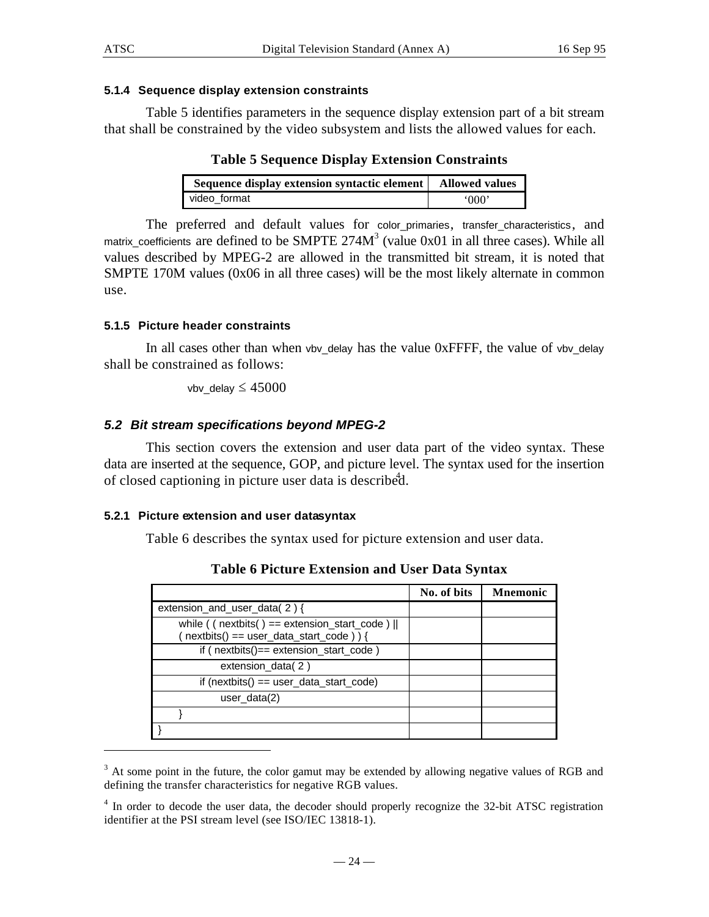#### 5.1.4 Sequence display extension constraints

Table 5 identifies parameters in the sequence display extension part of a bit stream that shall be constrained by the video subsystem and lists the allowed values for each.

**Table 5 Sequence Display Extension Constraints**

| Sequence display extension syntactic element | Allowed values |
|---|---|
| video_format | '000' |

The preferred and default values for color_primaries, transfer_characteristics, and matrix_coefficients are defined to be SMPTE 274M[3] (value 0x01 in all three cases). While all values described by MPEG-2 are allowed in the transmitted bit stream, it is noted that SMPTE 170M values (0x06 in all three cases) will be the most likely alternate in common use.

#### 5.1.5 Picture header constraints

In all cases other than when vbv_delay has the value 0xFFFF, the value of vbv_delay shall be constrained as follows:

$$\text{vbv\_delay} \leq 45000$$

### 5.2 Bit stream specifications beyond MPEG-2

This section covers the extension and user data part of the video syntax. These data are inserted at the sequence, GOP, and picture level. The syntax used for the insertion of closed captioning in picture user data is described.[4]

#### 5.2.1 Picture extension and user data syntax

Table 6 describes the syntax used for picture extension and user data.

**Table 6 Picture Extension and User Data Syntax**

| | No. of bits | Mnemonic |
|---|---|---|
| extension_and_user_data( 2 ) { | | |
| &nbsp;&nbsp;&nbsp;&nbsp;while ( ( nextbits( ) == extension_start_code ) \|\| ( nextbits() == user_data_start_code ) ) { | | |
| &nbsp;&nbsp;&nbsp;&nbsp;&nbsp;&nbsp;&nbsp;&nbsp;if ( nextbits()== extension_start_code ) | | |
| &nbsp;&nbsp;&nbsp;&nbsp;&nbsp;&nbsp;&nbsp;&nbsp;&nbsp;&nbsp;&nbsp;&nbsp;extension_data( 2 ) | | |
| &nbsp;&nbsp;&nbsp;&nbsp;&nbsp;&nbsp;&nbsp;&nbsp;if (nextbits() == user_data_start_code) | | |
| &nbsp;&nbsp;&nbsp;&nbsp;&nbsp;&nbsp;&nbsp;&nbsp;&nbsp;&nbsp;&nbsp;&nbsp;user_data(2) | | |
| &nbsp;&nbsp;&nbsp;&nbsp;} | | |
| } | | |

[3] At some point in the future, the color gamut may be extended by allowing negative values of RGB and defining the transfer characteristics for negative RGB values.

[4] In order to decode the user data, the decoder should properly recognize the 32-bit ATSC registration identifier at the PSI stream level (see ISO/IEC 13818-1).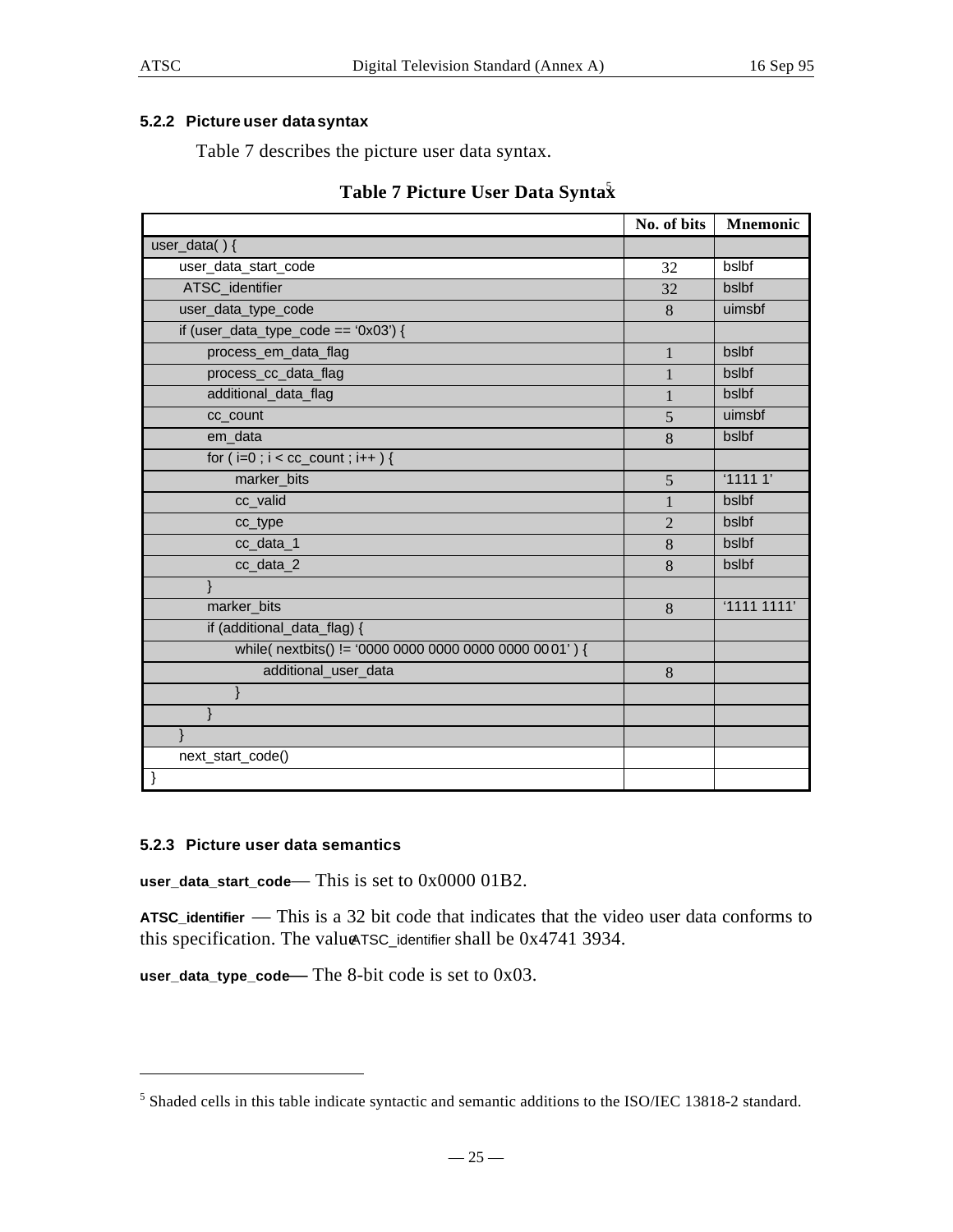### 5.2.2 Picture user data syntax

Table 7 describes the picture user data syntax.

**Table 7 Picture User Data Syntax**[5]

| | No. of bits | Mnemonic |
|---|---|---|
| user_data( ) { | | |
| &nbsp;&nbsp;&nbsp;&nbsp;user_data_start_code | 32 | bslbf |
| &nbsp;&nbsp;&nbsp;&nbsp;ATSC_identifier | 32 | bslbf |
| &nbsp;&nbsp;&nbsp;&nbsp;user_data_type_code | 8 | uimsbf |
| &nbsp;&nbsp;&nbsp;&nbsp;if (user_data_type_code == '0x03') { | | |
| &nbsp;&nbsp;&nbsp;&nbsp;&nbsp;&nbsp;&nbsp;&nbsp;process_em_data_flag | 1 | bslbf |
| &nbsp;&nbsp;&nbsp;&nbsp;&nbsp;&nbsp;&nbsp;&nbsp;process_cc_data_flag | 1 | bslbf |
| &nbsp;&nbsp;&nbsp;&nbsp;&nbsp;&nbsp;&nbsp;&nbsp;additional_data_flag | 1 | bslbf |
| &nbsp;&nbsp;&nbsp;&nbsp;&nbsp;&nbsp;&nbsp;&nbsp;cc_count | 5 | uimsbf |
| &nbsp;&nbsp;&nbsp;&nbsp;&nbsp;&nbsp;&nbsp;&nbsp;em_data | 8 | bslbf |
| &nbsp;&nbsp;&nbsp;&nbsp;&nbsp;&nbsp;&nbsp;&nbsp;for ( i=0 ; i < cc_count ; i++ ) { | | |
| &nbsp;&nbsp;&nbsp;&nbsp;&nbsp;&nbsp;&nbsp;&nbsp;&nbsp;&nbsp;&nbsp;&nbsp;marker_bits | 5 | '1111 1' |
| &nbsp;&nbsp;&nbsp;&nbsp;&nbsp;&nbsp;&nbsp;&nbsp;&nbsp;&nbsp;&nbsp;&nbsp;cc_valid | 1 | bslbf |
| &nbsp;&nbsp;&nbsp;&nbsp;&nbsp;&nbsp;&nbsp;&nbsp;&nbsp;&nbsp;&nbsp;&nbsp;cc_type | 2 | bslbf |
| &nbsp;&nbsp;&nbsp;&nbsp;&nbsp;&nbsp;&nbsp;&nbsp;&nbsp;&nbsp;&nbsp;&nbsp;cc_data_1 | 8 | bslbf |
| &nbsp;&nbsp;&nbsp;&nbsp;&nbsp;&nbsp;&nbsp;&nbsp;&nbsp;&nbsp;&nbsp;&nbsp;cc_data_2 | 8 | bslbf |
| &nbsp;&nbsp;&nbsp;&nbsp;&nbsp;&nbsp;&nbsp;&nbsp;} | | |
| &nbsp;&nbsp;&nbsp;&nbsp;&nbsp;&nbsp;&nbsp;&nbsp;marker_bits | 8 | '1111 1111' |
| &nbsp;&nbsp;&nbsp;&nbsp;&nbsp;&nbsp;&nbsp;&nbsp;if (additional_data_flag) { | | |
| &nbsp;&nbsp;&nbsp;&nbsp;&nbsp;&nbsp;&nbsp;&nbsp;&nbsp;&nbsp;&nbsp;&nbsp;while( nextbits() != '0000 0000 0000 0000 0000 0001' ) { | | |
| &nbsp;&nbsp;&nbsp;&nbsp;&nbsp;&nbsp;&nbsp;&nbsp;&nbsp;&nbsp;&nbsp;&nbsp;&nbsp;&nbsp;&nbsp;&nbsp;additional_user_data | 8 | |
| &nbsp;&nbsp;&nbsp;&nbsp;&nbsp;&nbsp;&nbsp;&nbsp;&nbsp;&nbsp;&nbsp;&nbsp;} | | |
| &nbsp;&nbsp;&nbsp;&nbsp;&nbsp;&nbsp;&nbsp;&nbsp;} | | |
| &nbsp;&nbsp;&nbsp;&nbsp;} | | |
| &nbsp;&nbsp;&nbsp;&nbsp;next_start_code() | | |
| } | | |

### 5.2.3 Picture user data semantics

**user_data_start_code** — This is set to 0x0000 01B2.

**ATSC_identifier** — This is a 32 bit code that indicates that the video user data conforms to this specification. The value **ATSC_identifier** shall be 0x4741 3934.

**user_data_type_code** — The 8-bit code is set to 0x03.

---

[5] Shaded cells in this table indicate syntactic and semantic additions to the ISO/IEC 13818-2 standard.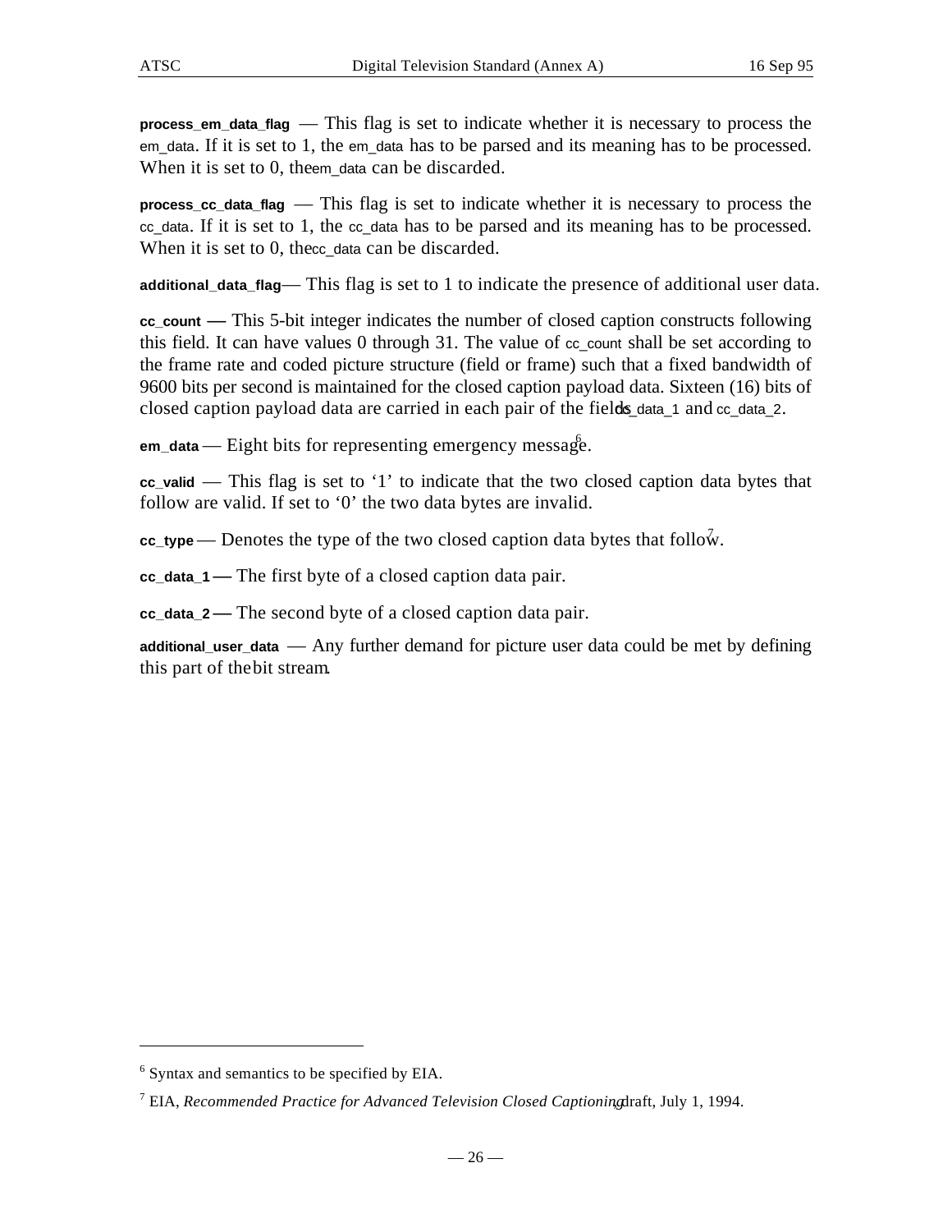**process_em_data_flag** — This flag is set to indicate whether it is necessary to process the em_data. If it is set to 1, the em_data has to be parsed and its meaning has to be processed. When it is set to 0, the em_data can be discarded.

**process_cc_data_flag** — This flag is set to indicate whether it is necessary to process the cc_data. If it is set to 1, the cc_data has to be parsed and its meaning has to be processed. When it is set to 0, the cc_data can be discarded.

**additional_data_flag** — This flag is set to 1 to indicate the presence of additional user data.

**cc_count** — This 5-bit integer indicates the number of closed caption constructs following this field. It can have values 0 through 31. The value of cc_count shall be set according to the frame rate and coded picture structure (field or frame) such that a fixed bandwidth of 9600 bits per second is maintained for the closed caption payload data. Sixteen (16) bits of closed caption payload data are carried in each pair of the fields cc_data_1 and cc_data_2.

**em_data** — Eight bits for representing emergency message[6].

**cc_valid** — This flag is set to '1' to indicate that the two closed caption data bytes that follow are valid. If set to '0' the two data bytes are invalid.

**cc_type** — Denotes the type of the two closed caption data bytes that follow[7].

**cc_data_1** — The first byte of a closed caption data pair.

**cc_data_2** — The second byte of a closed caption data pair.

**additional_user_data** — Any further demand for picture user data could be met by defining this part of the bit stream.

---

[6] Syntax and semantics to be specified by EIA.

[7] EIA, *Recommended Practice for Advanced Television Closed Captioning*, draft, July 1, 1994.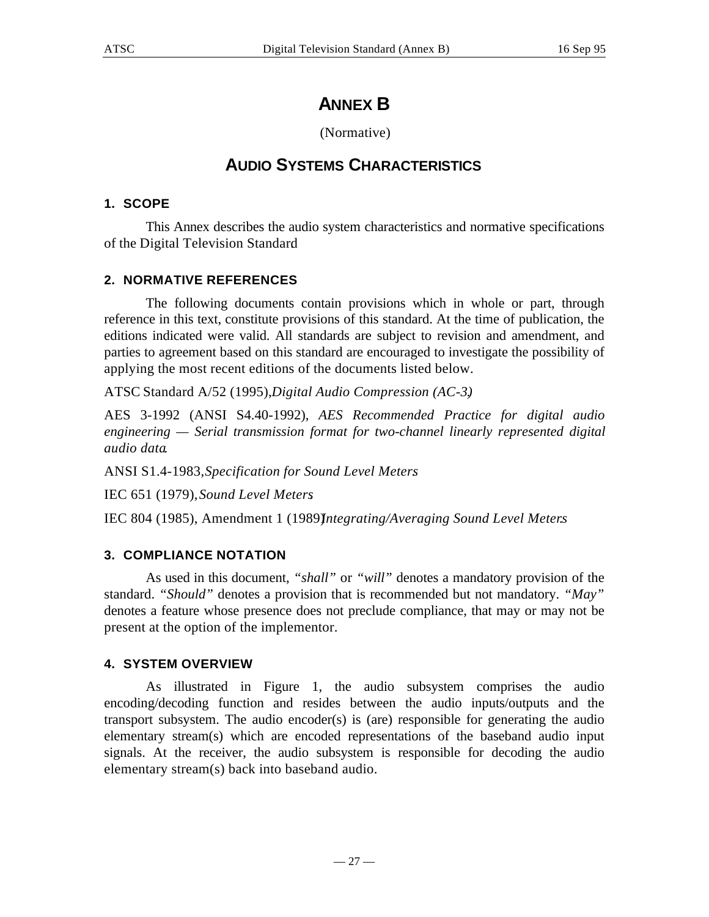# ANNEX B

(Normative)

# AUDIO SYSTEMS CHARACTERISTICS

## 1. SCOPE

This Annex describes the audio system characteristics and normative specifications of the Digital Television Standard

## 2. NORMATIVE REFERENCES

The following documents contain provisions which in whole or part, through reference in this text, constitute provisions of this standard. At the time of publication, the editions indicated were valid. All standards are subject to revision and amendment, and parties to agreement based on this standard are encouraged to investigate the possibility of applying the most recent editions of the documents listed below.

ATSC Standard A/52 (1995), *Digital Audio Compression (AC-3).*

AES 3-1992 (ANSI S4.40-1992), *AES Recommended Practice for digital audio engineering — Serial transmission format for two-channel linearly represented digital audio data*.

ANSI S1.4-1983, *Specification for Sound Level Meters*

IEC 651 (1979), *Sound Level Meters*.

IEC 804 (1985), Amendment 1 (1989), *Integrating/Averaging Sound Level Meters*.

## 3. COMPLIANCE NOTATION

As used in this document, *"shall"* or *"will"* denotes a mandatory provision of the standard. *"Should"* denotes a provision that is recommended but not mandatory. *"May"* denotes a feature whose presence does not preclude compliance, that may or may not be present at the option of the implementor.

## 4. SYSTEM OVERVIEW

As illustrated in Figure 1, the audio subsystem comprises the audio encoding/decoding function and resides between the audio inputs/outputs and the transport subsystem. The audio encoder(s) is (are) responsible for generating the audio elementary stream(s) which are encoded representations of the baseband audio input signals. At the receiver, the audio subsystem is responsible for decoding the audio elementary stream(s) back into baseband audio.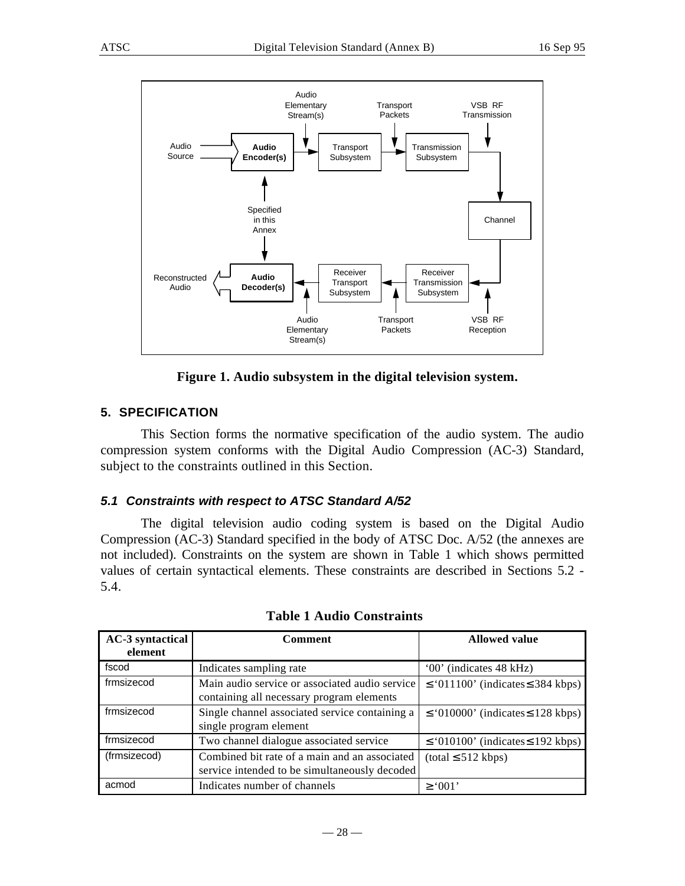Figure 1. Audio subsystem in the digital television system.

## 5. SPECIFICATION

This Section forms the normative specification of the audio system. The audio compression system conforms with the Digital Audio Compression (AC-3) Standard, subject to the constraints outlined in this Section.

### *5.1 Constraints with respect to ATSC Standard A/52*

The digital television audio coding system is based on the Digital Audio Compression (AC-3) Standard specified in the body of ATSC Doc. A/52 (the annexes are not included). Constraints on the system are shown in Table 1 which shows permitted values of certain syntactical elements. These constraints are described in Sections 5.2 - 5.4.

**Table 1 Audio Constraints**

| AC-3 syntactical element | Comment | Allowed value |
|---|---|---|
| fscod | Indicates sampling rate | '00' (indicates 48 kHz) |
| frmsizecod | Main audio service or associated audio service containing all necessary program elements | ≤ '011100' (indicates ≤ 384 kbps) |
| frmsizecod | Single channel associated service containing a single program element | ≤ '010000' (indicates ≤ 128 kbps) |
| frmsizecod | Two channel dialogue associated service | ≤ '010100' (indicates ≤ 192 kbps) |
| (frmsizecod) | Combined bit rate of a main and an associated service intended to be simultaneously decoded | (total ≤ 512 kbps) |
| acmod | Indicates number of channels | ≥ '001' |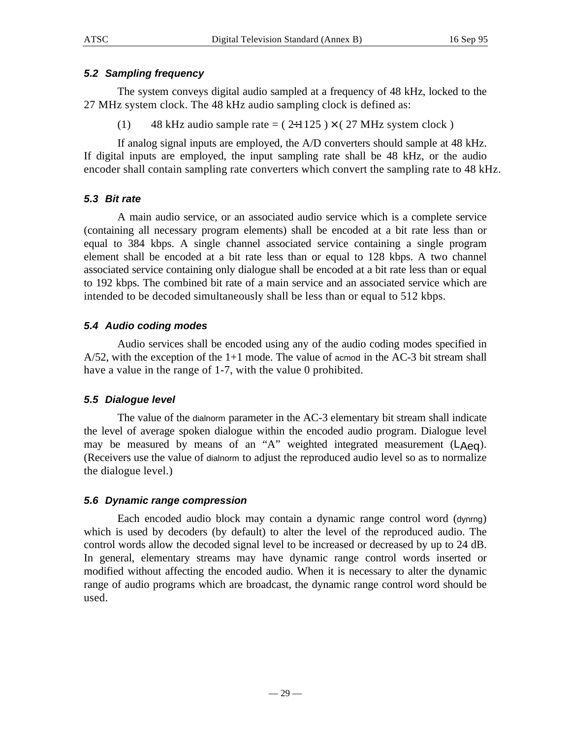### *5.2 Sampling frequency*

The system conveys digital audio sampled at a frequency of 48 kHz, locked to the 27 MHz system clock. The 48 kHz audio sample rate clock is defined as:

(1) 48 kHz audio sample rate = $( 2 \div 1125 ) \times ( 27 \text{ MHz system clock} )$

If analog signal inputs are employed, the A/D converters should sample at 48 kHz. If digital inputs are employed, the input sampling rate shall be 48 kHz, or the audio encoder shall contain sampling rate converters which convert the sampling rate to 48 kHz.

### *5.3 Bit rate*

A main audio service, or an associated audio service which is a complete service (containing all necessary program elements) shall be encoded at a bit rate less than or equal to 384 kbps. A single channel associated service containing a single program element shall be encoded at a bit rate less than or equal to 128 kbps. A two channel associated service containing only dialogue shall be encoded at a bit rate less than or equal to 192 kbps. The combined bit rate of a main service and an associated service which are intended to be decoded simultaneously shall be less than or equal to 512 kbps.

### *5.4 Audio coding modes*

Audio services shall be encoded using any of the audio coding modes specified in A/52, with the exception of the 1+1 mode. The value of acmod in the AC-3 bit stream shall have a value in the range of 1-7, with the value 0 prohibited.

### *5.5 Dialogue level*

The value of the dialnorm parameter in the AC-3 elementary bit stream shall indicate the level of average spoken dialogue within the encoded audio program. Dialogue level may be measured by means of an “A” weighted integrated measurement ($L_{Aeq}$). (Receivers use the value of dialnorm to adjust the reproduced audio level so as to normalize the dialogue level.)

### *5.6 Dynamic range compression*

Each encoded audio block may contain a dynamic range control word (dynrng) which is used by decoders (by default) to alter the level of the reproduced audio. The control words allow the decoded signal level to be increased or decreased by up to 24 dB. In general, elementary streams may have dynamic range control words inserted or modified without affecting the encoded audio. When it is necessary to alter the dynamic range of audio programs which are broadcast, the dynamic range control word should be used.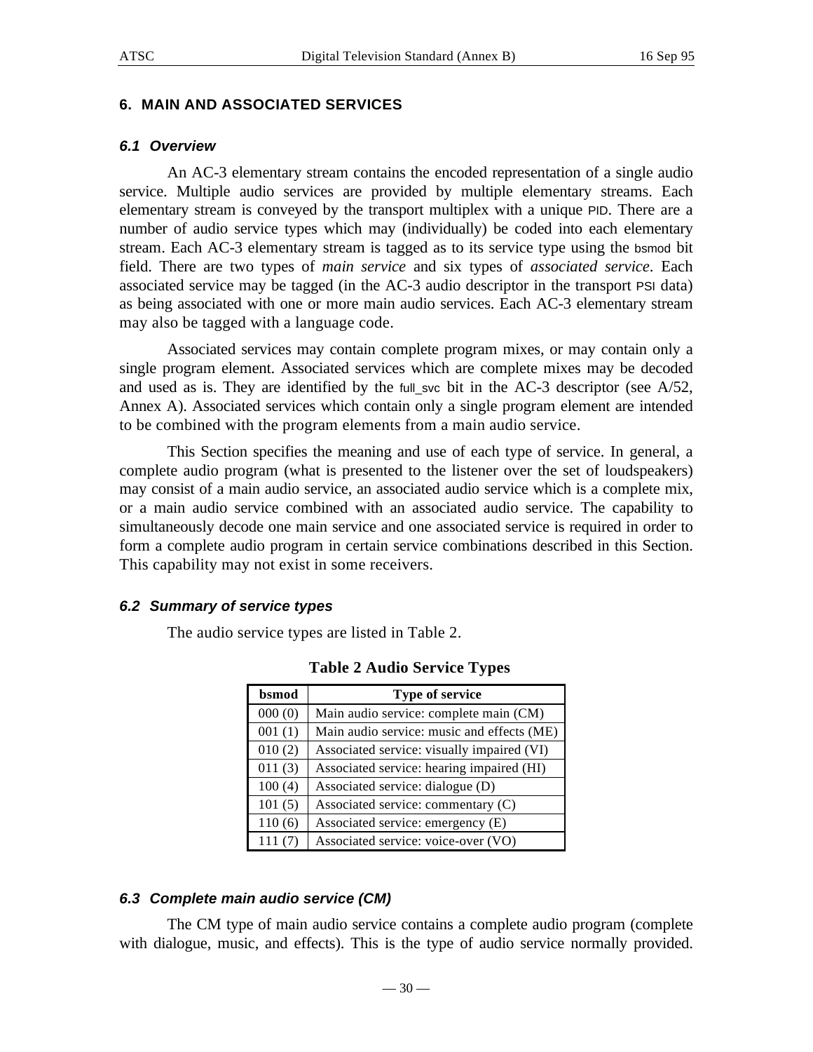# 6. MAIN AND ASSOCIATED SERVICES

## *6.1 Overview*

An AC-3 elementary stream contains the encoded representation of a single audio service. Multiple audio services are provided by multiple elementary streams. Each elementary stream is conveyed by the transport multiplex with a unique PID. There are a number of audio service types which may (individually) be coded into each elementary stream. Each AC-3 elementary stream is tagged as to its service type using the bsmod bit field. There are two types of *main service* and six types of *associated service*. Each associated service may be tagged (in the AC-3 audio descriptor in the transport PSI data) as being associated with one or more main audio services. Each AC-3 elementary stream may also be tagged with a language code.

Associated services may contain complete program mixes, or may contain only a single program element. Associated services which are complete mixes may be decoded and used as is. They are identified by the full_svc bit in the AC-3 descriptor (see A/52, Annex A). Associated services which contain only a single program element are intended to be combined with the program elements from a main audio service.

This Section specifies the meaning and use of each type of service. In general, a complete audio program (what is presented to the listener over the set of loudspeakers) may consist of a main audio service, an associated audio service which is a complete mix, or a main audio service combined with an associated audio service. The capability to simultaneously decode one main service and one associated service is required in order to form a complete audio program in certain service combinations described in this Section. This capability may not exist in some receivers.

## *6.2 Summary of service types*

The audio service types are listed in Table 2.

**Table 2 Audio Service Types**

| bsmod | Type of service |
|---|---|
| 000 (0) | Main audio service: complete main (CM) |
| 001 (1) | Main audio service: music and effects (ME) |
| 010 (2) | Associated service: visually impaired (VI) |
| 011 (3) | Associated service: hearing impaired (HI) |
| 100 (4) | Associated service: dialogue (D) |
| 101 (5) | Associated service: commentary (C) |
| 110 (6) | Associated service: emergency (E) |
| 111 (7) | Associated service: voice-over (VO) |

## *6.3 Complete main audio service (CM)*

The CM type of main audio service contains a complete audio program (complete with dialogue, music, and effects). This is the type of audio service normally provided.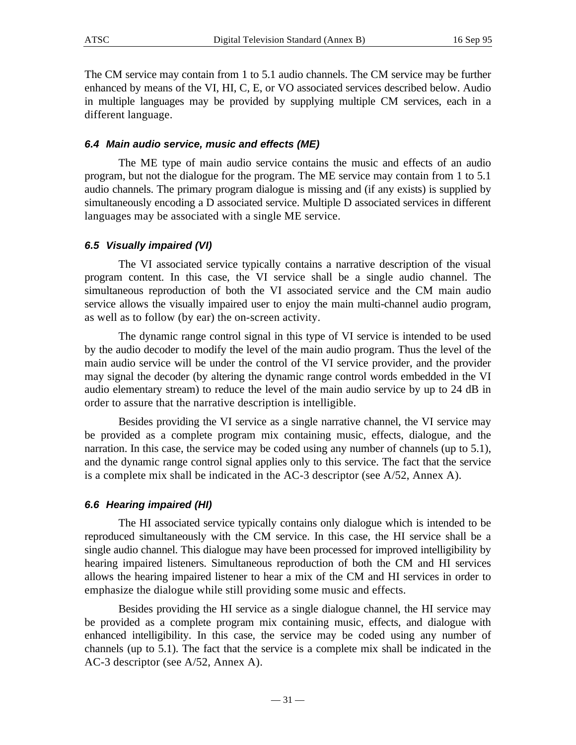The CM service may contain from 1 to 5.1 audio channels. The CM service may be further enhanced by means of the VI, HI, C, E, or VO associated services described below. Audio in multiple languages may be provided by supplying multiple CM services, each in a different language.

### *6.4 Main audio service, music and effects (ME)*

The ME type of main audio service contains the music and effects of an audio program, but not the dialogue for the program. The ME service may contain from 1 to 5.1 audio channels. The primary program dialogue is missing and (if any exists) is supplied by simultaneously encoding a D associated service. Multiple D associated services in different languages may be associated with a single ME service.

### *6.5 Visually impaired (VI)*

The VI associated service typically contains a narrative description of the visual program content. In this case, the VI service shall be a single audio channel. The simultaneous reproduction of both the VI associated service and the CM main audio service allows the visually impaired user to enjoy the main multi-channel audio program, as well as to follow (by ear) the on-screen activity.

The dynamic range control signal in this type of VI service is intended to be used by the audio decoder to modify the level of the main audio program. Thus the level of the main audio service will be under the control of the VI service provider, and the provider may signal the decoder (by altering the dynamic range control words embedded in the VI audio elementary stream) to reduce the level of the main audio service by up to 24 dB in order to assure that the narrative description is intelligible.

Besides providing the VI service as a single narrative channel, the VI service may be provided as a complete program mix containing music, effects, dialogue, and the narration. In this case, the service may be coded using any number of channels (up to 5.1), and the dynamic range control signal applies only to this service. The fact that the service is a complete mix shall be indicated in the AC-3 descriptor (see A/52, Annex A).

### *6.6 Hearing impaired (HI)*

The HI associated service typically contains only dialogue which is intended to be reproduced simultaneously with the CM service. In this case, the HI service shall be a single audio channel. This dialogue may have been processed for improved intelligibility by hearing impaired listeners. Simultaneous reproduction of both the CM and HI services allows the hearing impaired listener to hear a mix of the CM and HI services in order to emphasize the dialogue while still providing some music and effects.

Besides providing the HI service as a single dialogue channel, the HI service may be provided as a complete program mix containing music, effects, and dialogue with enhanced intelligibility. In this case, the service may be coded using any number of channels (up to 5.1). The fact that the service is a complete mix shall be indicated in the AC-3 descriptor (see A/52, Annex A).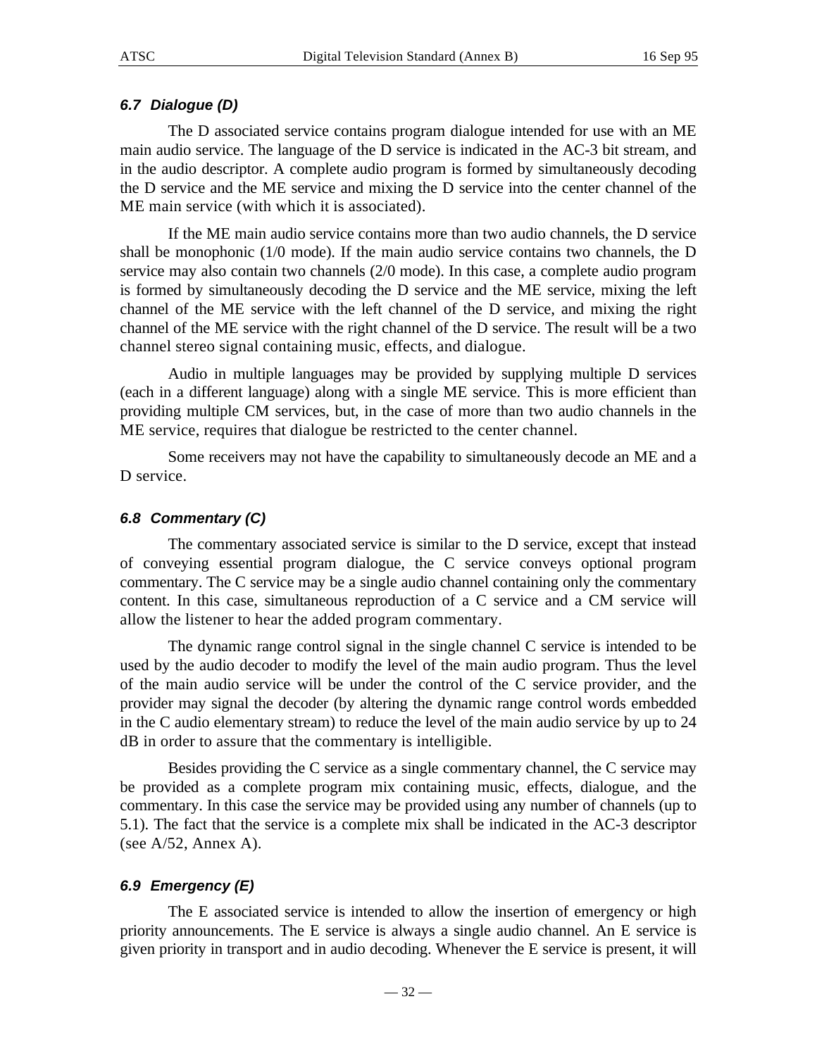### *6.7 Dialogue (D)*

The D associated service contains program dialogue intended for use with an ME main audio service. The language of the D service is indicated in the AC-3 bit stream, and in the audio descriptor. A complete audio program is formed by simultaneously decoding the D service and the ME service and mixing the D service into the center channel of the ME main service (with which it is associated).

If the ME main audio service contains more than two audio channels, the D service shall be monophonic (1/0 mode). If the main audio service contains two channels, the D service may also contain two channels (2/0 mode). In this case, a complete audio program is formed by simultaneously decoding the D service and the ME service, mixing the left channel of the ME service with the left channel of the D service, and mixing the right channel of the ME service with the right channel of the D service. The result will be a two channel stereo signal containing music, effects, and dialogue.

Audio in multiple languages may be provided by supplying multiple D services (each in a different language) along with a single ME service. This is more efficient than providing multiple CM services, but, in the case of more than two audio channels in the ME service, requires that dialogue be restricted to the center channel.

Some receivers may not have the capability to simultaneously decode an ME and a D service.

### *6.8 Commentary (C)*

The commentary associated service is similar to the D service, except that instead of conveying essential program dialogue, the C service conveys optional program commentary. The C service may be a single audio channel containing only the commentary content. In this case, simultaneous reproduction of a C service and a CM service will allow the listener to hear the added program commentary.

The dynamic range control signal in the single channel C service is intended to be used by the audio decoder to modify the level of the main audio program. Thus the level of the main audio service will be under the control of the C service provider, and the provider may signal the decoder (by altering the dynamic range control words embedded in the C audio elementary stream) to reduce the level of the main audio service by up to 24 dB in order to assure that the commentary is intelligible.

Besides providing the C service as a single commentary channel, the C service may be provided as a complete program mix containing music, effects, dialogue, and the commentary. In this case the service may be provided using any number of channels (up to 5.1). The fact that the service is a complete mix shall be indicated in the AC-3 descriptor (see A/52, Annex A).

### *6.9 Emergency (E)*

The E associated service is intended to allow the insertion of emergency or high priority announcements. The E service is always a single audio channel. An E service is given priority in transport and in audio decoding. Whenever the E service is present, it will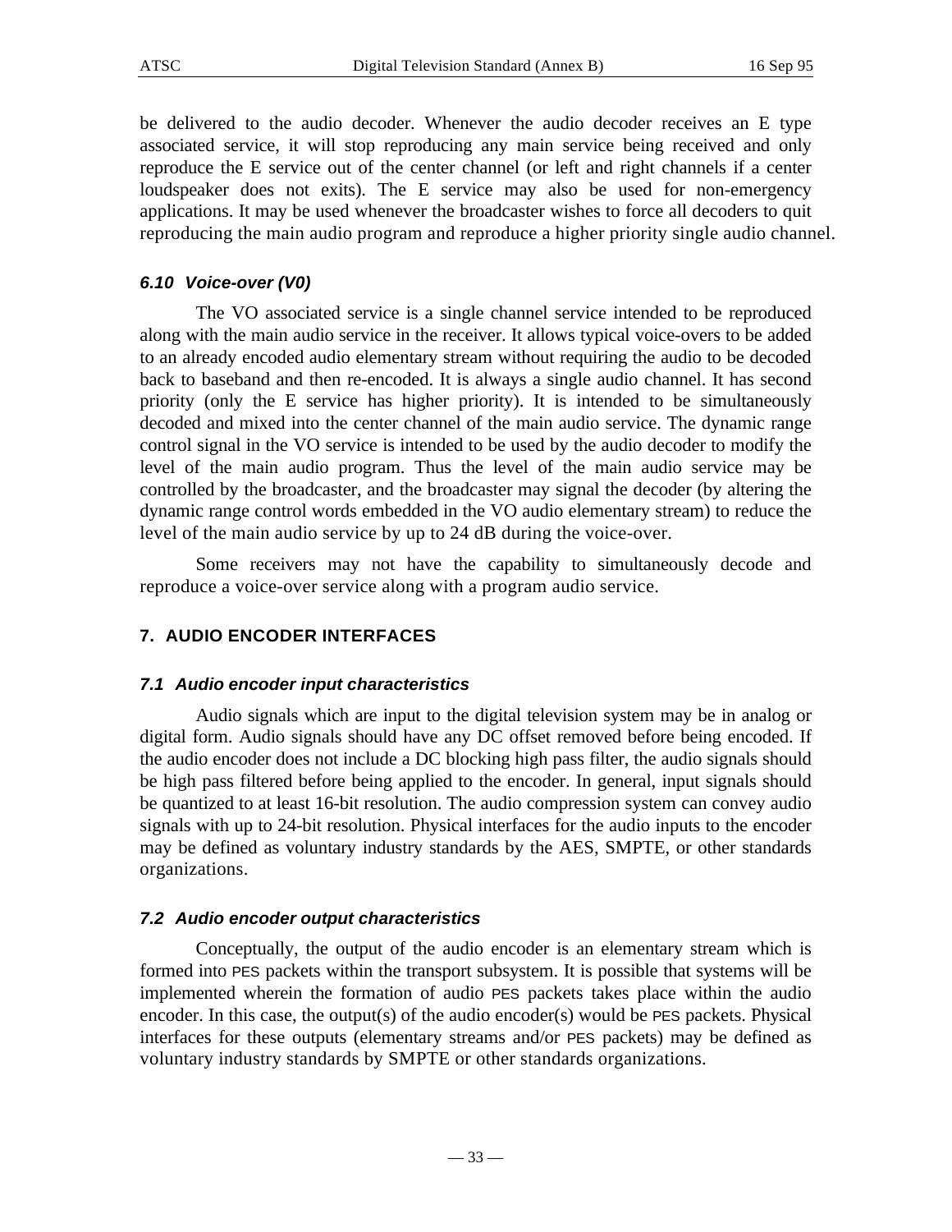be delivered to the audio decoder. Whenever the audio decoder receives an E type associated service, it will stop reproducing any main service being received and only reproduce the E service out of the center channel (or left and right channels if a center loudspeaker does not exits). The E service may also be used for non-emergency applications. It may be used whenever the broadcaster wishes to force all decoders to quit reproducing the main audio program and reproduce a higher priority single audio channel.

### *6.10 Voice-over (V0)*

The VO associated service is a single channel service intended to be reproduced along with the main audio service in the receiver. It allows typical voice-overs to be added to an already encoded audio elementary stream without requiring the audio to be decoded back to baseband and then re-encoded. It is always a single audio channel. It has second priority (only the E service has higher priority). It is intended to be simultaneously decoded and mixed into the center channel of the main audio service. The dynamic range control signal in the VO service is intended to be used by the audio decoder to modify the level of the main audio program. Thus the level of the main audio service may be controlled by the broadcaster, and the broadcaster may signal the decoder (by altering the dynamic range control words embedded in the VO audio elementary stream) to reduce the level of the main audio service by up to 24 dB during the voice-over.

Some receivers may not have the capability to simultaneously decode and reproduce a voice-over service along with a program audio service.

## 7. AUDIO ENCODER INTERFACES

### *7.1 Audio encoder input characteristics*

Audio signals which are input to the digital television system may be in analog or digital form. Audio signals should have any DC offset removed before being encoded. If the audio encoder does not include a DC blocking high pass filter, the audio signals should be high pass filtered before being applied to the encoder. In general, input signals should be quantized to at least 16-bit resolution. The audio compression system can convey audio signals with up to 24-bit resolution. Physical interfaces for the audio inputs to the encoder may be defined as voluntary industry standards by the AES, SMPTE, or other standards organizations.

### *7.2 Audio encoder output characteristics*

Conceptually, the output of the audio encoder is an elementary stream which is formed into PES packets within the transport subsystem. It is possible that systems will be implemented wherein the formation of audio PES packets takes place within the audio encoder. In this case, the output(s) of the audio encoder(s) would be PES packets. Physical interfaces for these outputs (elementary streams and/or PES packets) may be defined as voluntary industry standards by SMPTE or other standards organizations.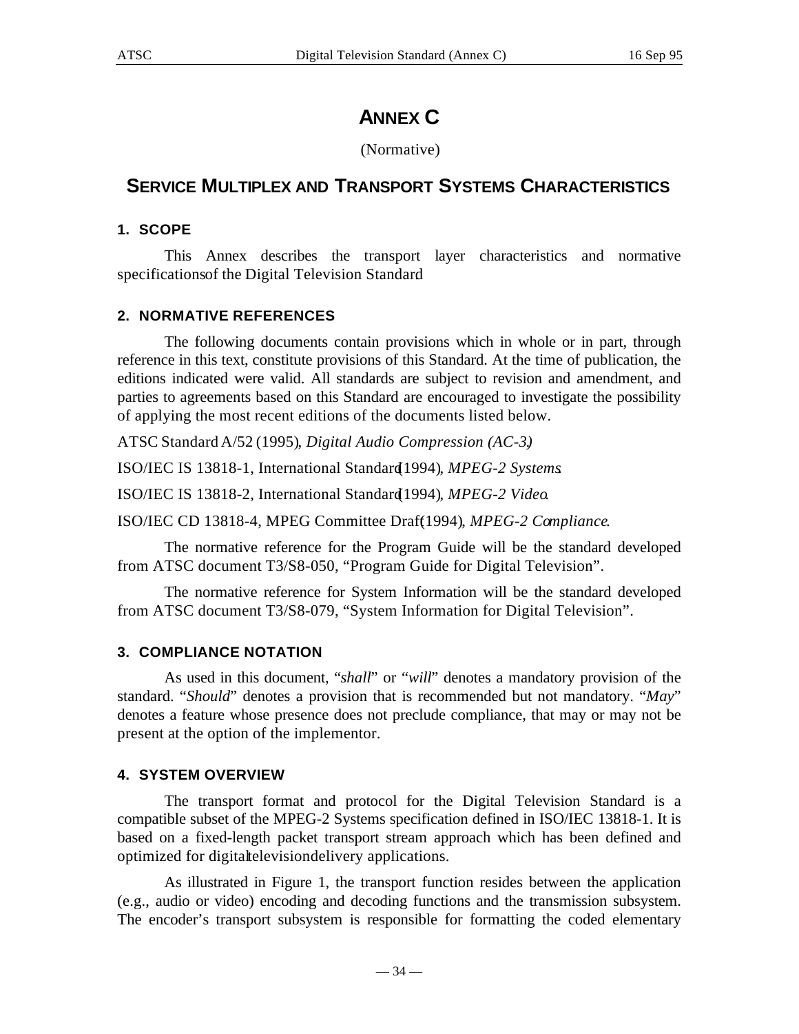# ANNEX C

(Normative)

# SERVICE MULTIPLEX AND TRANSPORT SYSTEMS CHARACTERISTICS

## 1. SCOPE

This Annex describes the transport layer characteristics and normative specifications of the Digital Television Standard

## 2. NORMATIVE REFERENCES

The following documents contain provisions which in whole or in part, through reference in this text, constitute provisions of this Standard. At the time of publication, the editions indicated were valid. All standards are subject to revision and amendment, and parties to agreements based on this Standard are encouraged to investigate the possibility of applying the most recent editions of the documents listed below.

ATSC Standard A/52 (1995), *Digital Audio Compression (AC-3)*

ISO/IEC IS 13818-1, International Standard (1994), *MPEG-2 Systems*.

ISO/IEC IS 13818-2, International Standard (1994), *MPEG-2 Video*.

ISO/IEC CD 13818-4, MPEG Committee Draft (1994), *MPEG-2 Compliance*.

The normative reference for the Program Guide will be the standard developed from ATSC document T3/S8-050, "Program Guide for Digital Television".

The normative reference for System Information will be the standard developed from ATSC document T3/S8-079, "System Information for Digital Television".

## 3. COMPLIANCE NOTATION

As used in this document, "*shall*" or "*will*" denotes a mandatory provision of the standard. "*Should*" denotes a provision that is recommended but not mandatory. "*May*" denotes a feature whose presence does not preclude compliance, that may or may not be present at the option of the implementor.

## 4. SYSTEM OVERVIEW

The transport format and protocol for the Digital Television Standard is a compatible subset of the MPEG-2 Systems specification defined in ISO/IEC 13818-1. It is based on a fixed-length packet transport stream approach which has been defined and optimized for digital television delivery applications.

As illustrated in Figure 1, the transport function resides between the application (e.g., audio or video) encoding and decoding functions and the transmission subsystem. The encoder's transport subsystem is responsible for formatting the coded elementary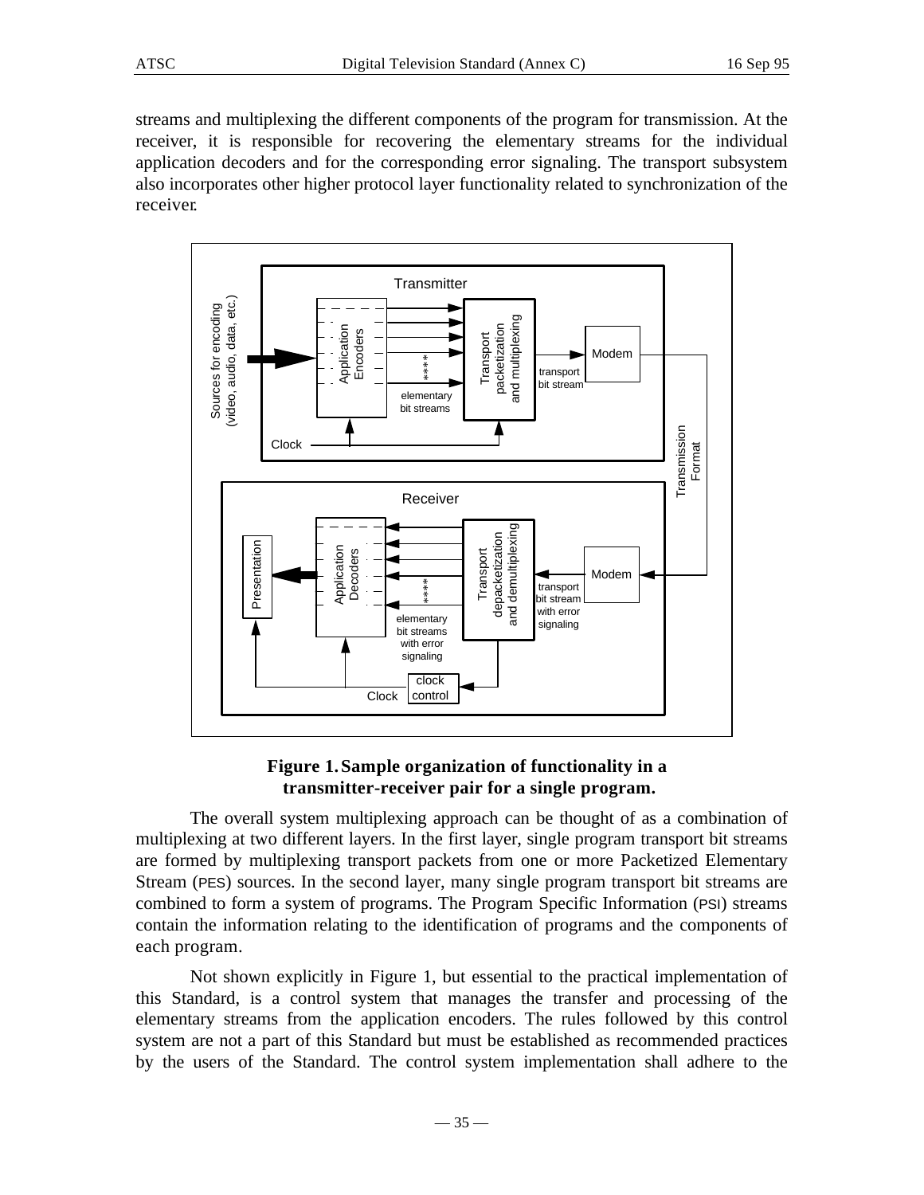streams and multiplexing the different components of the program for transmission. At the receiver, it is responsible for recovering the elementary streams for the individual application decoders and for the corresponding error signaling. The transport subsystem also incorporates other higher protocol layer functionality related to synchronization of the receiver.

**Figure 1. Sample organization of functionality in a transmitter-receiver pair for a single program.**

The overall system multiplexing approach can be thought of as a combination of multiplexing at two different layers. In the first layer, single program transport bit streams are formed by multiplexing transport packets from one or more Packetized Elementary Stream (PES) sources. In the second layer, many single program transport bit streams are combined to form a system of programs. The Program Specific Information (PSI) streams contain the information relating to the identification of programs and the components of each program.

Not shown explicitly in Figure 1, but essential to the practical implementation of this Standard, is a control system that manages the transfer and processing of the elementary streams from the application encoders. The rules followed by this control system are not a part of this Standard but must be established as recommended practices by the users of the Standard. The control system implementation shall adhere to the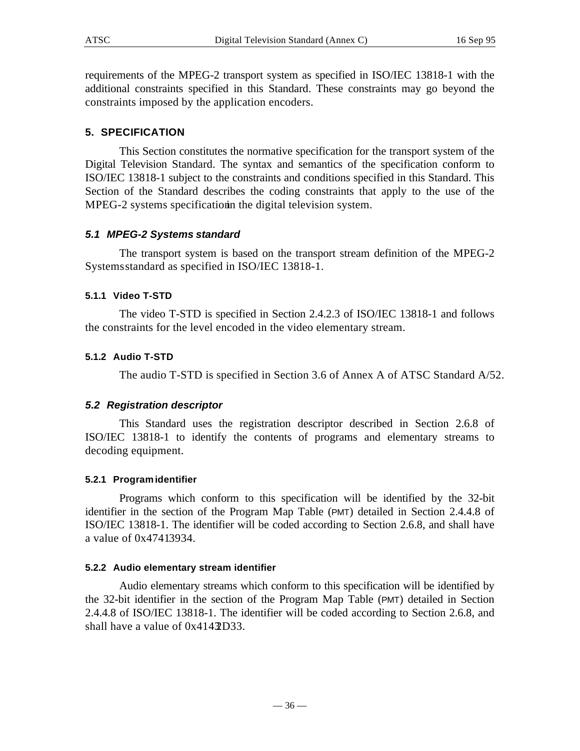requirements of the MPEG-2 transport system as specified in ISO/IEC 13818-1 with the additional constraints specified in this Standard. These constraints may go beyond the constraints imposed by the application encoders.

## 5. SPECIFICATION

This Section constitutes the normative specification for the transport system of the Digital Television Standard. The syntax and semantics of the specification conform to ISO/IEC 13818-1 subject to the constraints and conditions specified in this Standard. This Section of the Standard describes the coding constraints that apply to the use of the MPEG-2 systems specification in the digital television system.

### *5.1 MPEG-2 Systems standard*

The transport system is based on the transport stream definition of the MPEG-2 Systems standard as specified in ISO/IEC 13818-1.

#### 5.1.1 Video T-STD

The video T-STD is specified in Section 2.4.2.3 of ISO/IEC 13818-1 and follows the constraints for the level encoded in the video elementary stream.

#### 5.1.2 Audio T-STD

The audio T-STD is specified in Section 3.6 of Annex A of ATSC Standard A/52.

### *5.2 Registration descriptor*

This Standard uses the registration descriptor described in Section 2.6.8 of ISO/IEC 13818-1 to identify the contents of programs and elementary streams to decoding equipment.

#### 5.2.1 Program identifier

Programs which conform to this specification will be identified by the 32-bit identifier in the section of the Program Map Table (PMT) detailed in Section 2.4.4.8 of ISO/IEC 13818-1. The identifier will be coded according to Section 2.6.8, and shall have a value of 0x47413934.

#### 5.2.2 Audio elementary stream identifier

Audio elementary streams which conform to this specification will be identified by the 32-bit identifier in the section of the Program Map Table (PMT) detailed in Section 2.4.4.8 of ISO/IEC 13818-1. The identifier will be coded according to Section 2.6.8, and shall have a value of 0x41432D33.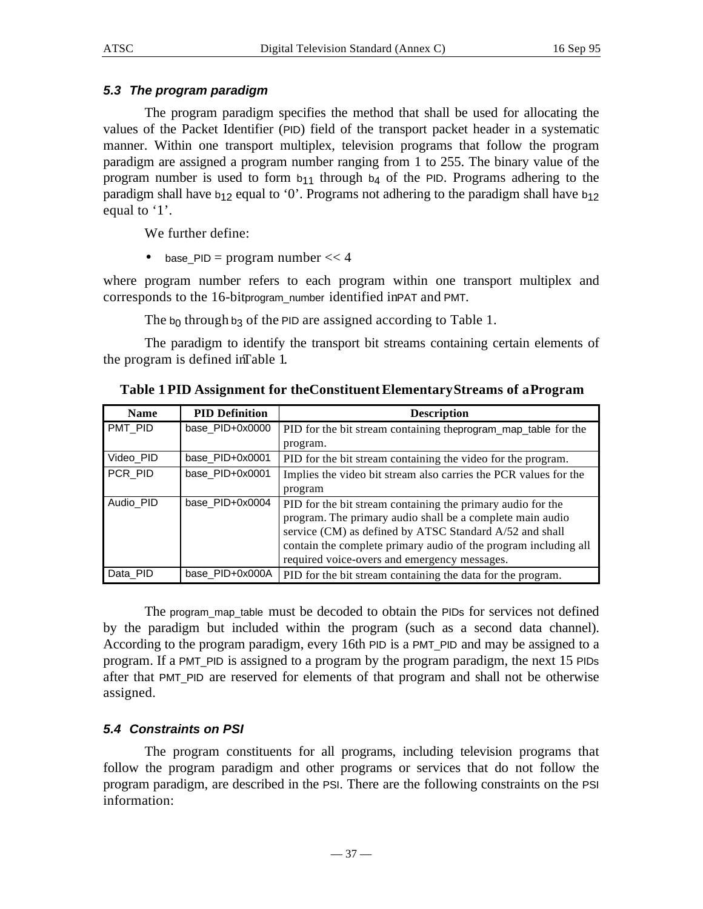### 5.3 The program paradigm

The program paradigm specifies the method that shall be used for allocating the values of the Packet Identifier (PID) field of the transport packet header in a systematic manner. Within one transport multiplex, television programs that follow the program paradigm are assigned a program number ranging from 1 to 255. The binary value of the program number is used to form $b_{11}$ through $b_4$ of the PID. Programs adhering to the paradigm shall have $b_{12}$ equal to '0'. Programs not adhering to the paradigm shall have $b_{12}$ equal to '1'.

We further define:

- base_PID = program number << 4

where program number refers to each program within one transport multiplex and corresponds to the 16-bit program_number identified in PAT and PMT.

The $b_0$ through $b_3$ of the PID are assigned according to Table 1.

The paradigm to identify the transport bit streams containing certain elements of the program is defined in Table 1.

**Table 1 PID Assignment for the Constituent Elementary Streams of a Program**

| Name | PID Definition | Description |
|---|---|---|
| PMT_PID | base_PID+0x0000 | PID for the bit stream containing the program_map_table for the program. |
| Video_PID | base_PID+0x0001 | PID for the bit stream containing the video for the program. |
| PCR_PID | base_PID+0x0001 | Implies the video bit stream also carries the PCR values for the program |
| Audio_PID | base_PID+0x0004 | PID for the bit stream containing the primary audio for the program. The primary audio shall be a complete main audio service (CM) as defined by ATSC Standard A/52 and shall contain the complete primary audio of the program including all required voice-overs and emergency messages. |
| Data_PID | base_PID+0x000A | PID for the bit stream containing the data for the program. |

The program_map_table must be decoded to obtain the PIDs for services not defined by the paradigm but included within the program (such as a second data channel). According to the program paradigm, every 16th PID is a PMT_PID and may be assigned to a program. If a PMT_PID is assigned to a program by the program paradigm, the next 15 PIDs after that PMT_PID are reserved for elements of that program and shall not be otherwise assigned.

### 5.4 Constraints on PSI

The program constituents for all programs, including television programs that follow the program paradigm and other programs or services that do not follow the program paradigm, are described in the PSI. There are the following constraints on the PSI information: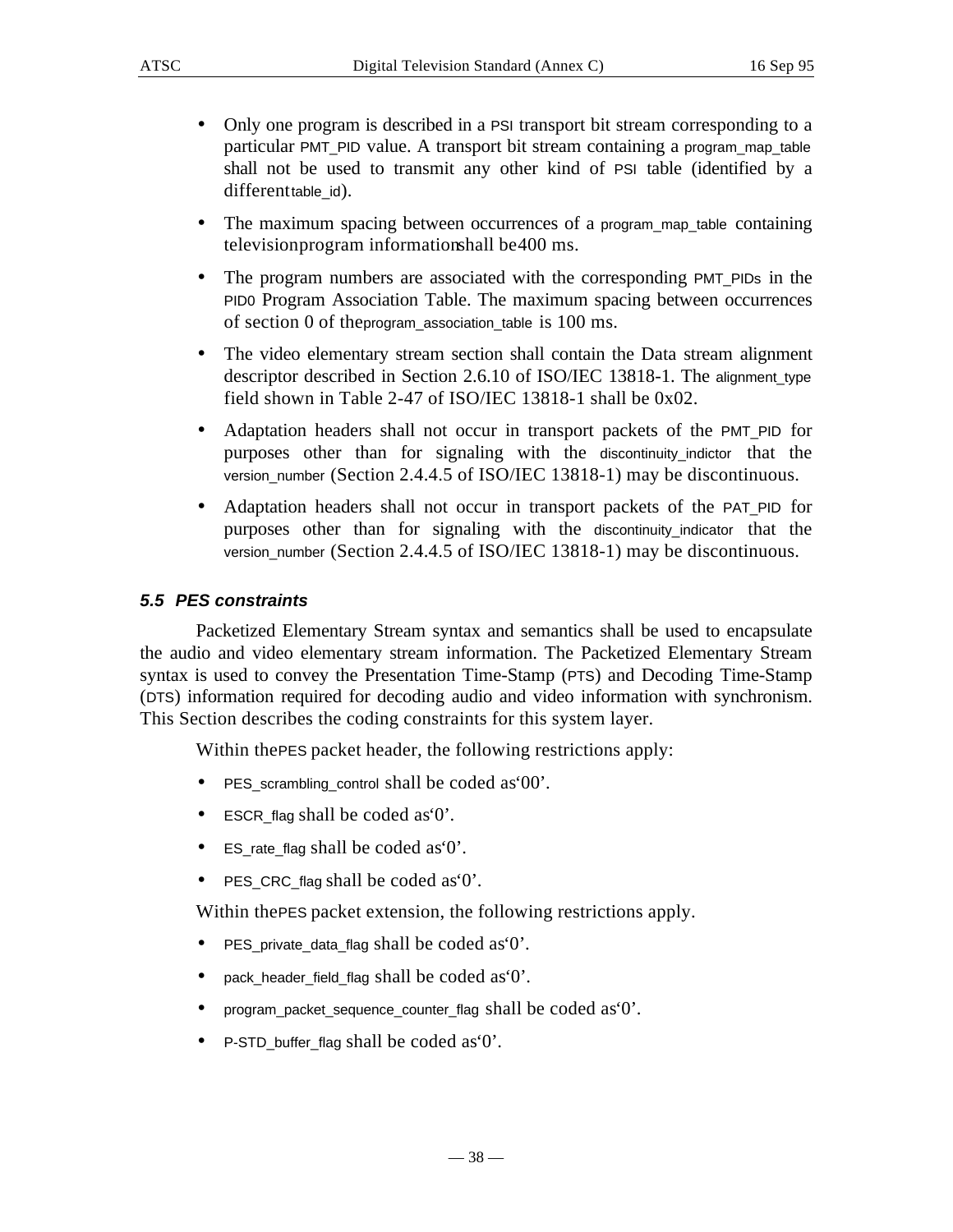- Only one program is described in a PSI transport bit stream corresponding to a particular PMT_PID value. A transport bit stream containing a program_map_table shall not be used to transmit any other kind of PSI table (identified by a different table_id).
- The maximum spacing between occurrences of a program_map_table containing television program information shall be 400 ms.
- The program numbers are associated with the corresponding PMT_PIDs in the PID0 Program Association Table. The maximum spacing between occurrences of section 0 of the program_association_table is 100 ms.
- The video elementary stream section shall contain the Data stream alignment descriptor described in Section 2.6.10 of ISO/IEC 13818-1. The alignment_type field shown in Table 2-47 of ISO/IEC 13818-1 shall be 0x02.
- Adaptation headers shall not occur in transport packets of the PMT_PID for purposes other than for signaling with the discontinuity_indictor that the version_number (Section 2.4.4.5 of ISO/IEC 13818-1) may be discontinuous.
- Adaptation headers shall not occur in transport packets of the PAT_PID for purposes other than for signaling with the discontinuity_indicator that the version_number (Section 2.4.4.5 of ISO/IEC 13818-1) may be discontinuous.

### *5.5 PES constraints*

Packetized Elementary Stream syntax and semantics shall be used to encapsulate the audio and video elementary stream information. The Packetized Elementary Stream syntax is used to convey the Presentation Time-Stamp (PTS) and Decoding Time-Stamp (DTS) information required for decoding audio and video information with synchronism. This Section describes the coding constraints for this system layer.

Within the PES packet header, the following restrictions apply:

- PES_scrambling_control shall be coded as '00'.
- ESCR_flag shall be coded as '0'.
- ES_rate_flag shall be coded as '0'.
- PES_CRC_flag shall be coded as '0'.

Within the PES packet extension, the following restrictions apply.

- PES_private_data_flag shall be coded as '0'.
- pack_header_field_flag shall be coded as '0'.
- program_packet_sequence_counter_flag shall be coded as '0'.
- P-STD_buffer_flag shall be coded as '0'.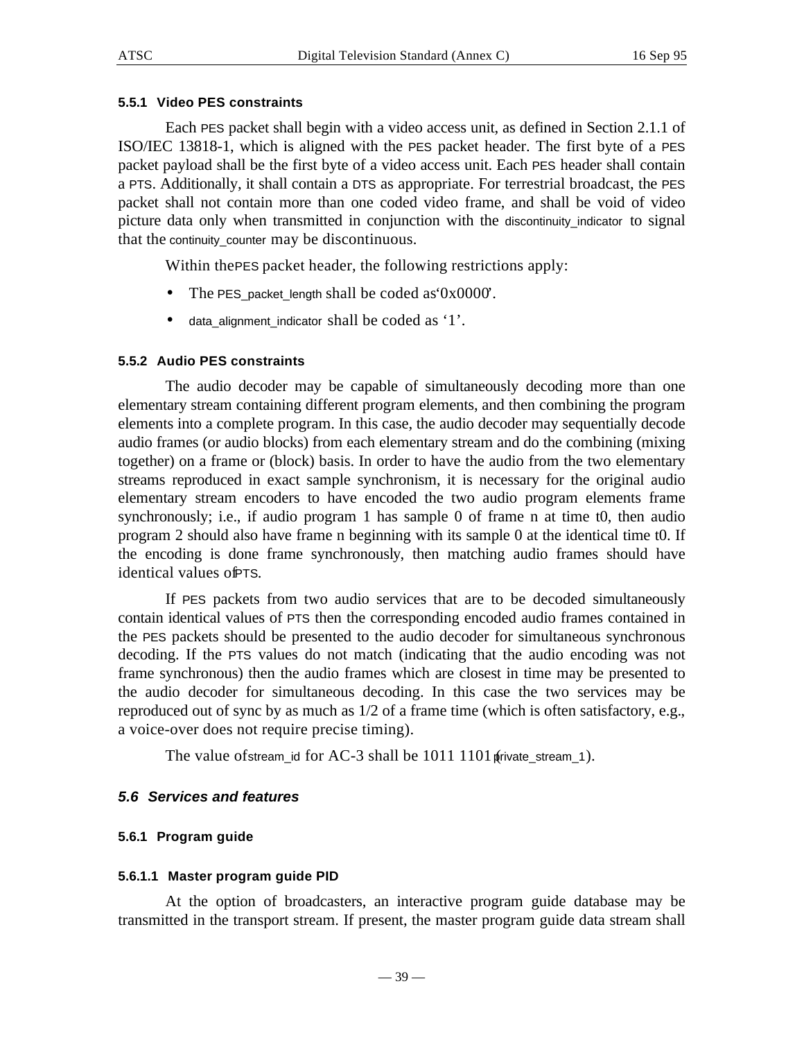#### 5.5.1 Video PES constraints

Each PES packet shall begin with a video access unit, as defined in Section 2.1.1 of ISO/IEC 13818-1, which is aligned with the PES packet header. The first byte of a PES packet payload shall be the first byte of a video access unit. Each PES header shall contain a PTS. Additionally, it shall contain a DTS as appropriate. For terrestrial broadcast, the PES packet shall not contain more than one coded video frame, and shall be void of video picture data only when transmitted in conjunction with the discontinuity_indicator to signal that the continuity_counter may be discontinuous.

Within the PES packet header, the following restrictions apply:

- The PES_packet_length shall be coded as '0x0000'.
- data_alignment_indicator shall be coded as '1'.

#### 5.5.2 Audio PES constraints

The audio decoder may be capable of simultaneously decoding more than one elementary stream containing different program elements, and then combining the program elements into a complete program. In this case, the audio decoder may sequentially decode audio frames (or audio blocks) from each elementary stream and do the combining (mixing together) on a frame or (block) basis. In order to have the audio from the two elementary streams reproduced in exact sample synchronism, it is necessary for the original audio elementary stream encoders to have encoded the two audio program elements frame synchronously; i.e., if audio program 1 has sample 0 of frame n at time t0, then audio program 2 should also have frame n beginning with its sample 0 at the identical time t0. If the encoding is done frame synchronously, then matching audio frames should have identical values of PTS.

If PES packets from two audio services that are to be decoded simultaneously contain identical values of PTS then the corresponding encoded audio frames contained in the PES packets should be presented to the audio decoder for simultaneous synchronous decoding. If the PTS values do not match (indicating that the audio encoding was not frame synchronous) then the audio frames which are closest in time may be presented to the audio decoder for simultaneous decoding. In this case the two services may be reproduced out of sync by as much as 1/2 of a frame time (which is often satisfactory, e.g., a voice-over does not require precise timing).

The value of stream_id for AC-3 shall be 1011 1101 (private_stream_1).

### *5.6 Services and features*

#### 5.6.1 Program guide

##### 5.6.1.1 Master program guide PID

At the option of broadcasters, an interactive program guide database may be transmitted in the transport stream. If present, the master program guide data stream shall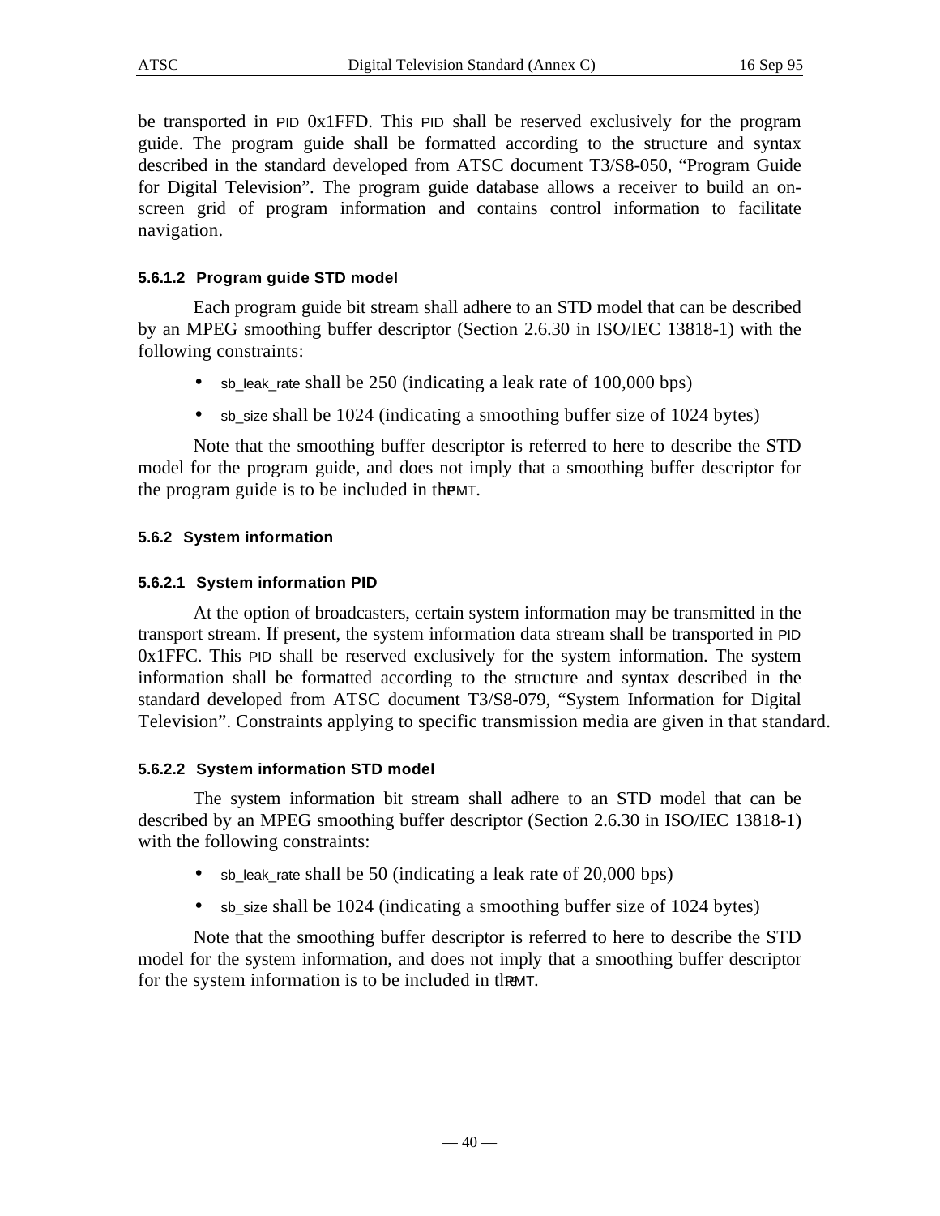be transported in PID 0x1FFD. This PID shall be reserved exclusively for the program guide. The program guide shall be formatted according to the structure and syntax described in the standard developed from ATSC document T3/S8-050, “Program Guide for Digital Television”. The program guide database allows a receiver to build an on-screen grid of program information and contains control information to facilitate navigation.

#### 5.6.1.2 Program guide STD model

Each program guide bit stream shall adhere to an STD model that can be described by an MPEG smoothing buffer descriptor (Section 2.6.30 in ISO/IEC 13818-1) with the following constraints:

- sb_leak_rate shall be 250 (indicating a leak rate of 100,000 bps)
- sb_size shall be 1024 (indicating a smoothing buffer size of 1024 bytes)

Note that the smoothing buffer descriptor is referred to here to describe the STD model for the program guide, and does not imply that a smoothing buffer descriptor for the program guide is to be included in the PMT.

### 5.6.2 System information

#### 5.6.2.1 System information PID

At the option of broadcasters, certain system information may be transmitted in the transport stream. If present, the system information data stream shall be transported in PID 0x1FFC. This PID shall be reserved exclusively for the system information. The system information shall be formatted according to the structure and syntax described in the standard developed from ATSC document T3/S8-079, “System Information for Digital Television”. Constraints applying to specific transmission media are given in that standard.

#### 5.6.2.2 System information STD model

The system information bit stream shall adhere to an STD model that can be described by an MPEG smoothing buffer descriptor (Section 2.6.30 in ISO/IEC 13818-1) with the following constraints:

- sb_leak_rate shall be 50 (indicating a leak rate of 20,000 bps)
- sb_size shall be 1024 (indicating a smoothing buffer size of 1024 bytes)

Note that the smoothing buffer descriptor is referred to here to describe the STD model for the system information, and does not imply that a smoothing buffer descriptor for the system information is to be included in the PMT.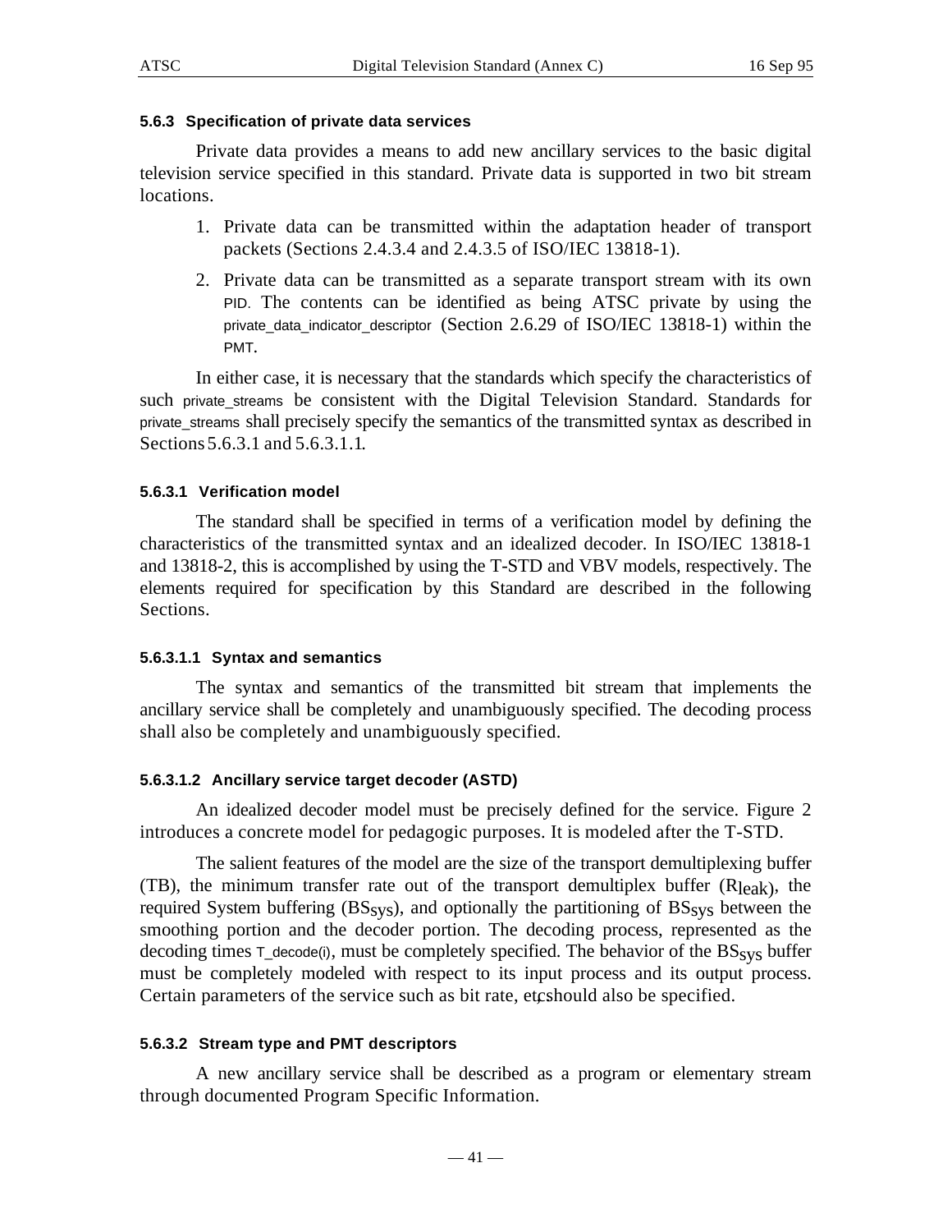### 5.6.3 Specification of private data services

Private data provides a means to add new ancillary services to the basic digital television service specified in this standard. Private data is supported in two bit stream locations.

1. Private data can be transmitted within the adaptation header of transport packets (Sections 2.4.3.4 and 2.4.3.5 of ISO/IEC 13818-1).
2. Private data can be transmitted as a separate transport stream with its own PID. The contents can be identified as being ATSC private by using the private_data_indicator_descriptor (Section 2.6.29 of ISO/IEC 13818-1) within the PMT.

In either case, it is necessary that the standards which specify the characteristics of such private_streams be consistent with the Digital Television Standard. Standards for private_streams shall precisely specify the semantics of the transmitted syntax as described in Sections 5.6.3.1 and 5.6.3.1.1.

#### 5.6.3.1 Verification model

The standard shall be specified in terms of a verification model by defining the characteristics of the transmitted syntax and an idealized decoder. In ISO/IEC 13818-1 and 13818-2, this is accomplished by using the T-STD and VBV models, respectively. The elements required for specification by this Standard are described in the following Sections.

##### 5.6.3.1.1 Syntax and semantics

The syntax and semantics of the transmitted bit stream that implements the ancillary service shall be completely and unambiguously specified. The decoding process shall also be completely and unambiguously specified.

##### 5.6.3.1.2 Ancillary service target decoder (ASTD)

An idealized decoder model must be precisely defined for the service. Figure 2 introduces a concrete model for pedagogic purposes. It is modeled after the T-STD.

The salient features of the model are the size of the transport demultiplexing buffer (TB), the minimum transfer rate out of the transport demultiplex buffer ($R_{leak}$), the required System buffering ($BS_{sys}$), and optionally the partitioning of $BS_{sys}$ between the smoothing portion and the decoder portion. The decoding process, represented as the decoding times T_decode(i), must be completely specified. The behavior of the $BS_{sys}$ buffer must be completely modeled with respect to its input process and its output process. Certain parameters of the service such as bit rate, etc, should also be specified.

#### 5.6.3.2 Stream type and PMT descriptors

A new ancillary service shall be described as a program or elementary stream through documented Program Specific Information.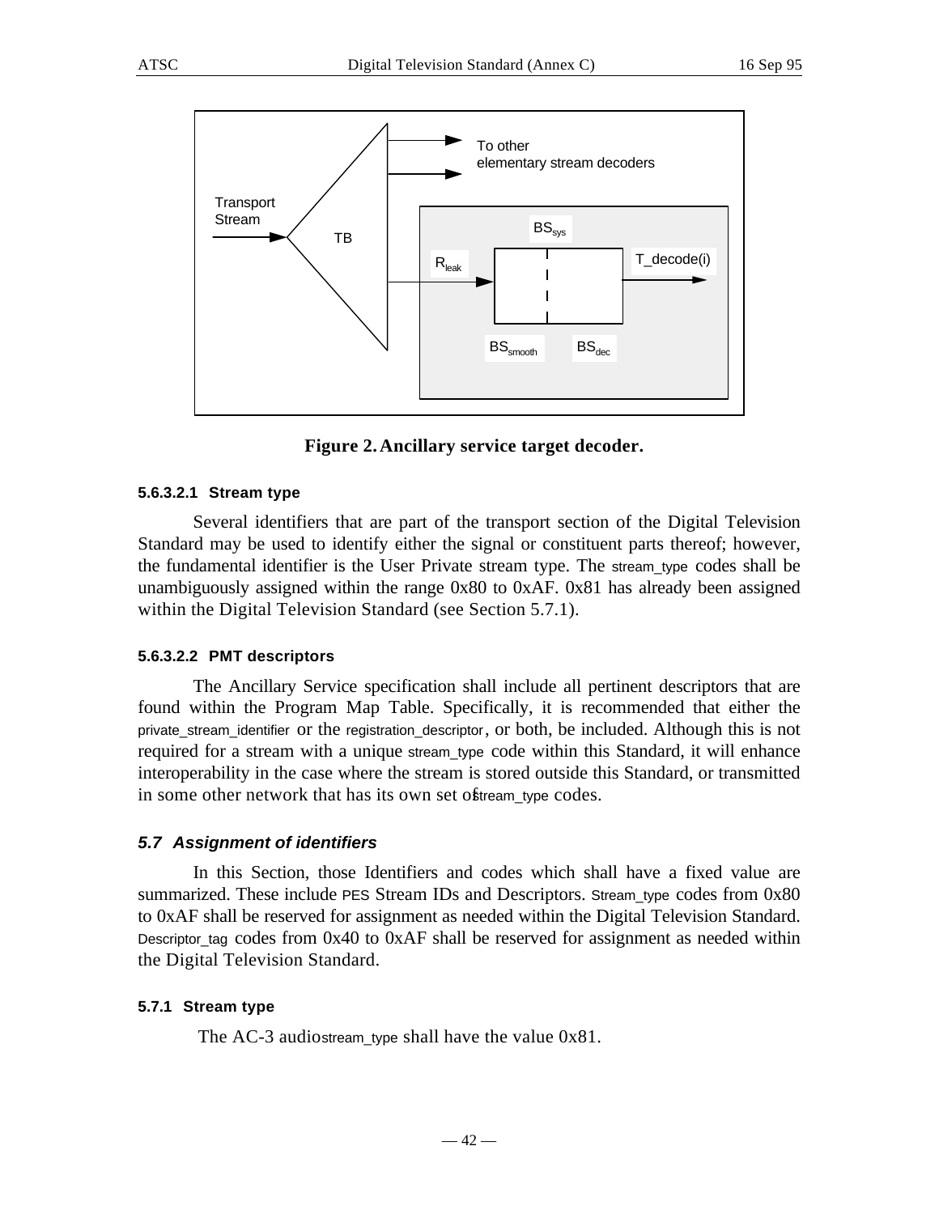Figure 2. Ancillary service target decoder.

#### 5.6.3.2.1 Stream type

Several identifiers that are part of the transport section of the Digital Television Standard may be used to identify either the signal or constituent parts thereof; however, the fundamental identifier is the User Private stream type. The stream_type codes shall be unambiguously assigned within the range 0x80 to 0xAF. 0x81 has already been assigned within the Digital Television Standard (see Section 5.7.1).

#### 5.6.3.2.2 PMT descriptors

The Ancillary Service specification shall include all pertinent descriptors that are found within the Program Map Table. Specifically, it is recommended that either the private_stream_identifier or the registration_descriptor, or both, be included. Although this is not required for a stream with a unique stream_type code within this Standard, it will enhance interoperability in the case where the stream is stored outside this Standard, or transmitted in some other network that has its own set of stream_type codes.

## *5.7 Assignment of identifiers*

In this Section, those Identifiers and codes which shall have a fixed value are summarized. These include PES Stream IDs and Descriptors. Stream_type codes from 0x80 to 0xAF shall be reserved for assignment as needed within the Digital Television Standard. Descriptor_tag codes from 0x40 to 0xAF shall be reserved for assignment as needed within the Digital Television Standard.

### 5.7.1 Stream type

The AC-3 audio stream_type shall have the value 0x81.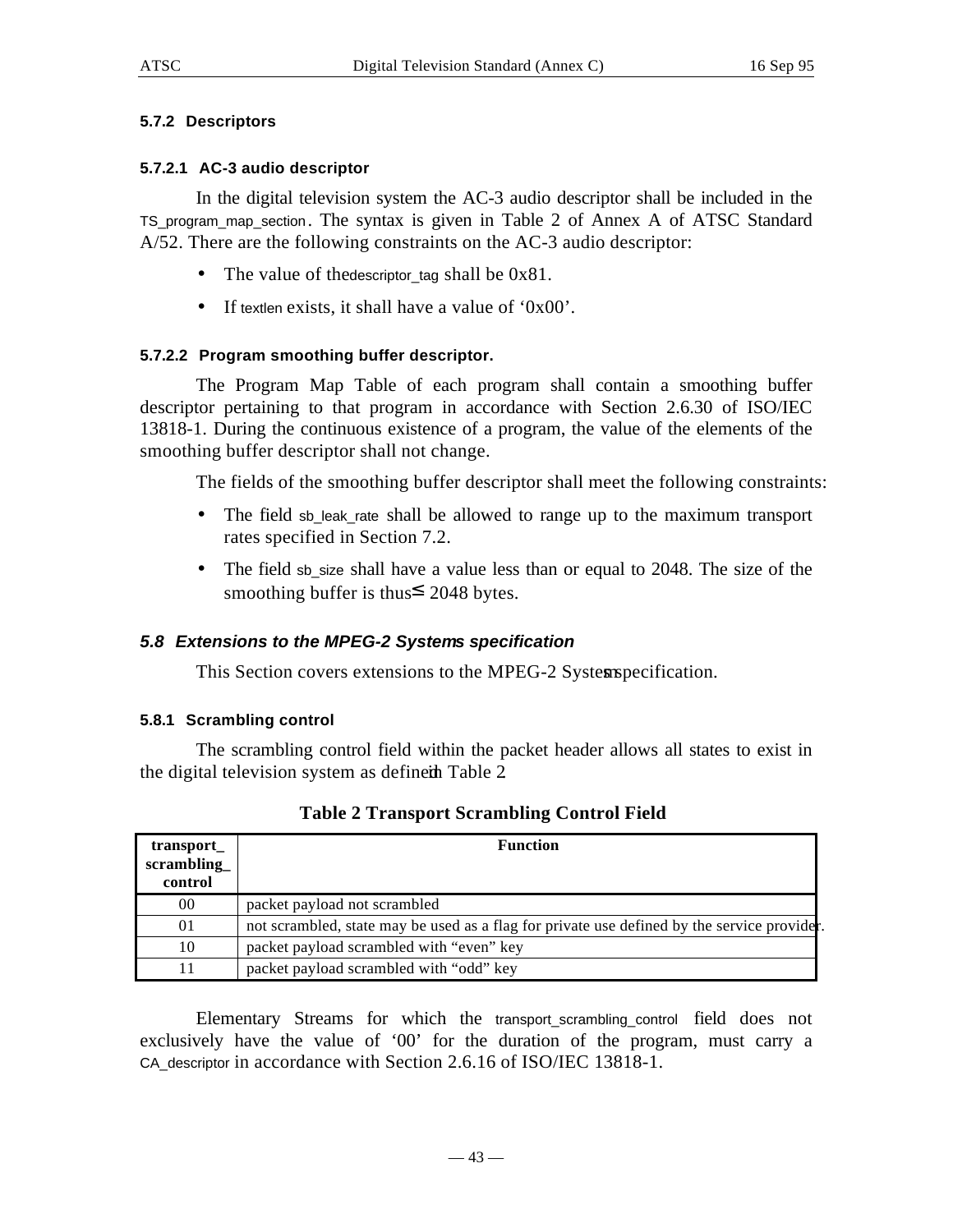#### 5.7.2 Descriptors

##### 5.7.2.1 AC-3 audio descriptor

In the digital television system the AC-3 audio descriptor shall be included in the TS_program_map_section. The syntax is given in Table 2 of Annex A of ATSC Standard A/52. There are the following constraints on the AC-3 audio descriptor:

- The value of the descriptor_tag shall be 0x81.
- If textlen exists, it shall have a value of ‘0x00’.

##### 5.7.2.2 Program smoothing buffer descriptor.

The Program Map Table of each program shall contain a smoothing buffer descriptor pertaining to that program in accordance with Section 2.6.30 of ISO/IEC 13818-1. During the continuous existence of a program, the value of the elements of the smoothing buffer descriptor shall not change.

The fields of the smoothing buffer descriptor shall meet the following constraints:

- The field sb_leak_rate shall be allowed to range up to the maximum transport rates specified in Section 7.2.
- The field sb_size shall have a value less than or equal to 2048. The size of the smoothing buffer is thus $\leq$ 2048 bytes.

### *5.8 Extensions to the MPEG-2 Systems specification*

This Section covers extensions to the MPEG-2 Systems specification.

#### 5.8.1 Scrambling control

The scrambling control field within the packet header allows all states to exist in the digital television system as defined in Table 2

**Table 2 Transport Scrambling Control Field**

| transport_ scrambling_ control | Function |
|---|---|
| 00 | packet payload not scrambled |
| 01 | not scrambled, state may be used as a flag for private use defined by the service provider. |
| 10 | packet payload scrambled with “even” key |
| 11 | packet payload scrambled with “odd” key |

Elementary Streams for which the transport_scrambling_control field does not exclusively have the value of ‘00’ for the duration of the program, must carry a CA_descriptor in accordance with Section 2.6.16 of ISO/IEC 13818-1.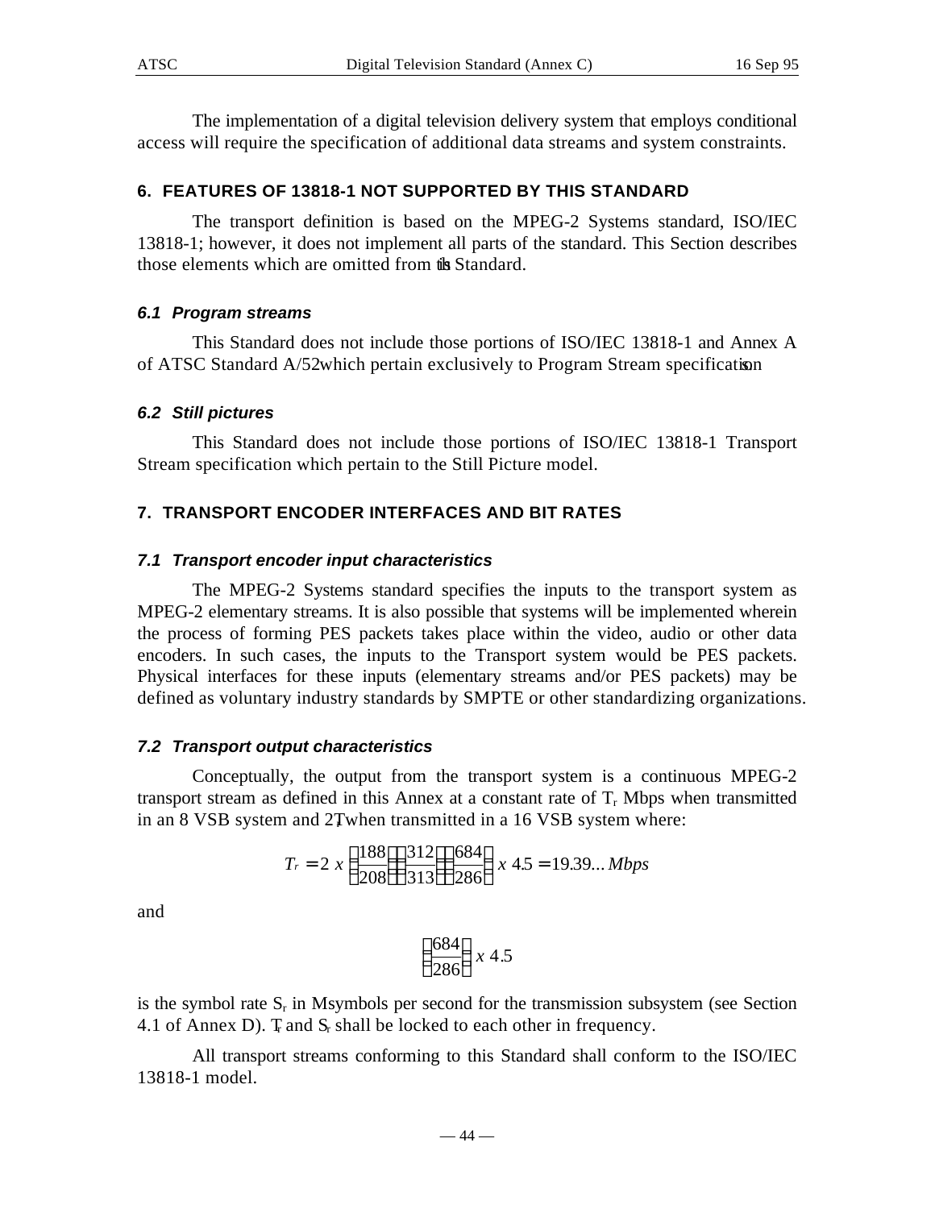The implementation of a digital television delivery system that employs conditional access will require the specification of additional data streams and system constraints.

## 6. FEATURES OF 13818-1 NOT SUPPORTED BY THIS STANDARD

The transport definition is based on the MPEG-2 Systems standard, ISO/IEC 13818-1; however, it does not implement all parts of the standard. This Section describes those elements which are omitted from this Standard.

### 6.1 Program streams

This Standard does not include those portions of ISO/IEC 13818-1 and Annex A of ATSC Standard A/52 which pertain exclusively to Program Stream specifications.

### 6.2 Still pictures

This Standard does not include those portions of ISO/IEC 13818-1 Transport Stream specification which pertain to the Still Picture model.

## 7. TRANSPORT ENCODER INTERFACES AND BIT RATES

### 7.1 Transport encoder input characteristics

The MPEG-2 Systems standard specifies the inputs to the transport system as MPEG-2 elementary streams. It is also possible that systems will be implemented wherein the process of forming PES packets takes place within the video, audio or other data encoders. In such cases, the inputs to the Transport system would be PES packets. Physical interfaces for these inputs (elementary streams and/or PES packets) may be defined as voluntary industry standards by SMPTE or other standardizing organizations.

### 7.2 Transport output characteristics

Conceptually, the output from the transport system is a continuous MPEG-2 transport stream as defined in this Annex at a constant rate of $T_r$ Mbps when transmitted in an 8 VSB system and $2T_r$ when transmitted in a 16 VSB system where:

$$T_r = 2\ x\ \left(\frac{188}{208}\right)\left(\frac{312}{313}\right)\left(\frac{684}{286}\right)\ x\ 4.5 = 19.39...\ Mbps$$

and

$$\left(\frac{684}{286}\right)\ x\ 4.5$$

is the symbol rate $S_r$ in Msymbols per second for the transmission subsystem (see Section 4.1 of Annex D). $T_r$ and $S_r$ shall be locked to each other in frequency.

All transport streams conforming to this Standard shall conform to the ISO/IEC 13818-1 model.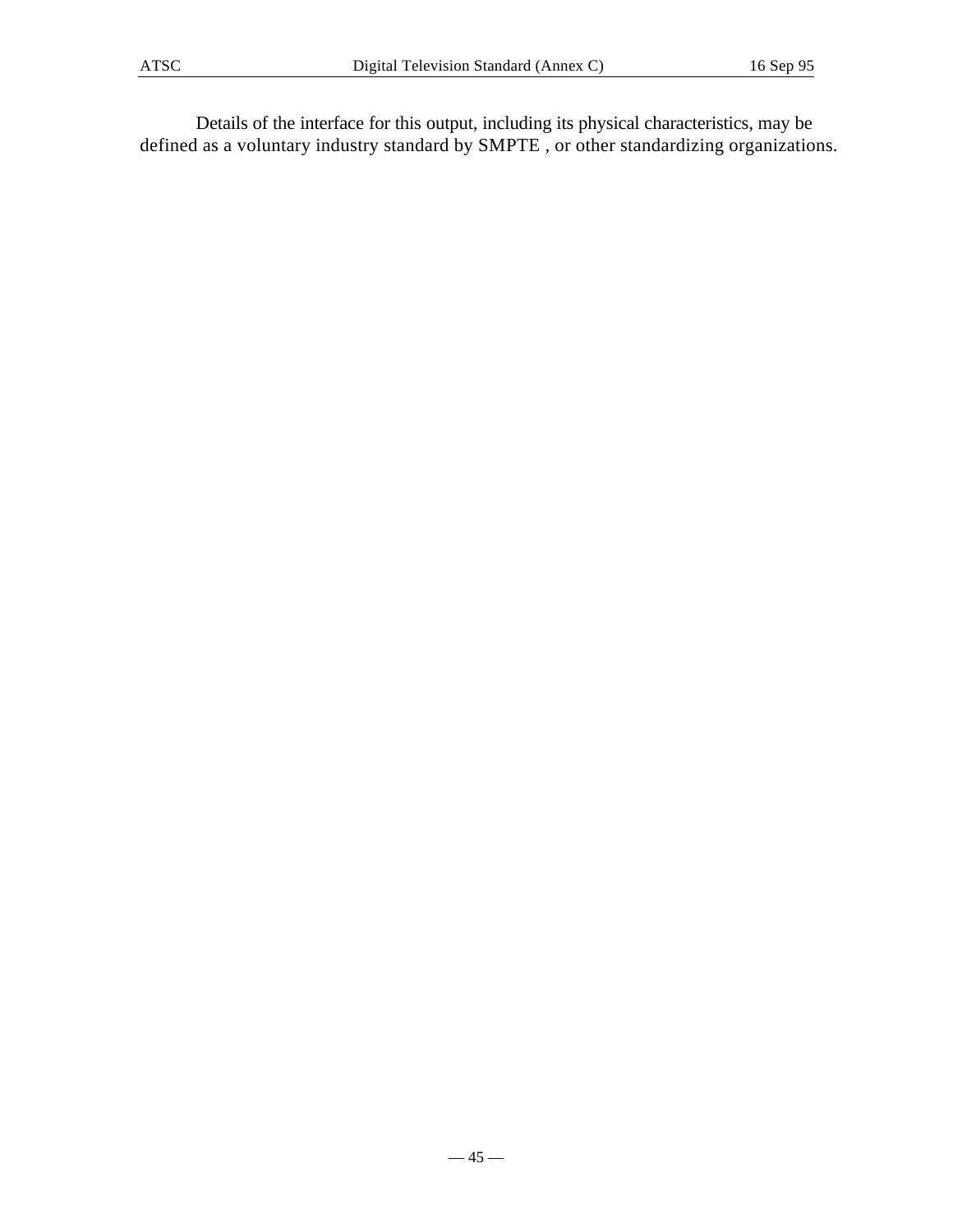Details of the interface for this output, including its physical characteristics, may be defined as a voluntary industry standard by SMPTE , or other standardizing organizations.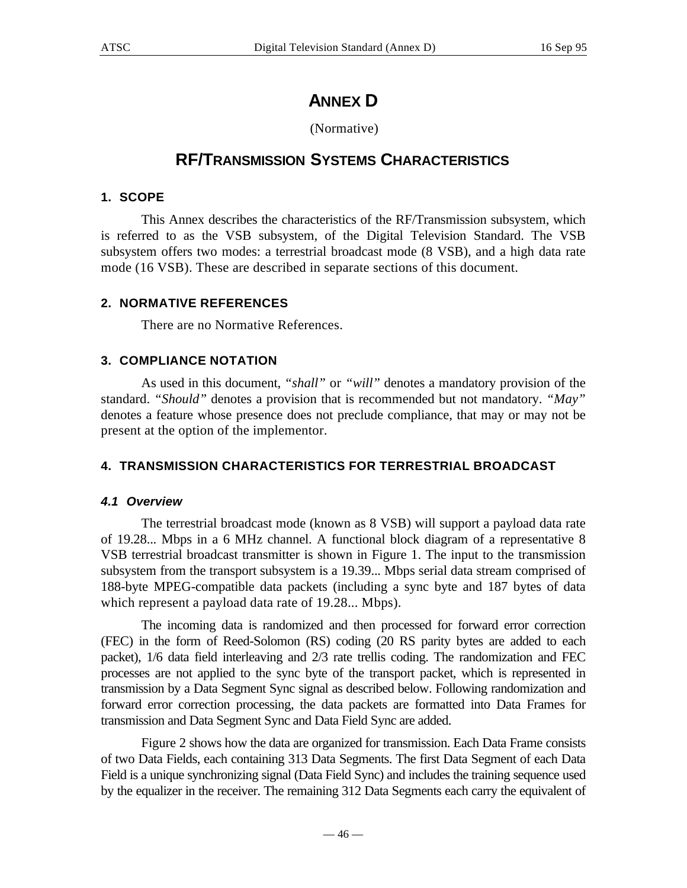# ANNEX D

(Normative)

# RF/TRANSMISSION SYSTEMS CHARACTERISTICS

## 1. SCOPE

This Annex describes the characteristics of the RF/Transmission subsystem, which is referred to as the VSB subsystem, of the Digital Television Standard. The VSB subsystem offers two modes: a terrestrial broadcast mode (8 VSB), and a high data rate mode (16 VSB). These are described in separate sections of this document.

## 2. NORMATIVE REFERENCES

There are no Normative References.

## 3. COMPLIANCE NOTATION

As used in this document, *"shall"* or *"will"* denotes a mandatory provision of the standard. *"Should"* denotes a provision that is recommended but not mandatory. *"May"* denotes a feature whose presence does not preclude compliance, that may or may not be present at the option of the implementor.

## 4. TRANSMISSION CHARACTERISTICS FOR TERRESTRIAL BROADCAST

### *4.1 Overview*

The terrestrial broadcast mode (known as 8 VSB) will support a payload data rate of 19.28... Mbps in a 6 MHz channel. A functional block diagram of a representative 8 VSB terrestrial broadcast transmitter is shown in Figure 1. The input to the transmission subsystem from the transport subsystem is a 19.39... Mbps serial data stream comprised of 188-byte MPEG-compatible data packets (including a sync byte and 187 bytes of data which represent a payload data rate of 19.28... Mbps).

The incoming data is randomized and then processed for forward error correction (FEC) in the form of Reed-Solomon (RS) coding (20 RS parity bytes are added to each packet), 1/6 data field interleaving and 2/3 rate trellis coding. The randomization and FEC processes are not applied to the sync byte of the transport packet, which is represented in transmission by a Data Segment Sync signal as described below. Following randomization and forward error correction processing, the data packets are formatted into Data Frames for transmission and Data Segment Sync and Data Field Sync are added.

Figure 2 shows how the data are organized for transmission. Each Data Frame consists of two Data Fields, each containing 313 Data Segments. The first Data Segment of each Data Field is a unique synchronizing signal (Data Field Sync) and includes the training sequence used by the equalizer in the receiver. The remaining 312 Data Segments each carry the equivalent of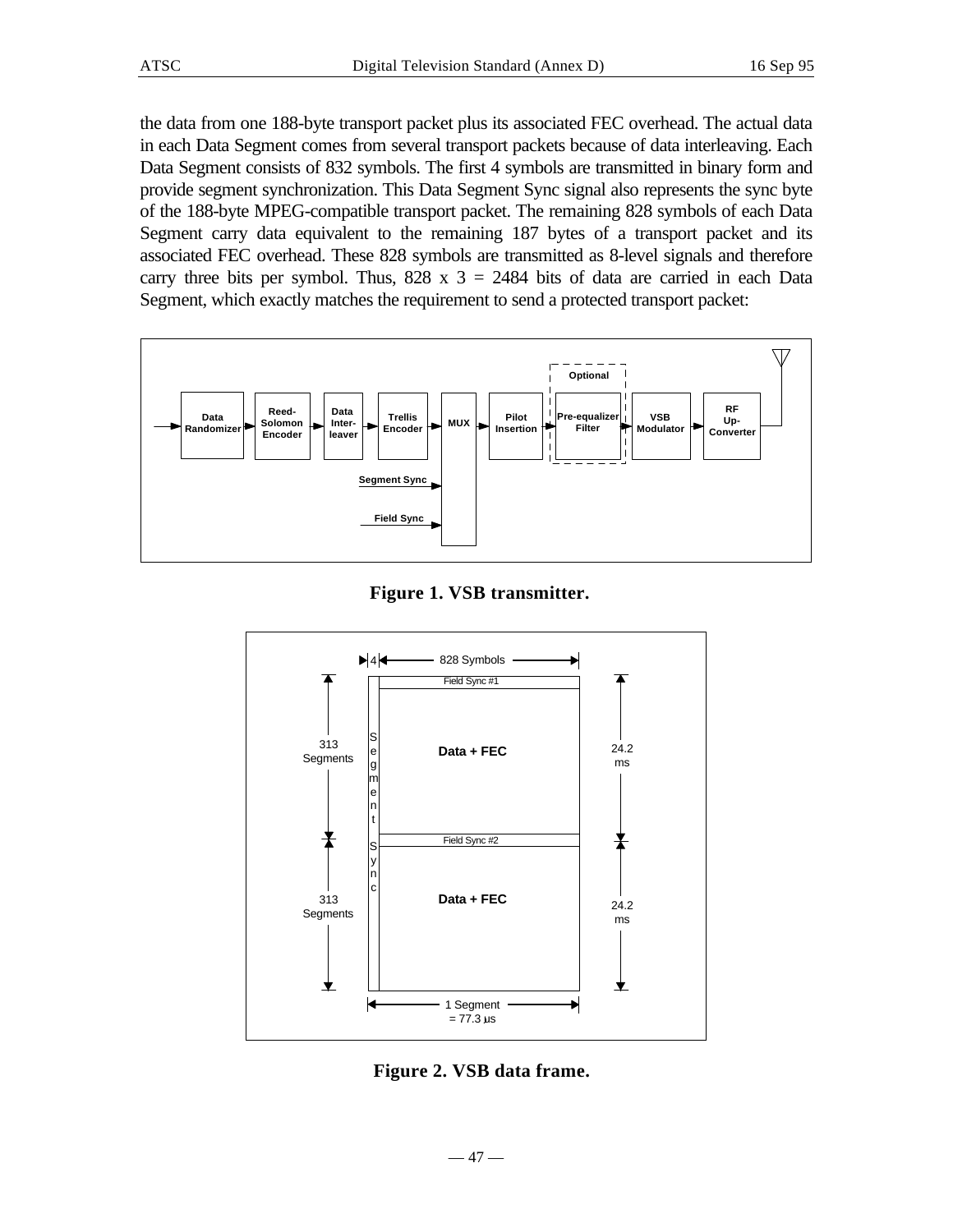the data from one 188-byte transport packet plus its associated FEC overhead. The actual data in each Data Segment comes from several transport packets because of data interleaving. Each Data Segment consists of 832 symbols. The first 4 symbols are transmitted in binary form and provide segment synchronization. This Data Segment Sync signal also represents the sync byte of the 188-byte MPEG-compatible transport packet. The remaining 828 symbols of each Data Segment carry data equivalent to the remaining 187 bytes of a transport packet and its associated FEC overhead. These 828 symbols are transmitted as 8-level signals and therefore carry three bits per symbol. Thus, 828 x 3 = 2484 bits of data are carried in each Data Segment, which exactly matches the requirement to send a protected transport packet:

**Figure 1. VSB transmitter.**

**Figure 2. VSB data frame.**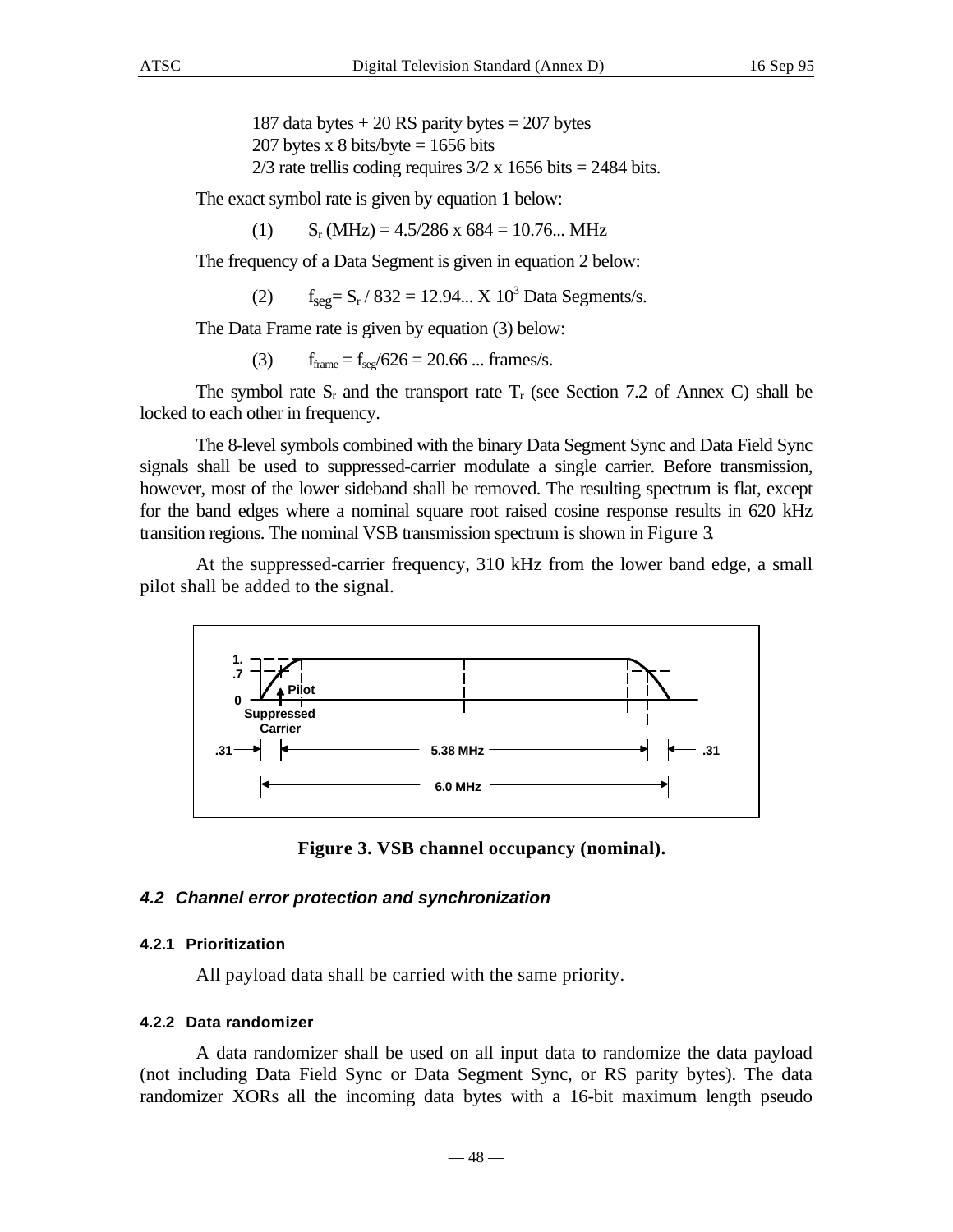187 data bytes + 20 RS parity bytes = 207 bytes
207 bytes x 8 bits/byte = 1656 bits
2/3 rate trellis coding requires 3/2 x 1656 bits = 2484 bits.

The exact symbol rate is given by equation 1 below:

(1) $S_r$ (MHz) = 4.5/286 x 684 = 10.76... MHz

The frequency of a Data Segment is given in equation 2 below:

(2) $f_{seg} = S_r / 832 = 12.94... \times 10^3$ Data Segments/s.

The Data Frame rate is given by equation (3) below:

(3) $f_{frame} = f_{seg}/626 = 20.66$ ... frames/s.

The symbol rate $S_r$ and the transport rate $T_r$ (see Section 7.2 of Annex C) shall be locked to each other in frequency.

The 8-level symbols combined with the binary Data Segment Sync and Data Field Sync signals shall be used to suppressed-carrier modulate a single carrier. Before transmission, however, most of the lower sideband shall be removed. The resulting spectrum is flat, except for the band edges where a nominal square root raised cosine response results in 620 kHz transition regions. The nominal VSB transmission spectrum is shown in Figure 3.

At the suppressed-carrier frequency, 310 kHz from the lower band edge, a small pilot shall be added to the signal.

**Figure 3. VSB channel occupancy (nominal).**

### *4.2 Channel error protection and synchronization*

#### 4.2.1 Prioritization

All payload data shall be carried with the same priority.

#### 4.2.2 Data randomizer

A data randomizer shall be used on all input data to randomize the data payload (not including Data Field Sync or Data Segment Sync, or RS parity bytes). The data randomizer XORs all the incoming data bytes with a 16-bit maximum length pseudo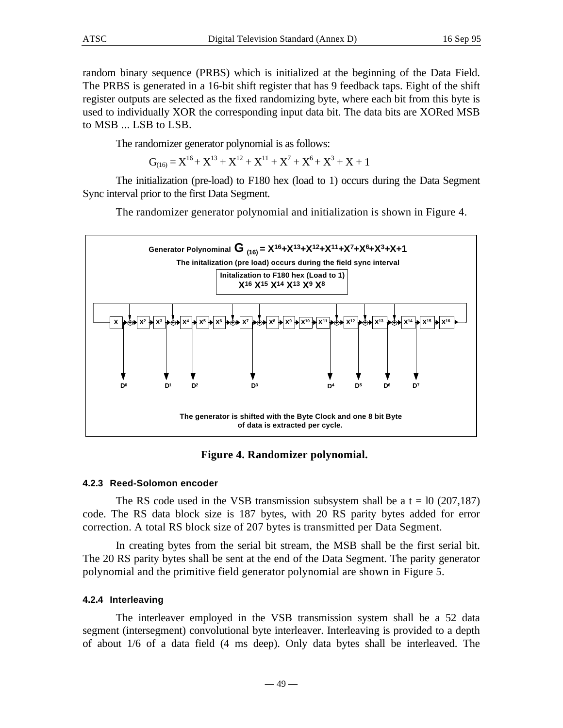random binary sequence (PRBS) which is initialized at the beginning of the Data Field. The PRBS is generated in a 16-bit shift register that has 9 feedback taps. Eight of the shift register outputs are selected as the fixed randomizing byte, where each bit from this byte is used to individually XOR the corresponding input data bit. The data bits are XORed MSB to MSB ... LSB to LSB.

The randomizer generator polynomial is as follows:

$$G_{(16)} = X^{16} + X^{13} + X^{12} + X^{11} + X^7 + X^6 + X^3 + X + 1$$

The initialization (pre-load) to F180 hex (load to 1) occurs during the Data Segment Sync interval prior to the first Data Segment.

The randomizer generator polynomial and initialization is shown in Figure 4.

Generator Polynominal $G_{(16)} = X^{16}+X^{13}+X^{12}+X^{11}+X^7+X^6+X^3+X+1$

The initalization (pre load) occurs during the field sync interval

Initalization to F180 hex (Load to 1)
$X^{16}$ $X^{15}$ $X^{14}$ $X^{13}$ $X^9$ $X^8$

X, $X^2$, $X^3$, $X^4$, $X^5$, $X^6$, $X^7$, $X^8$, $X^9$, $X^{10}$, $X^{11}$, $X^{12}$, $X^{13}$, $X^{14}$, $X^{15}$, $X^{16}$

$D^0$ $D^1$ $D^2$ $D^3$ $D^4$ $D^5$ $D^6$ $D^7$

The generator is shifted with the Byte Clock and one 8 bit Byte of data is extracted per cycle.

**Figure 4. Randomizer polynomial.**

#### 4.2.3 Reed-Solomon encoder

The RS code used in the VSB transmission subsystem shall be a t = l0 (207,187) code. The RS data block size is 187 bytes, with 20 RS parity bytes added for error correction. A total RS block size of 207 bytes is transmitted per Data Segment.

In creating bytes from the serial bit stream, the MSB shall be the first serial bit. The 20 RS parity bytes shall be sent at the end of the Data Segment. The parity generator polynomial and the primitive field generator polynomial are shown in Figure 5.

#### 4.2.4 Interleaving

The interleaver employed in the VSB transmission system shall be a 52 data segment (intersegment) convolutional byte interleaver. Interleaving is provided to a depth of about 1/6 of a data field (4 ms deep). Only data bytes shall be interleaved. The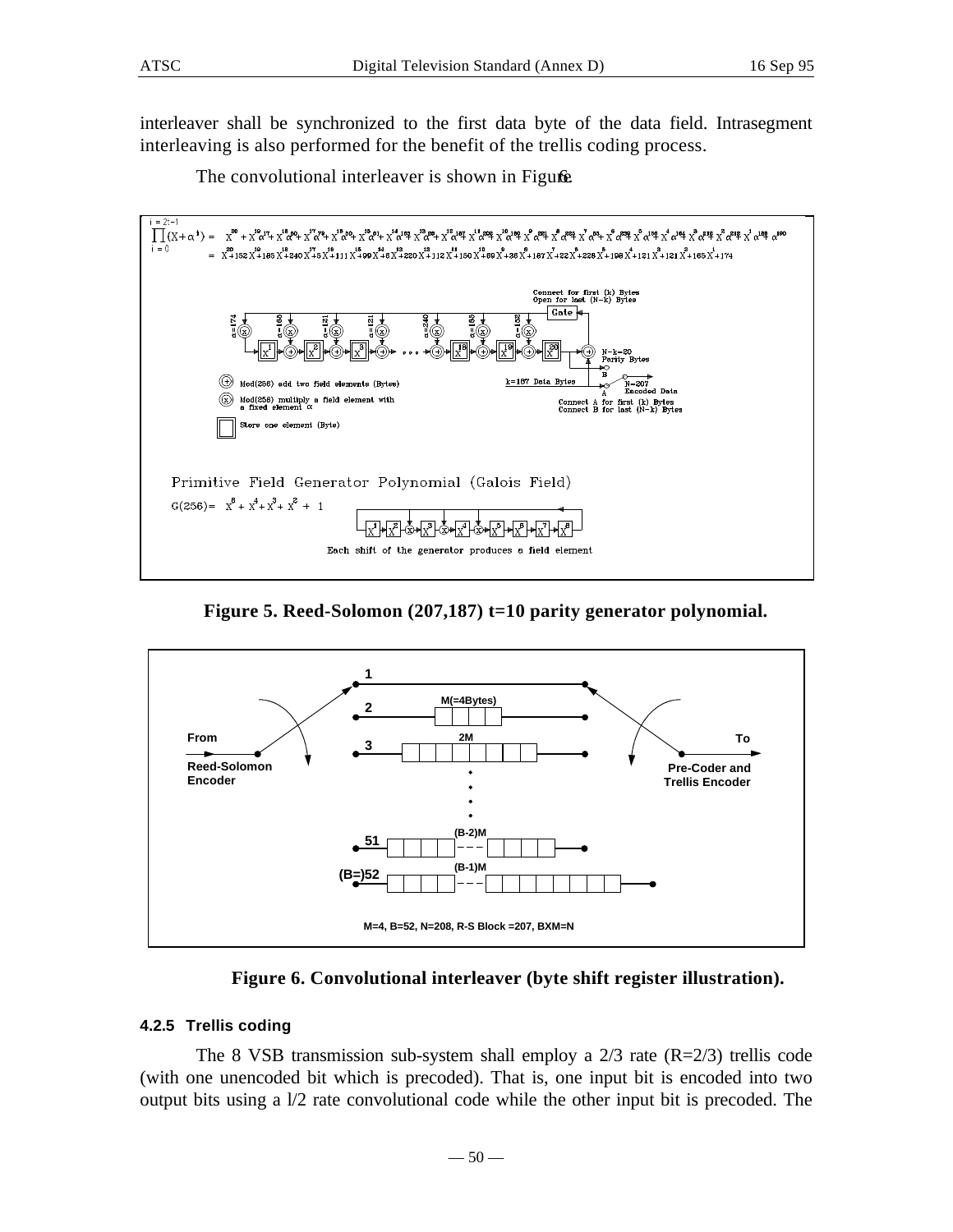interleaver shall be synchronized to the first data byte of the data field. Intrasegment interleaving is also performed for the benefit of the trellis coding process.

The convolutional interleaver is shown in Figure 6.

**Figure 5. Reed-Solomon (207,187) t=10 parity generator polynomial.**

**Figure 6. Convolutional interleaver (byte shift register illustration).**

#### 4.2.5 Trellis coding

The 8 VSB transmission sub-system shall employ a 2/3 rate (R=2/3) trellis code (with one unencoded bit which is precoded). That is, one input bit is encoded into two output bits using a l/2 rate convolutional code while the other input bit is precoded. The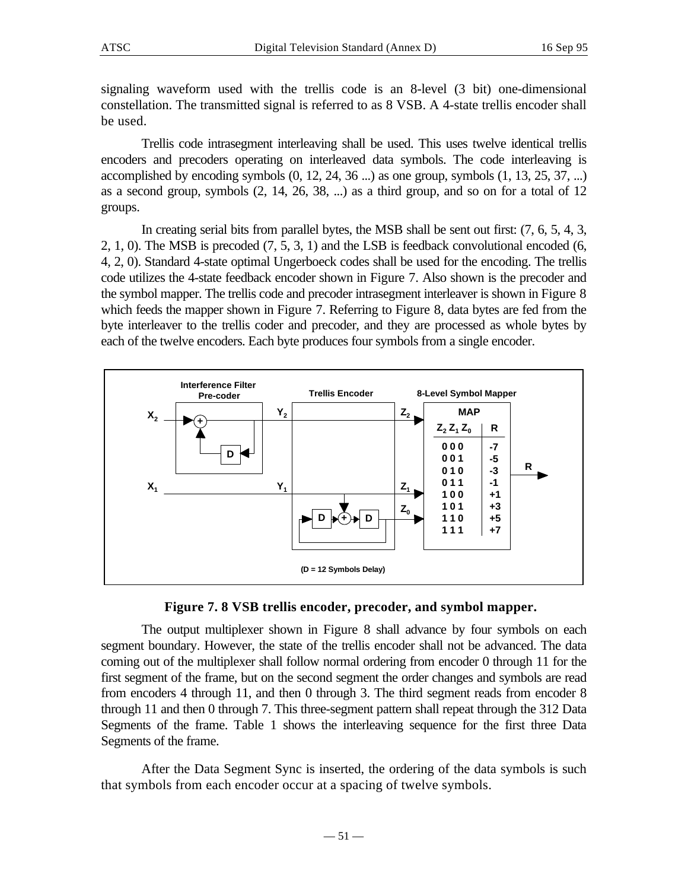signaling waveform used with the trellis code is an 8-level (3 bit) one-dimensional constellation. The transmitted signal is referred to as 8 VSB. A 4-state trellis encoder shall be used.

Trellis code intrasegment interleaving shall be used. This uses twelve identical trellis encoders and precoders operating on interleaved data symbols. The code interleaving is accomplished by encoding symbols (0, 12, 24, 36 ...) as one group, symbols (1, 13, 25, 37, ...) as a second group, symbols (2, 14, 26, 38, ...) as a third group, and so on for a total of 12 groups.

In creating serial bits from parallel bytes, the MSB shall be sent out first: (7, 6, 5, 4, 3, 2, 1, 0). The MSB is precoded (7, 5, 3, 1) and the LSB is feedback convolutional encoded (6, 4, 2, 0). Standard 4-state optimal Ungerboeck codes shall be used for the encoding. The trellis code utilizes the 4-state feedback encoder shown in Figure 7. Also shown is the precoder and the symbol mapper. The trellis code and precoder intrasegment interleaver is shown in Figure 8 which feeds the mapper shown in Figure 7. Referring to Figure 8, data bytes are fed from the byte interleaver to the trellis coder and precoder, and they are processed as whole bytes by each of the twelve encoders. Each byte produces four symbols from a single encoder.

Interference Filter Pre-coder | Trellis Encoder | 8-Level Symbol Mapper

| $Z_2$ $Z_1$ $Z_0$ | R |
|---|---|
| 0 0 0 | -7 |
| 0 0 1 | -5 |
| 0 1 0 | -3 |
| 0 1 1 | -1 |
| 1 0 0 | +1 |
| 1 0 1 | +3 |
| 1 1 0 | +5 |
| 1 1 1 | +7 |

(D = 12 Symbols Delay)

**Figure 7. 8 VSB trellis encoder, precoder, and symbol mapper.**

The output multiplexer shown in Figure 8 shall advance by four symbols on each segment boundary. However, the state of the trellis encoder shall not be advanced. The data coming out of the multiplexer shall follow normal ordering from encoder 0 through 11 for the first segment of the frame, but on the second segment the order changes and symbols are read from encoders 4 through 11, and then 0 through 3. The third segment reads from encoder 8 through 11 and then 0 through 7. This three-segment pattern shall repeat through the 312 Data Segments of the frame. Table 1 shows the interleaving sequence for the first three Data Segments of the frame.

After the Data Segment Sync is inserted, the ordering of the data symbols is such that symbols from each encoder occur at a spacing of twelve symbols.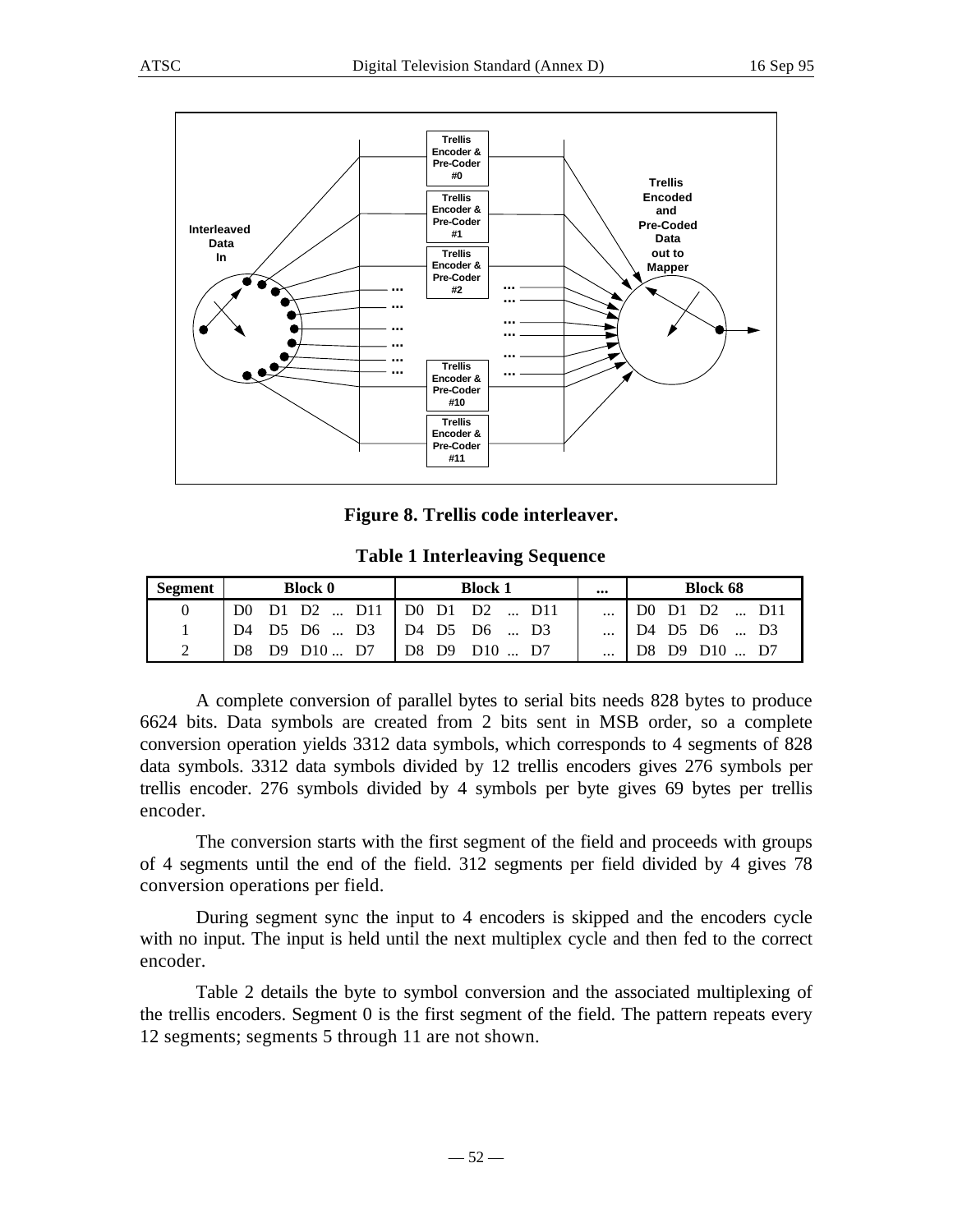**Figure 8. Trellis code interleaver.**

**Table 1 Interleaving Sequence**

| Segment | Block 0 | Block 1 | ... | Block 68 |
|---|---|---|---|---|
| 0 | D0 D1 D2 ... D11 | D0 D1 D2 ... D11 | ... | D0 D1 D2 ... D11 |
| 1 | D4 D5 D6 ... D3 | D4 D5 D6 ... D3 | ... | D4 D5 D6 ... D3 |
| 2 | D8 D9 D10 ... D7 | D8 D9 D10 ... D7 | ... | D8 D9 D10 ... D7 |

A complete conversion of parallel bytes to serial bits needs 828 bytes to produce 6624 bits. Data symbols are created from 2 bits sent in MSB order, so a complete conversion operation yields 3312 data symbols, which corresponds to 4 segments of 828 data symbols. 3312 data symbols divided by 12 trellis encoders gives 276 symbols per trellis encoder. 276 symbols divided by 4 symbols per byte gives 69 bytes per trellis encoder.

The conversion starts with the first segment of the field and proceeds with groups of 4 segments until the end of the field. 312 segments per field divided by 4 gives 78 conversion operations per field.

During segment sync the input to 4 encoders is skipped and the encoders cycle with no input. The input is held until the next multiplex cycle and then fed to the correct encoder.

Table 2 details the byte to symbol conversion and the associated multiplexing of the trellis encoders. Segment 0 is the first segment of the field. The pattern repeats every 12 segments; segments 5 through 11 are not shown.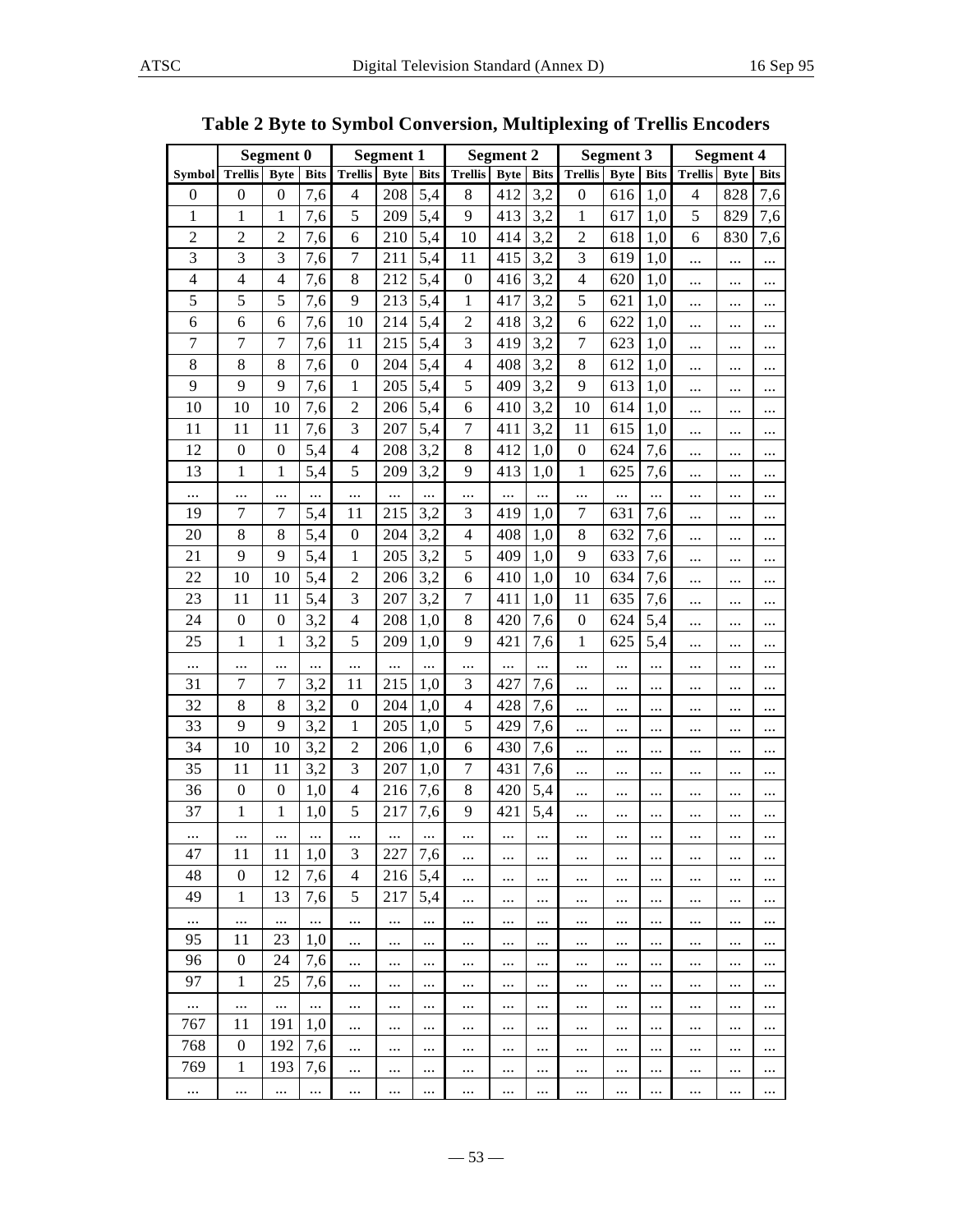**Table 2 Byte to Symbol Conversion, Multiplexing of Trellis Encoders**

| | Segment 0 | | | Segment 1 | | | Segment 2 | | | Segment 3 | | | Segment 4 | | |
|---|---|---|---|---|---|---|---|---|---|---|---|---|---|---|---|
| Symbol | Trellis | Byte | Bits | Trellis | Byte | Bits | Trellis | Byte | Bits | Trellis | Byte | Bits | Trellis | Byte | Bits |
| 0 | 0 | 0 | 7,6 | 4 | 208 | 5,4 | 8 | 412 | 3,2 | 0 | 616 | 1,0 | 4 | 828 | 7,6 |
| 1 | 1 | 1 | 7,6 | 5 | 209 | 5,4 | 9 | 413 | 3,2 | 1 | 617 | 1,0 | 5 | 829 | 7,6 |
| 2 | 2 | 2 | 7,6 | 6 | 210 | 5,4 | 10 | 414 | 3,2 | 2 | 618 | 1,0 | 6 | 830 | 7,6 |
| 3 | 3 | 3 | 7,6 | 7 | 211 | 5,4 | 11 | 415 | 3,2 | 3 | 619 | 1,0 | ... | ... | ... |
| 4 | 4 | 4 | 7,6 | 8 | 212 | 5,4 | 0 | 416 | 3,2 | 4 | 620 | 1,0 | ... | ... | ... |
| 5 | 5 | 5 | 7,6 | 9 | 213 | 5,4 | 1 | 417 | 3,2 | 5 | 621 | 1,0 | ... | ... | ... |
| 6 | 6 | 6 | 7,6 | 10 | 214 | 5,4 | 2 | 418 | 3,2 | 6 | 622 | 1,0 | ... | ... | ... |
| 7 | 7 | 7 | 7,6 | 11 | 215 | 5,4 | 3 | 419 | 3,2 | 7 | 623 | 1,0 | ... | ... | ... |
| 8 | 8 | 8 | 7,6 | 0 | 204 | 5,4 | 4 | 408 | 3,2 | 8 | 612 | 1,0 | ... | ... | ... |
| 9 | 9 | 9 | 7,6 | 1 | 205 | 5,4 | 5 | 409 | 3,2 | 9 | 613 | 1,0 | ... | ... | ... |
| 10 | 10 | 10 | 7,6 | 2 | 206 | 5,4 | 6 | 410 | 3,2 | 10 | 614 | 1,0 | ... | ... | ... |
| 11 | 11 | 11 | 7,6 | 3 | 207 | 5,4 | 7 | 411 | 3,2 | 11 | 615 | 1,0 | ... | ... | ... |
| 12 | 0 | 0 | 5,4 | 4 | 208 | 3,2 | 8 | 412 | 1,0 | 0 | 624 | 7,6 | ... | ... | ... |
| 13 | 1 | 1 | 5,4 | 5 | 209 | 3,2 | 9 | 413 | 1,0 | 1 | 625 | 7,6 | ... | ... | ... |
| ... | ... | ... | ... | ... | ... | ... | ... | ... | ... | ... | ... | ... | ... | ... | ... |
| 19 | 7 | 7 | 5,4 | 11 | 215 | 3,2 | 3 | 419 | 1,0 | 7 | 631 | 7,6 | ... | ... | ... |
| 20 | 8 | 8 | 5,4 | 0 | 204 | 3,2 | 4 | 408 | 1,0 | 8 | 632 | 7,6 | ... | ... | ... |
| 21 | 9 | 9 | 5,4 | 1 | 205 | 3,2 | 5 | 409 | 1,0 | 9 | 633 | 7,6 | ... | ... | ... |
| 22 | 10 | 10 | 5,4 | 2 | 206 | 3,2 | 6 | 410 | 1,0 | 10 | 634 | 7,6 | ... | ... | ... |
| 23 | 11 | 11 | 5,4 | 3 | 207 | 3,2 | 7 | 411 | 1,0 | 11 | 635 | 7,6 | ... | ... | ... |
| 24 | 0 | 0 | 3,2 | 4 | 208 | 1,0 | 8 | 420 | 7,6 | 0 | 624 | 5,4 | ... | ... | ... |
| 25 | 1 | 1 | 3,2 | 5 | 209 | 1,0 | 9 | 421 | 7,6 | 1 | 625 | 5,4 | ... | ... | ... |
| ... | ... | ... | ... | ... | ... | ... | ... | ... | ... | ... | ... | ... | ... | ... | ... |
| 31 | 7 | 7 | 3,2 | 11 | 215 | 1,0 | 3 | 427 | 7,6 | ... | ... | ... | ... | ... | ... |
| 32 | 8 | 8 | 3,2 | 0 | 204 | 1,0 | 4 | 428 | 7,6 | ... | ... | ... | ... | ... | ... |
| 33 | 9 | 9 | 3,2 | 1 | 205 | 1,0 | 5 | 429 | 7,6 | ... | ... | ... | ... | ... | ... |
| 34 | 10 | 10 | 3,2 | 2 | 206 | 1,0 | 6 | 430 | 7,6 | ... | ... | ... | ... | ... | ... |
| 35 | 11 | 11 | 3,2 | 3 | 207 | 1,0 | 7 | 431 | 7,6 | ... | ... | ... | ... | ... | ... |
| 36 | 0 | 0 | 1,0 | 4 | 216 | 7,6 | 8 | 420 | 5,4 | ... | ... | ... | ... | ... | ... |
| 37 | 1 | 1 | 1,0 | 5 | 217 | 7,6 | 9 | 421 | 5,4 | ... | ... | ... | ... | ... | ... |
| ... | ... | ... | ... | ... | ... | ... | ... | ... | ... | ... | ... | ... | ... | ... | ... |
| 47 | 11 | 11 | 1,0 | 3 | 227 | 7,6 | ... | ... | ... | ... | ... | ... | ... | ... | ... |
| 48 | 0 | 12 | 7,6 | 4 | 216 | 5,4 | ... | ... | ... | ... | ... | ... | ... | ... | ... |
| 49 | 1 | 13 | 7,6 | 5 | 217 | 5,4 | ... | ... | ... | ... | ... | ... | ... | ... | ... |
| ... | ... | ... | ... | ... | ... | ... | ... | ... | ... | ... | ... | ... | ... | ... | ... |
| 95 | 11 | 23 | 1,0 | ... | ... | ... | ... | ... | ... | ... | ... | ... | ... | ... | ... |
| 96 | 0 | 24 | 7,6 | ... | ... | ... | ... | ... | ... | ... | ... | ... | ... | ... | ... |
| 97 | 1 | 25 | 7,6 | ... | ... | ... | ... | ... | ... | ... | ... | ... | ... | ... | ... |
| ... | ... | ... | ... | ... | ... | ... | ... | ... | ... | ... | ... | ... | ... | ... | ... |
| 767 | 11 | 191 | 1,0 | ... | ... | ... | ... | ... | ... | ... | ... | ... | ... | ... | ... |
| 768 | 0 | 192 | 7,6 | ... | ... | ... | ... | ... | ... | ... | ... | ... | ... | ... | ... |
| 769 | 1 | 193 | 7,6 | ... | ... | ... | ... | ... | ... | ... | ... | ... | ... | ... | ... |
| ... | ... | ... | ... | ... | ... | ... | ... | ... | ... | ... | ... | ... | ... | ... | ... |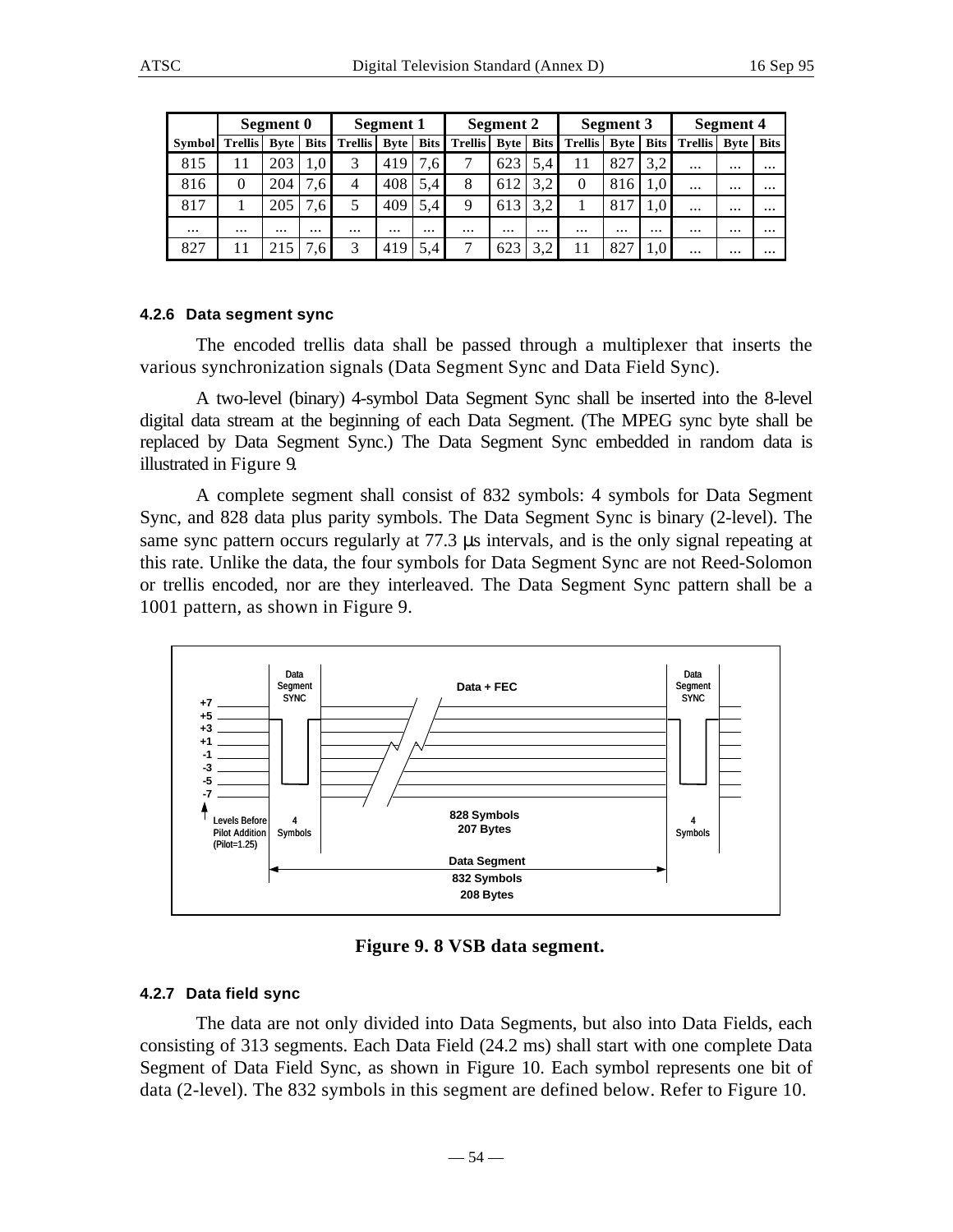| Symbol | Segment 0 | | | Segment 1 | | | Segment 2 | | | Segment 3 | | | Segment 4 | | |
|---|---|---|---|---|---|---|---|---|---|---|---|---|---|---|---|
| | Trellis | Byte | Bits | Trellis | Byte | Bits | Trellis | Byte | Bits | Trellis | Byte | Bits | Trellis | Byte | Bits |
| 815 | 11 | 203 | 1,0 | 3 | 419 | 7,6 | 7 | 623 | 5,4 | 11 | 827 | 3,2 | ... | ... | ... |
| 816 | 0 | 204 | 7,6 | 4 | 408 | 5,4 | 8 | 612 | 3,2 | 0 | 816 | 1,0 | ... | ... | ... |
| 817 | 1 | 205 | 7,6 | 5 | 409 | 5,4 | 9 | 613 | 3,2 | 1 | 817 | 1,0 | ... | ... | ... |
| ... | ... | ... | ... | ... | ... | ... | ... | ... | ... | ... | ... | ... | ... | ... | ... |
| 827 | 11 | 215 | 7,6 | 3 | 419 | 5,4 | 7 | 623 | 3,2 | 11 | 827 | 1,0 | ... | ... | ... |

#### 4.2.6 Data segment sync

The encoded trellis data shall be passed through a multiplexer that inserts the various synchronization signals (Data Segment Sync and Data Field Sync).

A two-level (binary) 4-symbol Data Segment Sync shall be inserted into the 8-level digital data stream at the beginning of each Data Segment. (The MPEG sync byte shall be replaced by Data Segment Sync.) The Data Segment Sync embedded in random data is illustrated in Figure 9.

A complete segment shall consist of 832 symbols: 4 symbols for Data Segment Sync, and 828 data plus parity symbols. The Data Segment Sync is binary (2-level). The same sync pattern occurs regularly at 77.3 µs intervals, and is the only signal repeating at this rate. Unlike the data, the four symbols for Data Segment Sync are not Reed-Solomon or trellis encoded, nor are they interleaved. The Data Segment Sync pattern shall be a 1001 pattern, as shown in Figure 9.

**Figure 9. 8 VSB data segment.**

#### 4.2.7 Data field sync

The data are not only divided into Data Segments, but also into Data Fields, each consisting of 313 segments. Each Data Field (24.2 ms) shall start with one complete Data Segment of Data Field Sync, as shown in Figure 10. Each symbol represents one bit of data (2-level). The 832 symbols in this segment are defined below. Refer to Figure 10.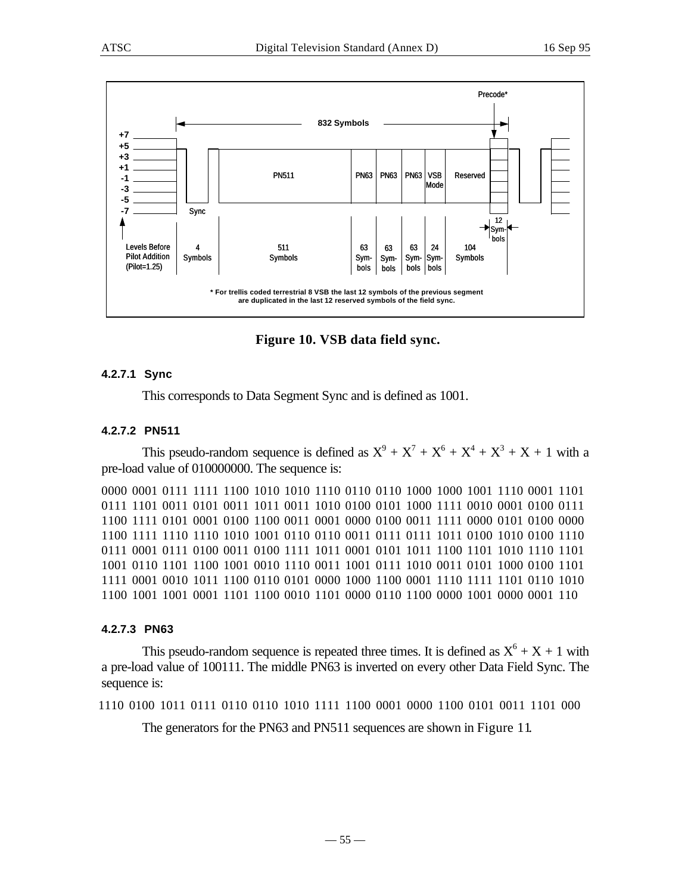Figure 10. VSB data field sync.

#### 4.2.7.1 Sync

This corresponds to Data Segment Sync and is defined as 1001.

#### 4.2.7.2 PN511

This pseudo-random sequence is defined as $X^9 + X^7 + X^6 + X^4 + X^3 + X + 1$ with a pre-load value of 010000000. The sequence is:

0000 0001 0111 1111 1100 1010 1010 1110 0110 0110 1000 1000 1001 1110 0001 1101
0111 1101 0011 0101 0011 1011 0011 1010 0100 0101 1000 1111 0010 0001 0100 0111
1100 1111 0101 0001 0100 1100 0011 0001 0000 0100 0011 1111 0000 0101 0100 0000
1100 1111 1110 1110 1010 1001 0110 0110 0011 0111 0111 1011 0100 1010 0100 1110
0111 0001 0111 0100 0011 0100 1111 1011 0001 0101 1011 1100 1101 1010 1110 1101
1001 0110 1101 1100 1001 0010 1110 0011 1001 0111 1010 0011 0101 1000 0100 1101
1111 0001 0010 1011 1100 0110 0101 0000 1000 1100 0001 1110 1111 1101 0110 1010
1100 1001 1001 0001 1101 1100 0010 1101 0000 0110 1100 0000 1001 0000 0001 110

#### 4.2.7.3 PN63

This pseudo-random sequence is repeated three times. It is defined as $X^6 + X + 1$ with a pre-load value of 100111. The middle PN63 is inverted on every other Data Field Sync. The sequence is:

1110 0100 1011 0111 0110 0110 1010 1111 1100 0001 0000 1100 0101 0011 1101 000

The generators for the PN63 and PN511 sequences are shown in Figure 11.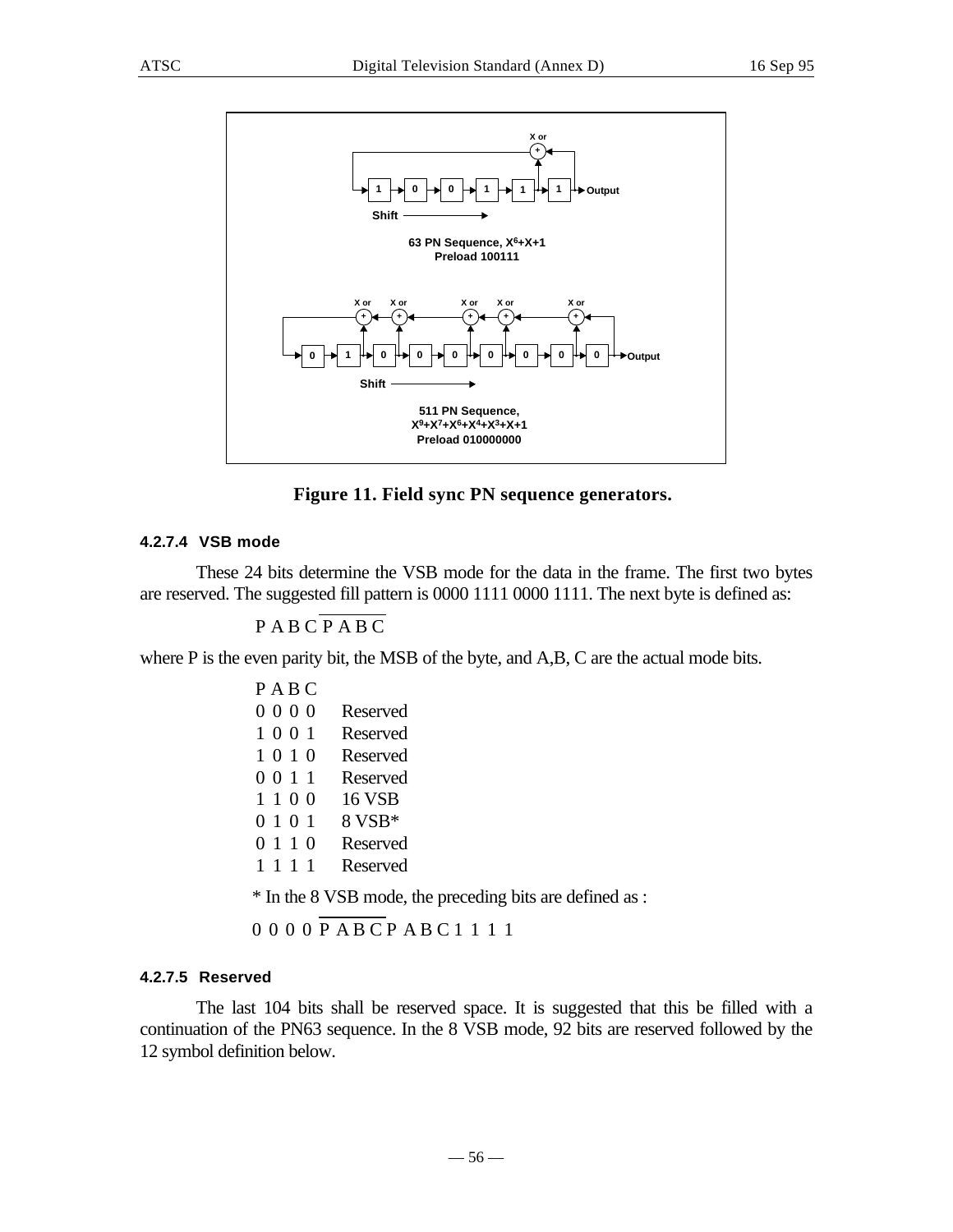63 PN Sequence, $X^6+X+1$
Preload 100111

511 PN Sequence,
$X^9+X^7+X^6+X^4+X^3+X+1$
Preload 010000000

**Figure 11. Field sync PN sequence generators.**

#### 4.2.7.4 VSB mode

These 24 bits determine the VSB mode for the data in the frame. The first two bytes are reserved. The suggested fill pattern is 0000 1111 0000 1111. The next byte is defined as:

$$\mathrm{P\ A\ B\ C\ \overline{P\ A\ B\ C}}$$

where P is the even parity bit, the MSB of the byte, and A,B, C are the actual mode bits.

| P A B C | |
|---|---|
| 0 0 0 0 | Reserved |
| 1 0 0 1 | Reserved |
| 1 0 1 0 | Reserved |
| 0 0 1 1 | Reserved |
| 1 1 0 0 | 16 VSB |
| 0 1 0 1 | 8 VSB* |
| 0 1 1 0 | Reserved |
| 1 1 1 1 | Reserved |

\* In the 8 VSB mode, the preceding bits are defined as :

$$\mathrm{0\ 0\ 0\ 0\ \overline{P\ A\ B\ C}\ P\ A\ B\ C\ 1\ 1\ 1\ 1}$$

#### 4.2.7.5 Reserved

The last 104 bits shall be reserved space. It is suggested that this be filled with a continuation of the PN63 sequence. In the 8 VSB mode, 92 bits are reserved followed by the 12 symbol definition below.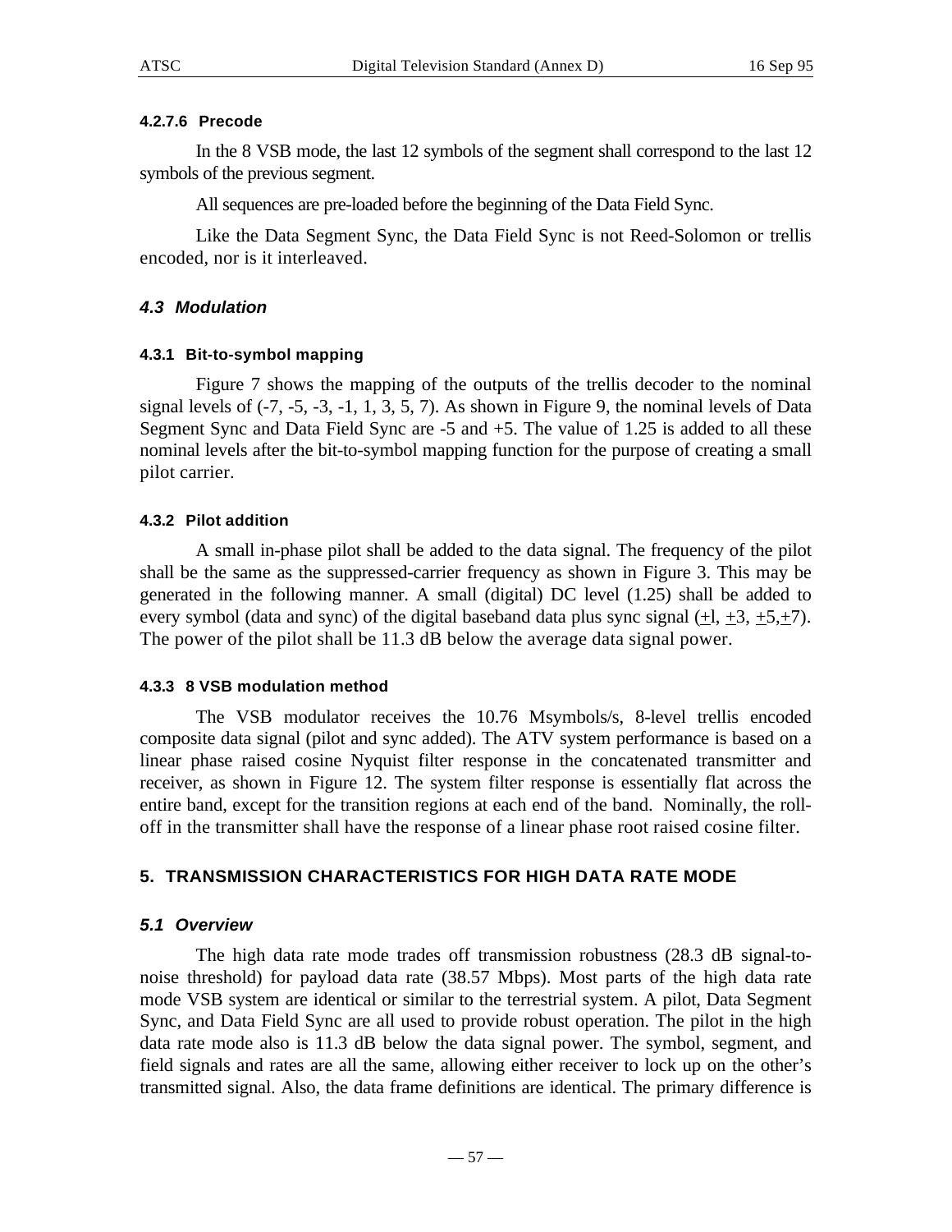#### 4.2.7.6 Precode

In the 8 VSB mode, the last 12 symbols of the segment shall correspond to the last 12 symbols of the previous segment.

All sequences are pre-loaded before the beginning of the Data Field Sync.

Like the Data Segment Sync, the Data Field Sync is not Reed-Solomon or trellis encoded, nor is it interleaved.

### *4.3 Modulation*

#### 4.3.1 Bit-to-symbol mapping

Figure 7 shows the mapping of the outputs of the trellis decoder to the nominal signal levels of (-7, -5, -3, -1, 1, 3, 5, 7). As shown in Figure 9, the nominal levels of Data Segment Sync and Data Field Sync are -5 and +5. The value of 1.25 is added to all these nominal levels after the bit-to-symbol mapping function for the purpose of creating a small pilot carrier.

#### 4.3.2 Pilot addition

A small in-phase pilot shall be added to the data signal. The frequency of the pilot shall be the same as the suppressed-carrier frequency as shown in Figure 3. This may be generated in the following manner. A small (digital) DC level (1.25) shall be added to every symbol (data and sync) of the digital baseband data plus sync signal ($\pm 1$, $\pm 3$, $\pm 5$, $\pm 7$). The power of the pilot shall be 11.3 dB below the average data signal power.

#### 4.3.3 8 VSB modulation method

The VSB modulator receives the 10.76 Msymbols/s, 8-level trellis encoded composite data signal (pilot and sync added). The ATV system performance is based on a linear phase raised cosine Nyquist filter response in the concatenated transmitter and receiver, as shown in Figure 12. The system filter response is essentially flat across the entire band, except for the transition regions at each end of the band. Nominally, the roll-off in the transmitter shall have the response of a linear phase root raised cosine filter.

## 5. TRANSMISSION CHARACTERISTICS FOR HIGH DATA RATE MODE

### *5.1 Overview*

The high data rate mode trades off transmission robustness (28.3 dB signal-to-noise threshold) for payload data rate (38.57 Mbps). Most parts of the high data rate mode VSB system are identical or similar to the terrestrial system. A pilot, Data Segment Sync, and Data Field Sync are all used to provide robust operation. The pilot in the high data rate mode also is 11.3 dB below the data signal power. The symbol, segment, and field signals and rates are all the same, allowing either receiver to lock up on the other's transmitted signal. Also, the data frame definitions are identical. The primary difference is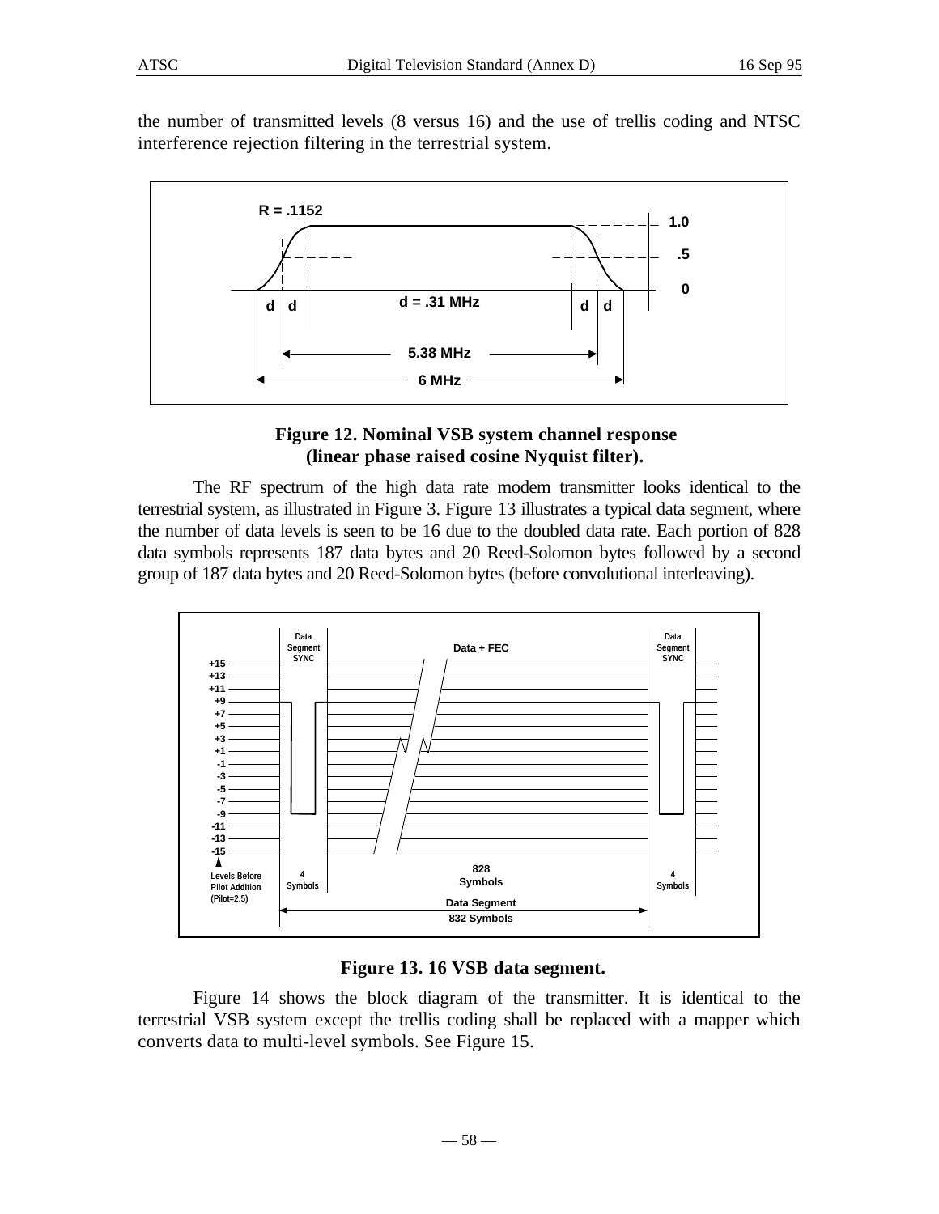the number of transmitted levels (8 versus 16) and the use of trellis coding and NTSC interference rejection filtering in the terrestrial system.

**Figure 12. Nominal VSB system channel response (linear phase raised cosine Nyquist filter).**

The RF spectrum of the high data rate modem transmitter looks identical to the terrestrial system, as illustrated in Figure 3. Figure 13 illustrates a typical data segment, where the number of data levels is seen to be 16 due to the doubled data rate. Each portion of 828 data symbols represents 187 data bytes and 20 Reed-Solomon bytes followed by a second group of 187 data bytes and 20 Reed-Solomon bytes (before convolutional interleaving).

**Figure 13. 16 VSB data segment.**

Figure 14 shows the block diagram of the transmitter. It is identical to the terrestrial VSB system except the trellis coding shall be replaced with a mapper which converts data to multi-level symbols. See Figure 15.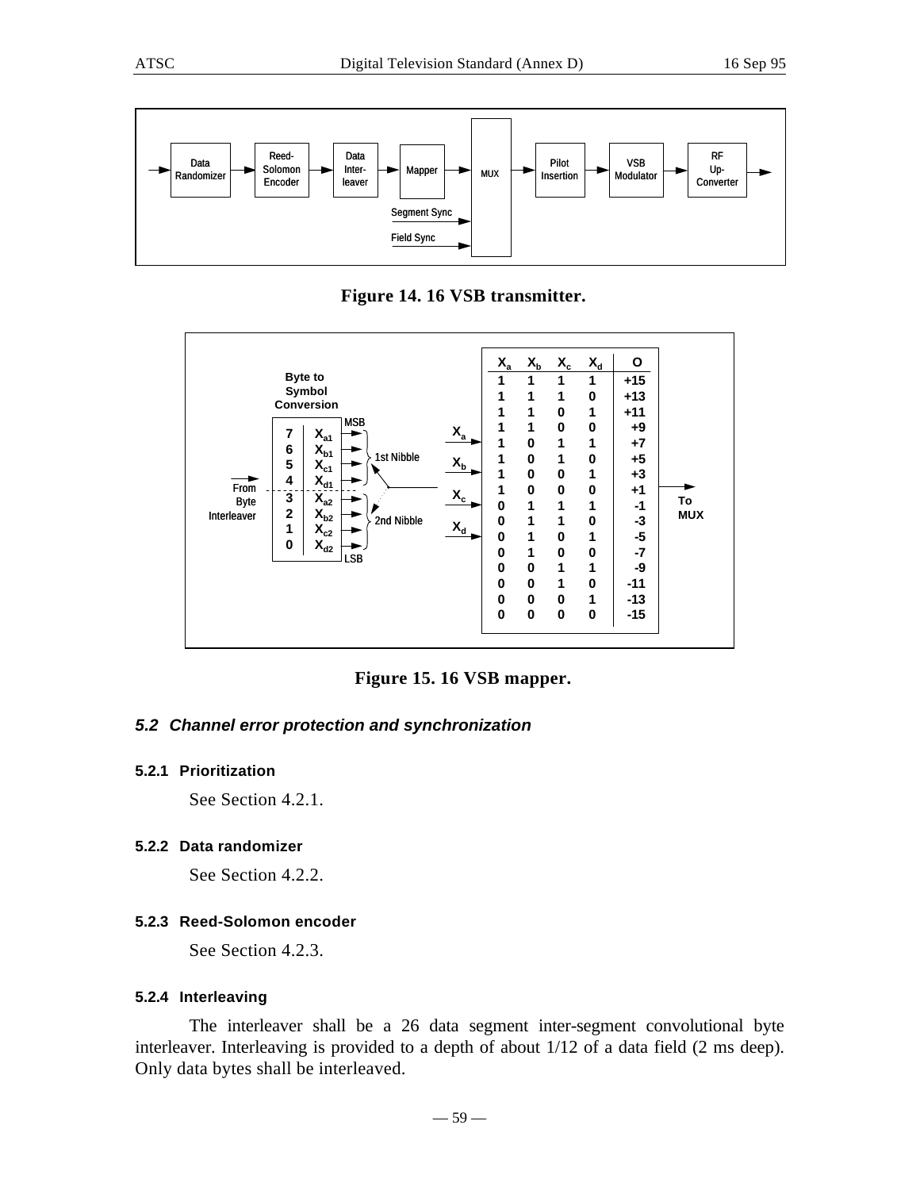**Figure 14. 16 VSB transmitter.**

| $X_a$ | $X_b$ | $X_c$ | $X_d$ | O |
|---|---|---|---|---|
| 1 | 1 | 1 | 1 | +15 |
| 1 | 1 | 1 | 0 | +13 |
| 1 | 1 | 0 | 1 | +11 |
| 1 | 1 | 0 | 0 | +9 |
| 1 | 0 | 1 | 1 | +7 |
| 1 | 0 | 1 | 0 | +5 |
| 1 | 0 | 0 | 1 | +3 |
| 1 | 0 | 0 | 0 | +1 |
| 0 | 1 | 1 | 1 | -1 |
| 0 | 1 | 1 | 0 | -3 |
| 0 | 1 | 0 | 1 | -5 |
| 0 | 1 | 0 | 0 | -7 |
| 0 | 0 | 1 | 1 | -9 |
| 0 | 0 | 1 | 0 | -11 |
| 0 | 0 | 0 | 1 | -13 |
| 0 | 0 | 0 | 0 | -15 |

**Figure 15. 16 VSB mapper.**

### *5.2 Channel error protection and synchronization*

#### 5.2.1 Prioritization

See Section 4.2.1.

#### 5.2.2 Data randomizer

See Section 4.2.2.

#### 5.2.3 Reed-Solomon encoder

See Section 4.2.3.

#### 5.2.4 Interleaving

The interleaver shall be a 26 data segment inter-segment convolutional byte interleaver. Interleaving is provided to a depth of about 1/12 of a data field (2 ms deep). Only data bytes shall be interleaved.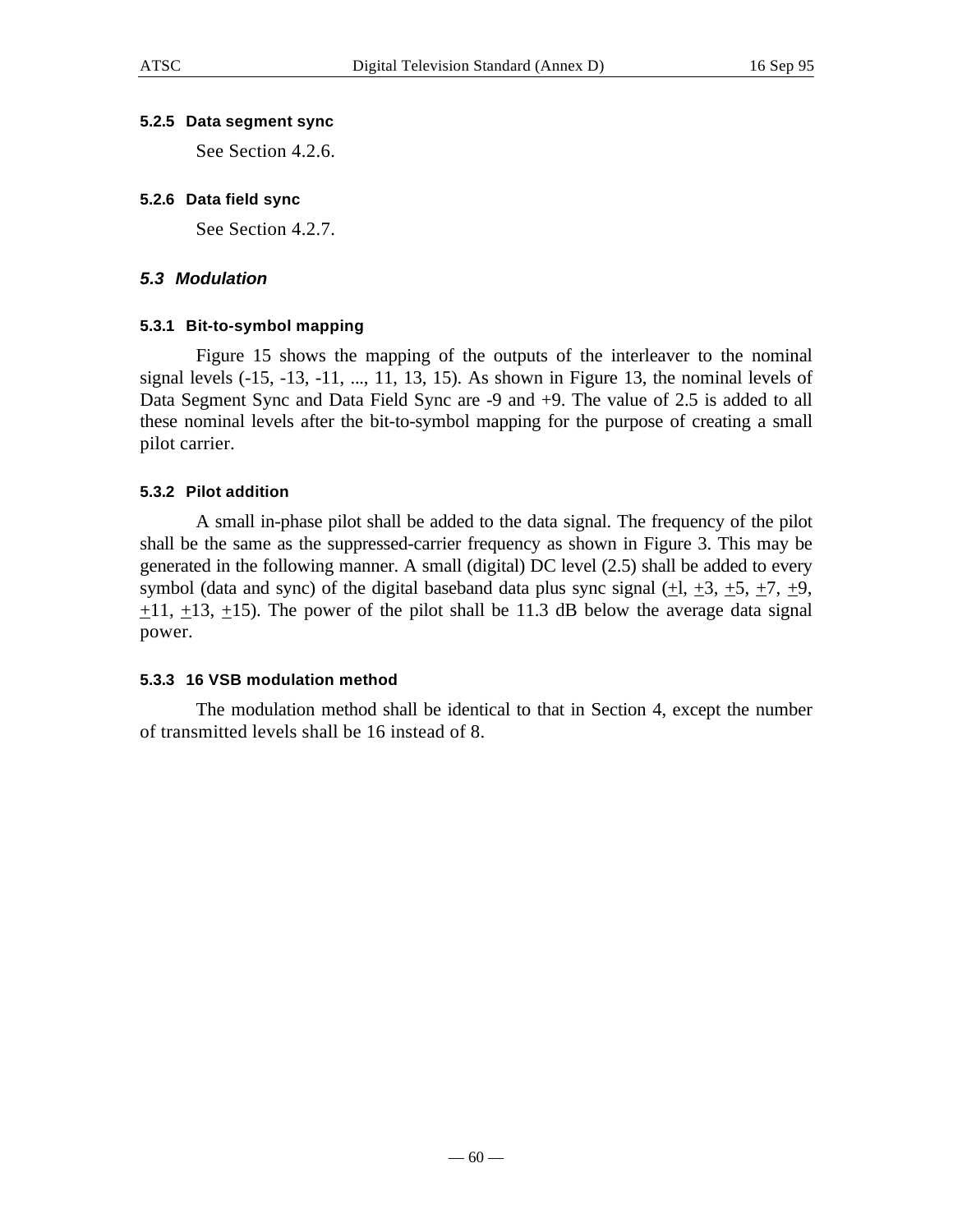#### 5.2.5 Data segment sync

See Section 4.2.6.

#### 5.2.6 Data field sync

See Section 4.2.7.

### *5.3 Modulation*

#### 5.3.1 Bit-to-symbol mapping

Figure 15 shows the mapping of the outputs of the interleaver to the nominal signal levels (-15, -13, -11, ..., 11, 13, 15). As shown in Figure 13, the nominal levels of Data Segment Sync and Data Field Sync are -9 and +9. The value of 2.5 is added to all these nominal levels after the bit-to-symbol mapping for the purpose of creating a small pilot carrier.

#### 5.3.2 Pilot addition

A small in-phase pilot shall be added to the data signal. The frequency of the pilot shall be the same as the suppressed-carrier frequency as shown in Figure 3. This may be generated in the following manner. A small (digital) DC level (2.5) shall be added to every symbol (data and sync) of the digital baseband data plus sync signal ($\pm$l, $\pm$3, $\pm$5, $\pm$7, $\pm$9, $\pm$11, $\pm$13, $\pm$15). The power of the pilot shall be 11.3 dB below the average data signal power.

#### 5.3.3 16 VSB modulation method

The modulation method shall be identical to that in Section 4, except the number of transmitted levels shall be 16 instead of 8.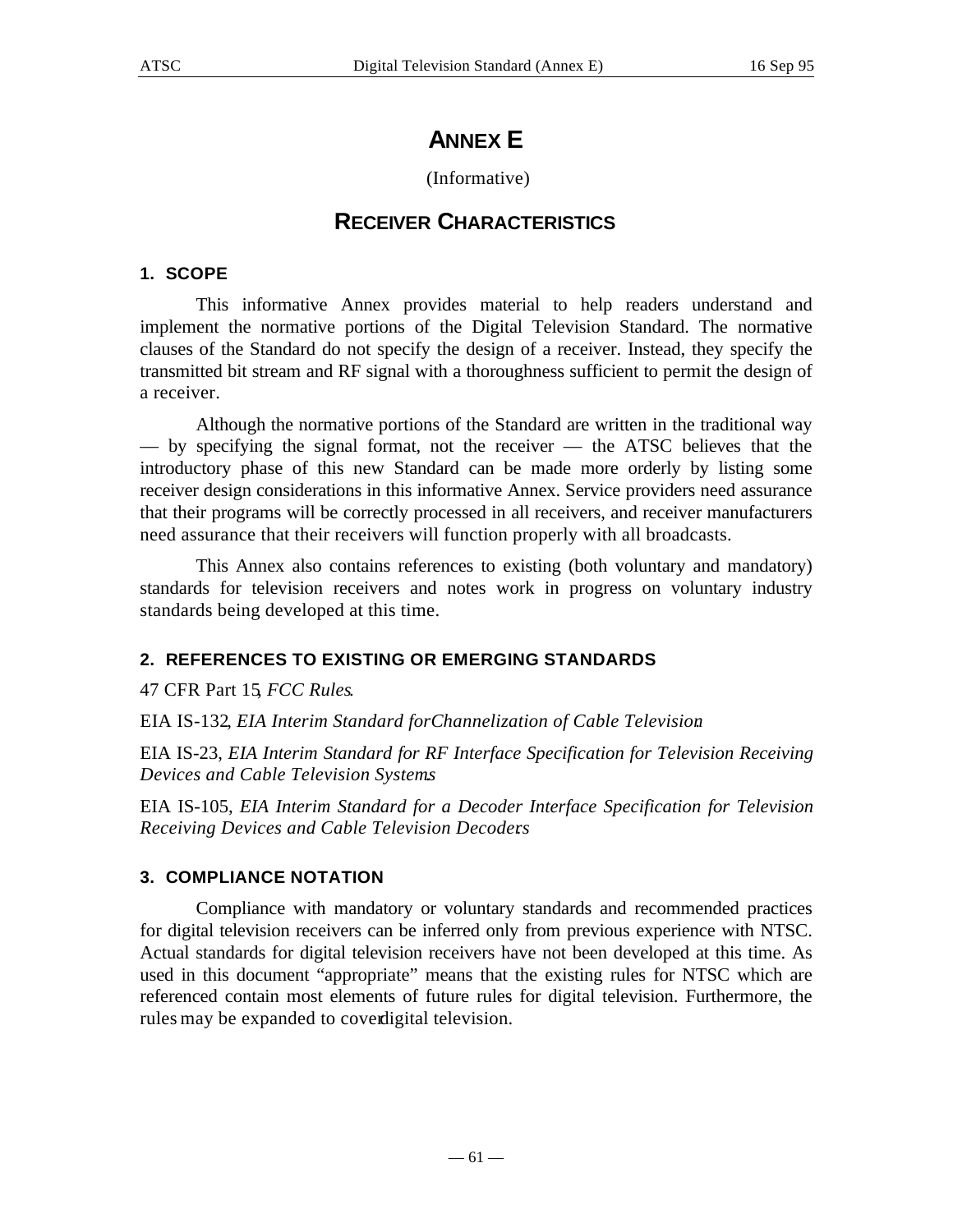# ANNEX E

(Informative)

# RECEIVER CHARACTERISTICS

## 1. SCOPE

This informative Annex provides material to help readers understand and implement the normative portions of the Digital Television Standard. The normative clauses of the Standard do not specify the design of a receiver. Instead, they specify the transmitted bit stream and RF signal with a thoroughness sufficient to permit the design of a receiver.

Although the normative portions of the Standard are written in the traditional way — by specifying the signal format, not the receiver — the ATSC believes that the introductory phase of this new Standard can be made more orderly by listing some receiver design considerations in this informative Annex. Service providers need assurance that their programs will be correctly processed in all receivers, and receiver manufacturers need assurance that their receivers will function properly with all broadcasts.

This Annex also contains references to existing (both voluntary and mandatory) standards for television receivers and notes work in progress on voluntary industry standards being developed at this time.

## 2. REFERENCES TO EXISTING OR EMERGING STANDARDS

47 CFR Part 15, *FCC Rules*.

EIA IS-132, *EIA Interim Standard for Channelization of Cable Television*.

EIA IS-23, *EIA Interim Standard for RF Interface Specification for Television Receiving Devices and Cable Television Systems*.

EIA IS-105, *EIA Interim Standard for a Decoder Interface Specification for Television Receiving Devices and Cable Television Decoders*.

## 3. COMPLIANCE NOTATION

Compliance with mandatory or voluntary standards and recommended practices for digital television receivers can be inferred only from previous experience with NTSC. Actual standards for digital television receivers have not been developed at this time. As used in this document "appropriate" means that the existing rules for NTSC which are referenced contain most elements of future rules for digital television. Furthermore, the rules may be expanded to cover digital television.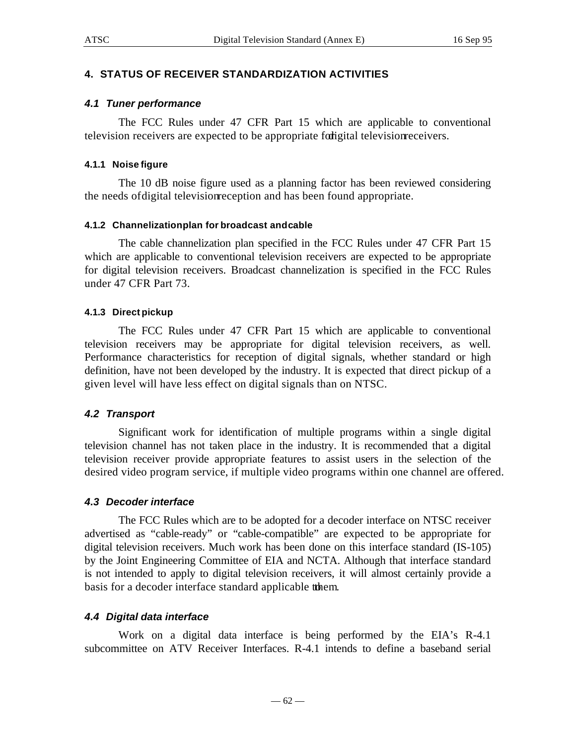## 4. STATUS OF RECEIVER STANDARDIZATION ACTIVITIES

### *4.1 Tuner performance*

The FCC Rules under 47 CFR Part 15 which are applicable to conventional television receivers are expected to be appropriate for digital television receivers.

#### 4.1.1 Noise figure

The 10 dB noise figure used as a planning factor has been reviewed considering the needs of digital television reception and has been found appropriate.

#### 4.1.2 Channelization plan for broadcast and cable

The cable channelization plan specified in the FCC Rules under 47 CFR Part 15 which are applicable to conventional television receivers are expected to be appropriate for digital television receivers. Broadcast channelization is specified in the FCC Rules under 47 CFR Part 73.

#### 4.1.3 Direct pickup

The FCC Rules under 47 CFR Part 15 which are applicable to conventional television receivers may be appropriate for digital television receivers, as well. Performance characteristics for reception of digital signals, whether standard or high definition, have not been developed by the industry. It is expected that direct pickup of a given level will have less effect on digital signals than on NTSC.

### *4.2 Transport*

Significant work for identification of multiple programs within a single digital television channel has not taken place in the industry. It is recommended that a digital television receiver provide appropriate features to assist users in the selection of the desired video program service, if multiple video programs within one channel are offered.

### *4.3 Decoder interface*

The FCC Rules which are to be adopted for a decoder interface on NTSC receiver advertised as "cable-ready" or "cable-compatible" are expected to be appropriate for digital television receivers. Much work has been done on this interface standard (IS-105) by the Joint Engineering Committee of EIA and NCTA. Although that interface standard is not intended to apply to digital television receivers, it will almost certainly provide a basis for a decoder interface standard applicable to them.

### *4.4 Digital data interface*

Work on a digital data interface is being performed by the EIA's R-4.1 subcommittee on ATV Receiver Interfaces. R-4.1 intends to define a baseband serial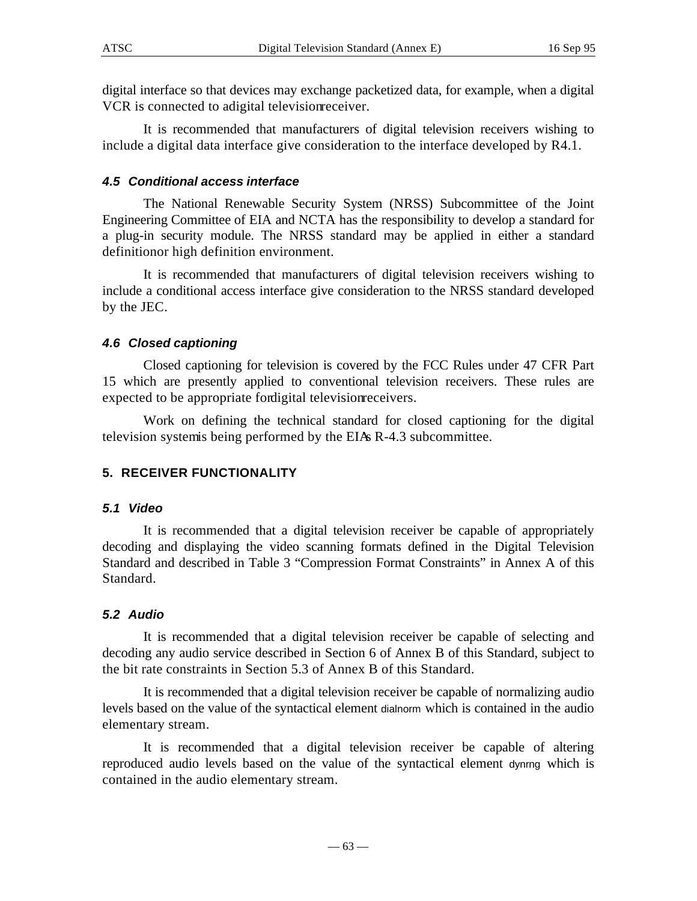digital interface so that devices may exchange packetized data, for example, when a digital VCR is connected to a digital television receiver.

It is recommended that manufacturers of digital television receivers wishing to include a digital data interface give consideration to the interface developed by R4.1.

### *4.5 Conditional access interface*

The National Renewable Security System (NRSS) Subcommittee of the Joint Engineering Committee of EIA and NCTA has the responsibility to develop a standard for a plug-in security module. The NRSS standard may be applied in either a standard definition or high definition environment.

It is recommended that manufacturers of digital television receivers wishing to include a conditional access interface give consideration to the NRSS standard developed by the JEC.

### *4.6 Closed captioning*

Closed captioning for television is covered by the FCC Rules under 47 CFR Part 15 which are presently applied to conventional television receivers. These rules are expected to be appropriate for digital television receivers.

Work on defining the technical standard for closed captioning for the digital television system is being performed by the EIA's R-4.3 subcommittee.

## 5. RECEIVER FUNCTIONALITY

### *5.1 Video*

It is recommended that a digital television receiver be capable of appropriately decoding and displaying the video scanning formats defined in the Digital Television Standard and described in Table 3 "Compression Format Constraints" in Annex A of this Standard.

### *5.2 Audio*

It is recommended that a digital television receiver be capable of selecting and decoding any audio service described in Section 6 of Annex B of this Standard, subject to the bit rate constraints in Section 5.3 of Annex B of this Standard.

It is recommended that a digital television receiver be capable of normalizing audio levels based on the value of the syntactical element dialnorm which is contained in the audio elementary stream.

It is recommended that a digital television receiver be capable of altering reproduced audio levels based on the value of the syntactical element dynrng which is contained in the audio elementary stream.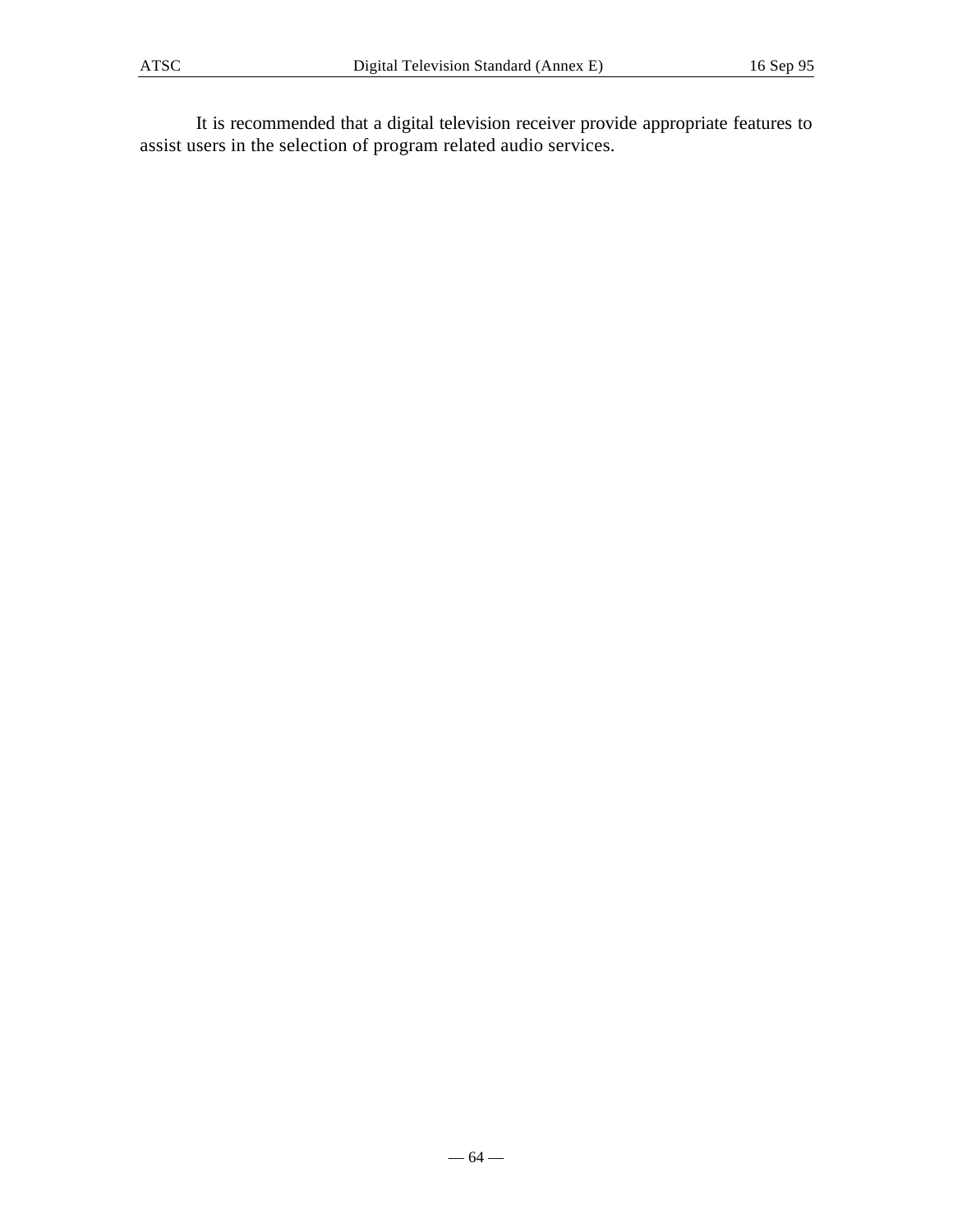It is recommended that a digital television receiver provide appropriate features to assist users in the selection of program related audio services.